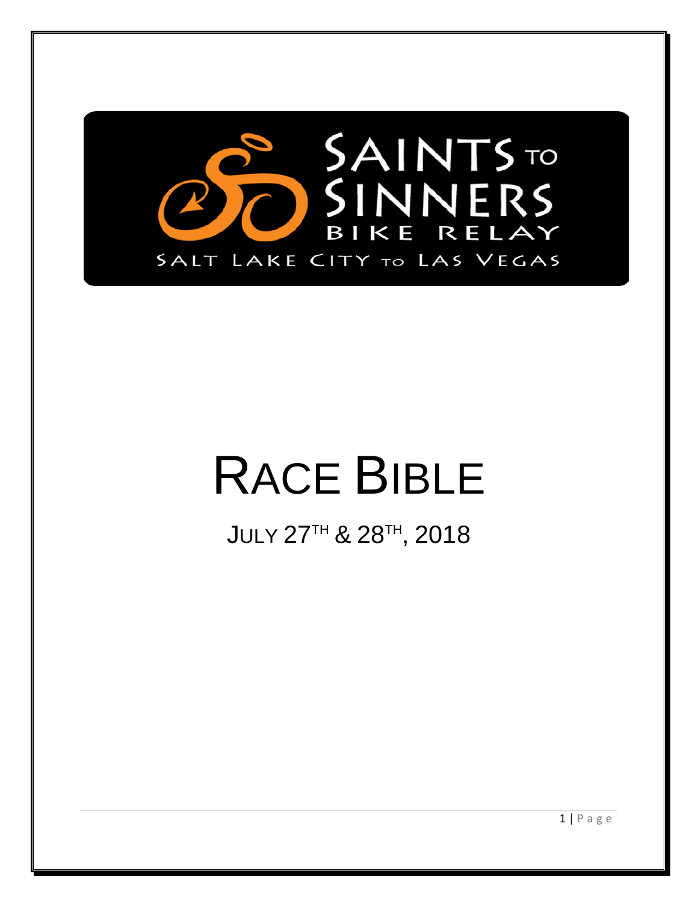SAINTS TO SINNERS

BIKE RELAY

SALT LAKE CITY TO LAS VEGAS

# RACE BIBLE

## JULY 27TH & 28TH, 2018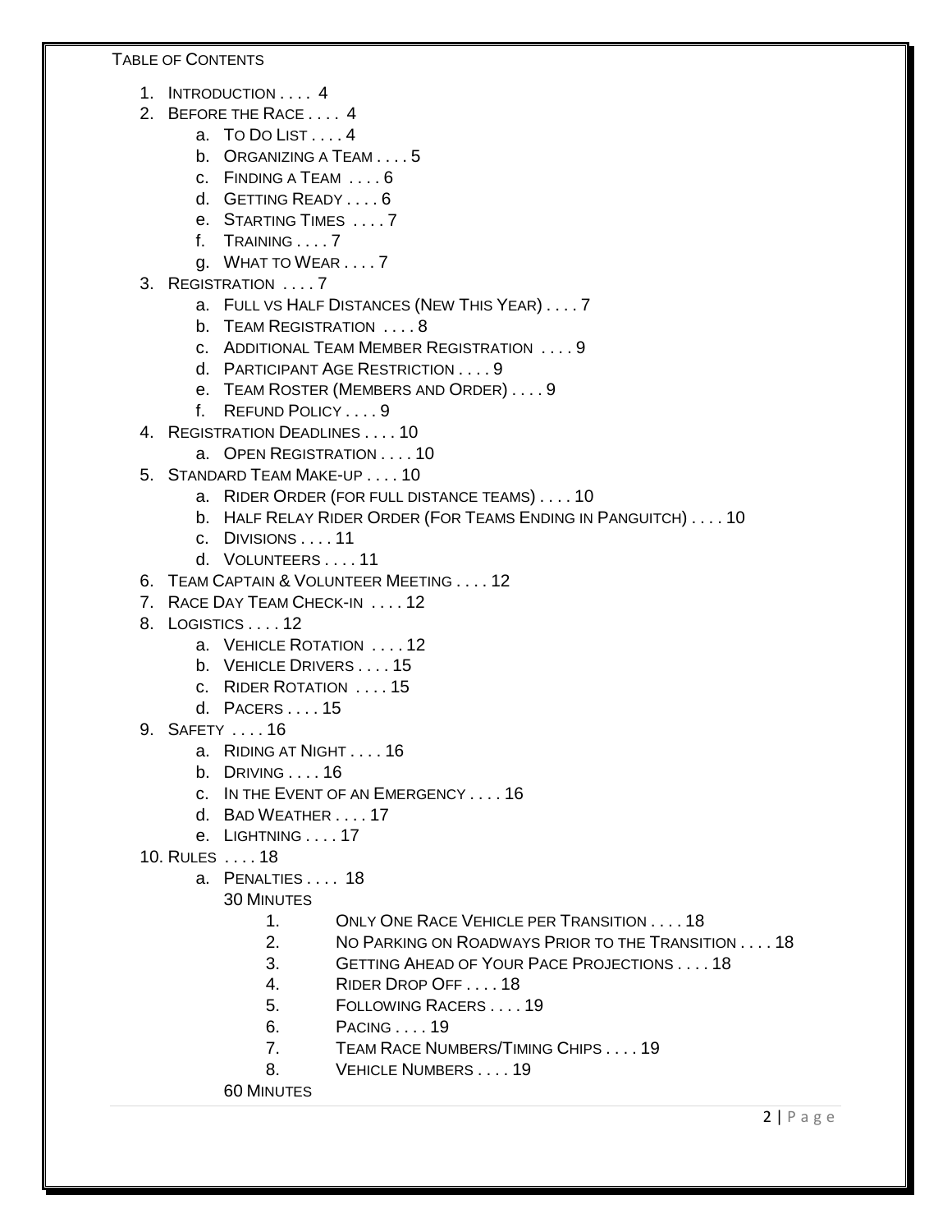TABLE OF CONTENTS

1. INTRODUCTION . . . . 4
2. BEFORE THE RACE . . . . 4
    a. TO DO LIST . . . . 4
    b. ORGANIZING A TEAM . . . . 5
    c. FINDING A TEAM . . . . 6
    d. GETTING READY . . . . 6
    e. STARTING TIMES . . . . 7
    f. TRAINING . . . . 7
    g. WHAT TO WEAR . . . . 7
3. REGISTRATION . . . . 7
    a. FULL VS HALF DISTANCES (NEW THIS YEAR) . . . . 7
    b. TEAM REGISTRATION . . . . 8
    c. ADDITIONAL TEAM MEMBER REGISTRATION . . . . 9
    d. PARTICIPANT AGE RESTRICTION . . . . 9
    e. TEAM ROSTER (MEMBERS AND ORDER) . . . . 9
    f. REFUND POLICY . . . . 9
4. REGISTRATION DEADLINES . . . . 10
    a. OPEN REGISTRATION . . . . 10
5. STANDARD TEAM MAKE-UP . . . . 10
    a. RIDER ORDER (FOR FULL DISTANCE TEAMS) . . . . 10
    b. HALF RELAY RIDER ORDER (FOR TEAMS ENDING IN PANGUITCH) . . . . 10
    c. DIVISIONS . . . . 11
    d. VOLUNTEERS . . . . 11
6. TEAM CAPTAIN & VOLUNTEER MEETING . . . . 12
7. RACE DAY TEAM CHECK-IN . . . . 12
8. LOGISTICS . . . . 12
    a. VEHICLE ROTATION . . . . 12
    b. VEHICLE DRIVERS . . . . 15
    c. RIDER ROTATION . . . . 15
    d. PACERS . . . . 15
9. SAFETY . . . . 16
    a. RIDING AT NIGHT . . . . 16
    b. DRIVING . . . . 16
    c. IN THE EVENT OF AN EMERGENCY . . . . 16
    d. BAD WEATHER . . . . 17
    e. LIGHTNING . . . . 17
10. RULES . . . . 18
    a. PENALTIES . . . . 18

        30 MINUTES

        1. ONLY ONE RACE VEHICLE PER TRANSITION . . . . 18
        2. NO PARKING ON ROADWAYS PRIOR TO THE TRANSITION . . . . 18
        3. GETTING AHEAD OF YOUR PACE PROJECTIONS . . . . 18
        4. RIDER DROP OFF . . . . 18
        5. FOLLOWING RACERS . . . . 19
        6. PACING . . . . 19
        7. TEAM RACE NUMBERS/TIMING CHIPS . . . . 19
        8. VEHICLE NUMBERS . . . . 19

        60 MINUTES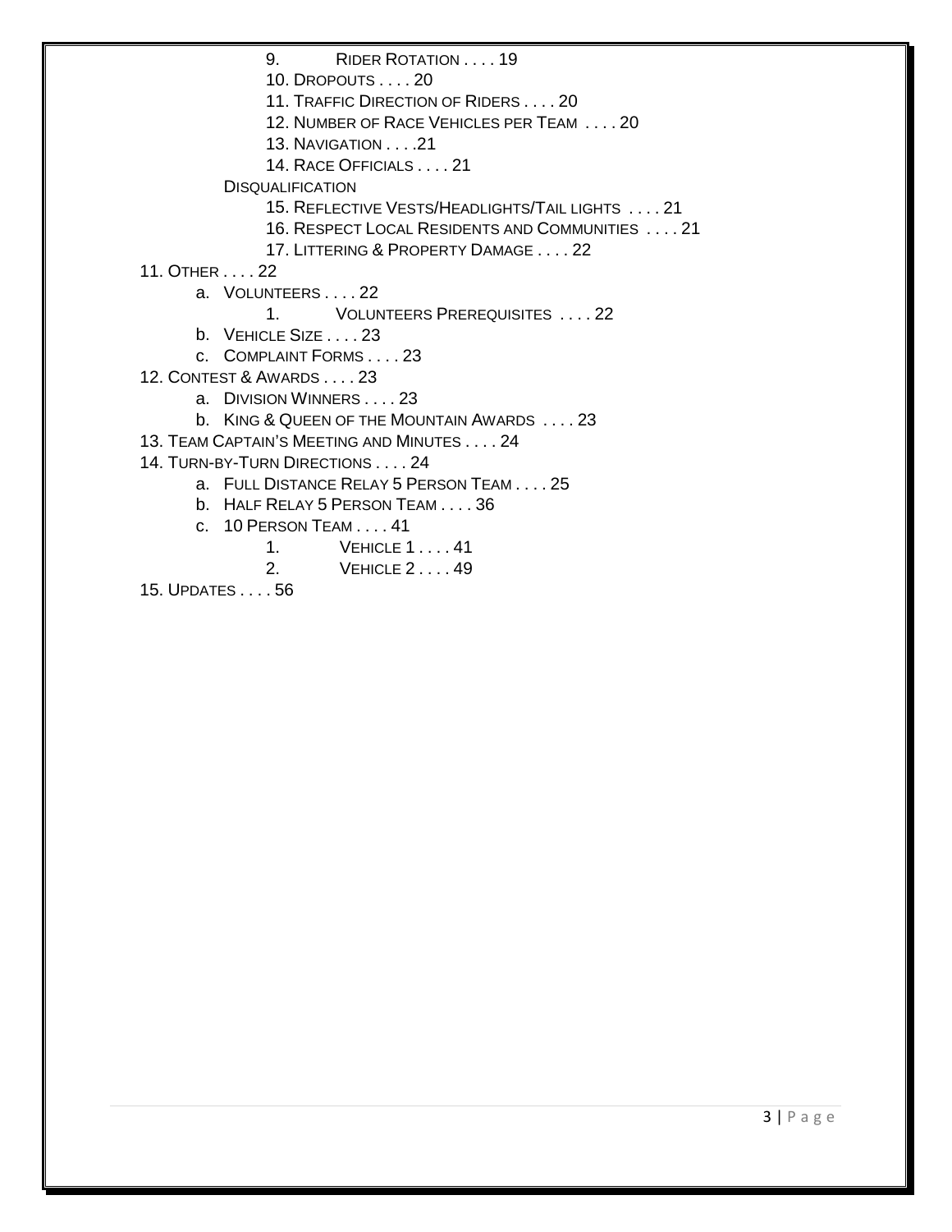- 9. Rider Rotation . . . . 19
- 10. Dropouts . . . . 20
- 11. Traffic Direction of Riders . . . . 20
- 12. Number of Race Vehicles per Team . . . . 20
- 13. Navigation . . . .21
- 14. Race Officials . . . . 21

Disqualification

- 15. Reflective Vests/Headlights/Tail lights . . . . 21
- 16. Respect Local Residents and Communities . . . . 21
- 17. Littering & Property Damage . . . . 22

11. Other . . . . 22
   - a. Volunteers . . . . 22
     - 1. Volunteers Prerequisites . . . . 22
   - b. Vehicle Size . . . . 23
   - c. Complaint Forms . . . . 23

12. Contest & Awards . . . . 23
   - a. Division Winners . . . . 23
   - b. King & Queen of the Mountain Awards . . . . 23

13. Team Captain's Meeting and Minutes . . . . 24

14. Turn-by-Turn Directions . . . . 24
   - a. Full Distance Relay 5 Person Team . . . . 25
   - b. Half Relay 5 Person Team . . . . 36
   - c. 10 Person Team . . . . 41
     - 1. Vehicle 1 . . . . 41
     - 2. Vehicle 2 . . . . 49

15. Updates . . . . 56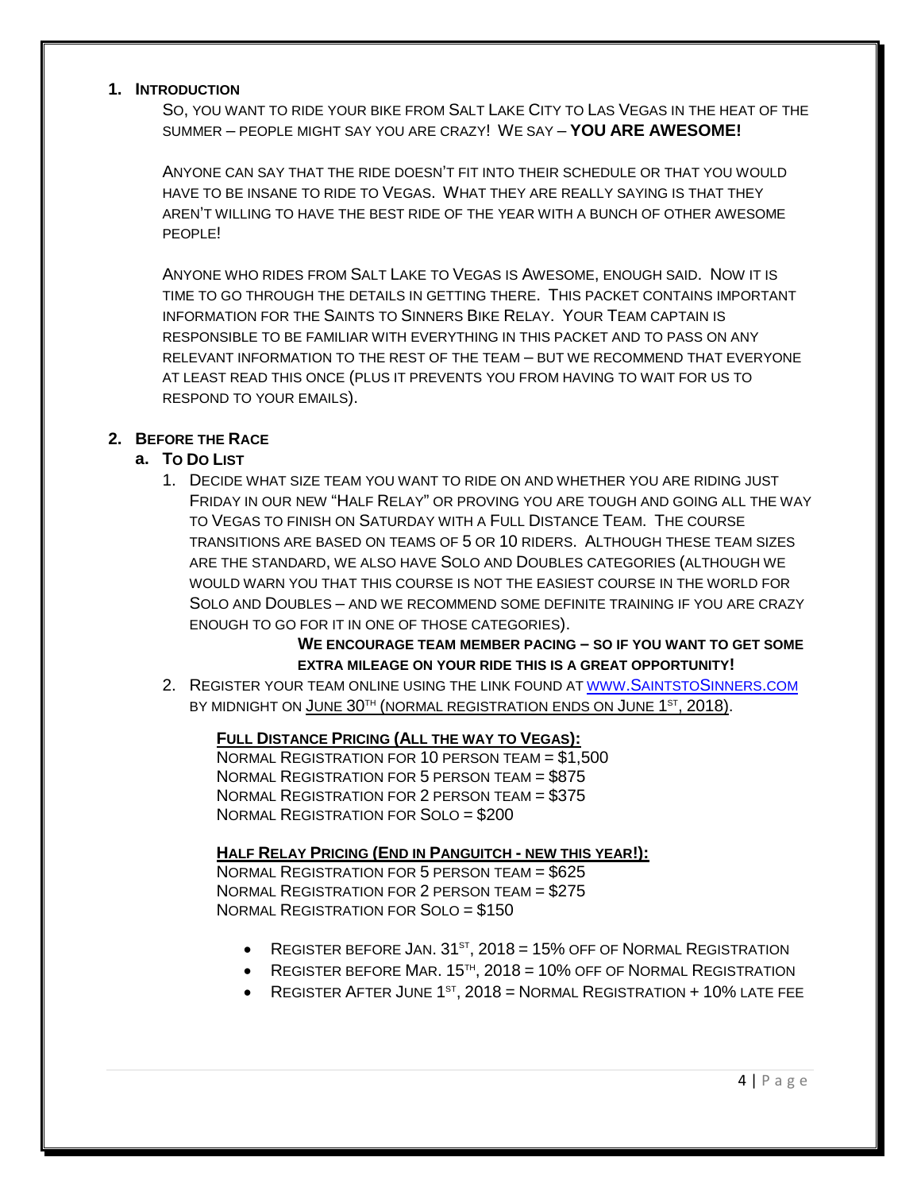## 1. Introduction

So, you want to ride your bike from Salt Lake City to Las Vegas in the heat of the summer – people might say you are crazy! We say – **YOU ARE AWESOME!**

Anyone can say that the ride doesn't fit into their schedule or that you would have to be insane to ride to Vegas. What they are really saying is that they aren't willing to have the best ride of the year with a bunch of other awesome people!

Anyone who rides from Salt Lake to Vegas is Awesome, enough said. Now it is time to go through the details in getting there. This packet contains important information for the Saints to Sinners Bike Relay. Your Team Captain is responsible to be familiar with everything in this packet and to pass on any relevant information to the rest of the team – but we recommend that everyone at least read this once (plus it prevents you from having to wait for us to respond to your emails).

## 2. Before the Race

### a. To Do List

1. Decide what size team you want to ride on and whether you are riding just Friday in our new "Half Relay" or proving you are tough and going all the way to Vegas to finish on Saturday with a Full Distance Team. The course transitions are based on teams of 5 or 10 riders. Although these team sizes are the standard, we also have Solo and Doubles categories (although we would warn you that this course is not the easiest course in the world for Solo and Doubles – and we recommend some definite training if you are crazy enough to go for it in one of those categories).

   **We encourage team member pacing – so if you want to get some extra mileage on your ride this is a great opportunity!**

2. Register your team online using the link found at www.SaintstoSinners.com by midnight on June 30th (normal registration ends on June 1st, 2018).

   **Full Distance Pricing (All the way to Vegas):**
   Normal Registration for 10 person team = $1,500
   Normal Registration for 5 person team = $875
   Normal Registration for 2 person team = $375
   Normal Registration for Solo = $200

   **Half Relay Pricing (End in Panguitch - new this year!):**
   Normal Registration for 5 person team = $625
   Normal Registration for 2 person team = $275
   Normal Registration for Solo = $150

   - Register before Jan. 31st, 2018 = 15% off of Normal Registration
   - Register before Mar. 15th, 2018 = 10% off of Normal Registration
   - Register After June 1st, 2018 = Normal Registration + 10% late fee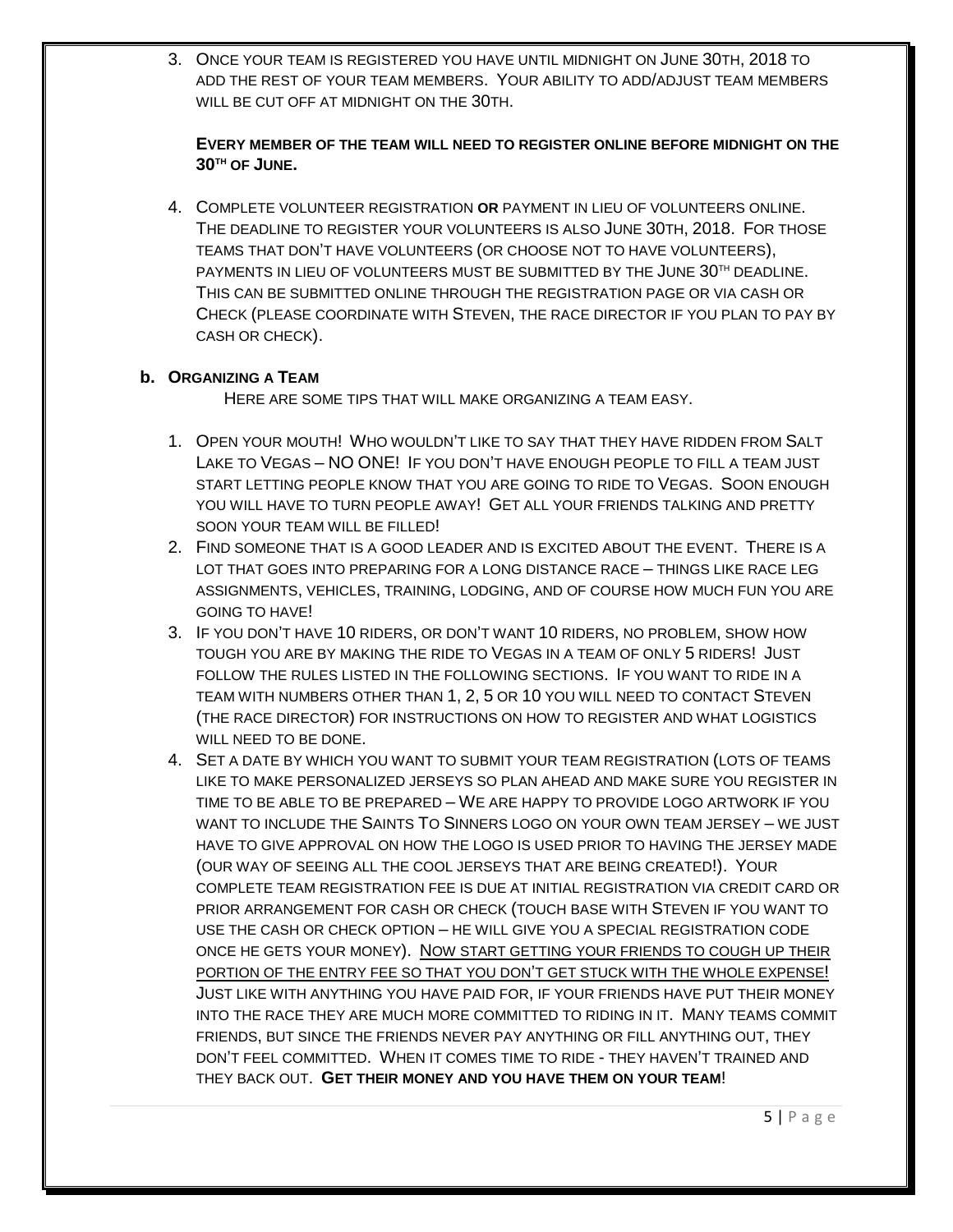3. Once your team is registered you have until midnight on June 30th, 2018 to add the rest of your team members. Your ability to add/adjust team members will be cut off at midnight on the 30th.

   **Every member of the team will need to register online before midnight on the 30th of June.**

4. Complete volunteer registration **or** payment in lieu of volunteers online. The deadline to register your volunteers is also June 30th, 2018. For those teams that don't have volunteers (or choose not to have volunteers), payments in lieu of volunteers must be submitted by the June 30th deadline. This can be submitted online through the registration page or via cash or check (please coordinate with Steven, the race director if you plan to pay by cash or check).

**b. Organizing a Team**

Here are some tips that will make organizing a team easy.

1. Open your mouth! Who wouldn't like to say that they have ridden from Salt Lake to Vegas – NO ONE! If you don't have enough people to fill a team just start letting people know that you are going to ride to Vegas. Soon enough you will have to turn people away! Get all your friends talking and pretty soon your team will be filled!
2. Find someone that is a good leader and is excited about the event. There is a lot that goes into preparing for a long distance race – things like race leg assignments, vehicles, training, lodging, and of course how much fun you are going to have!
3. If you don't have 10 riders, or don't want 10 riders, no problem, show how tough you are by making the ride to Vegas in a team of only 5 riders! Just follow the rules listed in the following sections. If you want to ride in a team with numbers other than 1, 2, 5 or 10 you will need to contact Steven (the race director) for instructions on how to register and what logistics will need to be done.
4. Set a date by which you want to submit your team registration (lots of teams like to make personalized jerseys so plan ahead and make sure you register in time to be able to be prepared – We are happy to provide logo artwork if you want to include the Saints To Sinners logo on your own team jersey – we just have to give approval on how the logo is used prior to having the jersey made (our way of seeing all the cool jerseys that are being created!). Your complete team registration fee is due at initial registration via credit card or prior arrangement for cash or check (touch base with Steven if you want to use the cash or check option – he will give you a special registration code once he gets your money). <u>Now start getting your friends to cough up their portion of the entry fee so that you don't get stuck with the whole expense!</u> Just like with anything you have paid for, if your friends have put their money into the race they are much more committed to riding in it. Many teams commit friends, but since the friends never pay anything or fill anything out, they don't feel committed. When it comes time to ride - they haven't trained and they back out. **Get their money and you have them on your team**!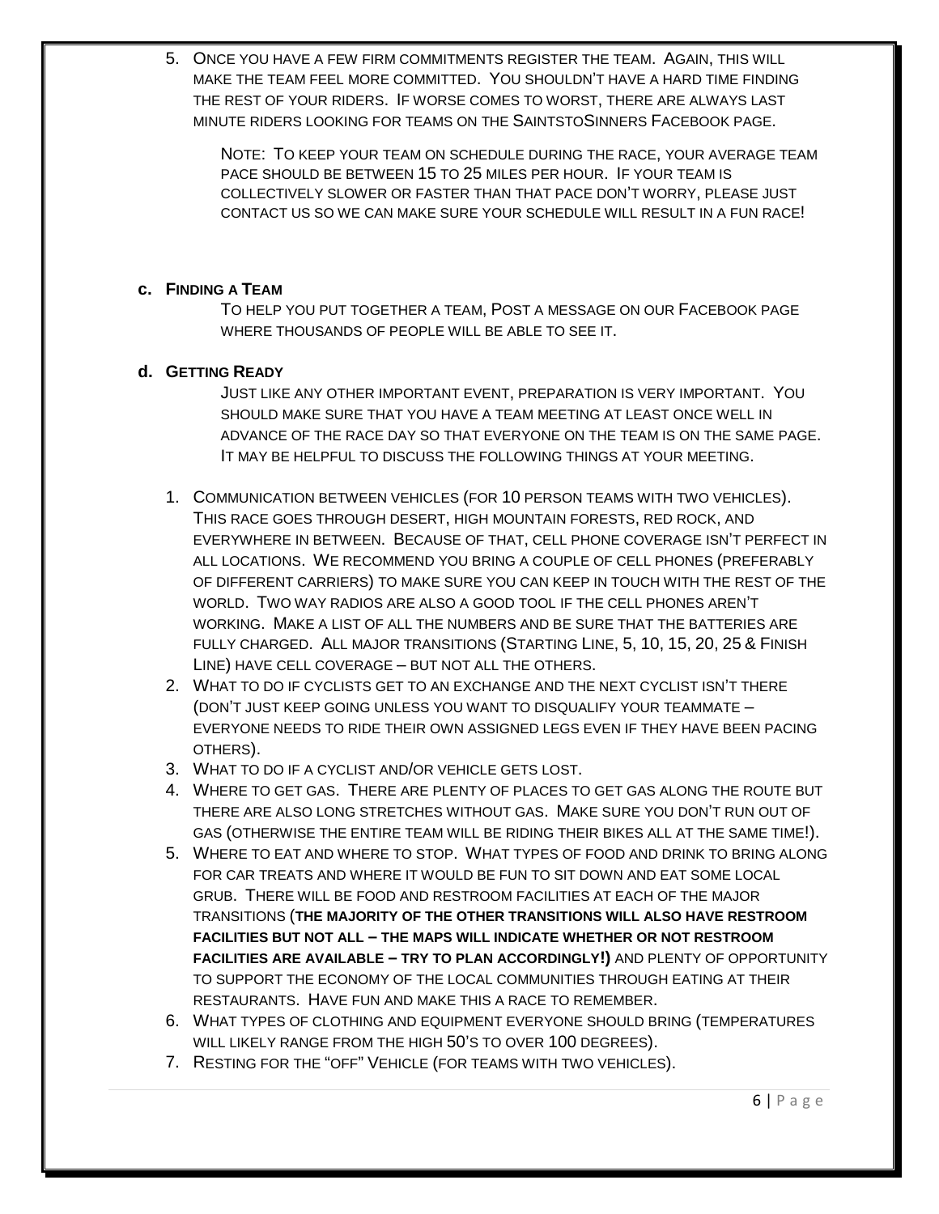5. Once you have a few firm commitments register the team. Again, this will make the team feel more committed. You shouldn't have a hard time finding the rest of your riders. If worse comes to worst, there are always last minute riders looking for teams on the SaintstoSinners Facebook page.

   Note: To keep your team on schedule during the race, your average team pace should be between 15 to 25 miles per hour. If your team is collectively slower or faster than that pace don't worry, please just contact us so we can make sure your schedule will result in a fun race!

### c. Finding a Team

To help you put together a team, Post a message on our Facebook page where thousands of people will be able to see it.

### d. Getting Ready

Just like any other important event, preparation is very important. You should make sure that you have a team meeting at least once well in advance of the race day so that everyone on the team is on the same page. It may be helpful to discuss the following things at your meeting.

1. Communication between vehicles (for 10 person teams with two vehicles). This race goes through desert, high mountain forests, red rock, and everywhere in between. Because of that, cell phone coverage isn't perfect in all locations. We recommend you bring a couple of cell phones (preferably of different carriers) to make sure you can keep in touch with the rest of the world. Two way radios are also a good tool if the cell phones aren't working. Make a list of all the numbers and be sure that the batteries are fully charged. All major transitions (Starting Line, 5, 10, 15, 20, 25 & Finish Line) have cell coverage – but not all the others.
2. What to do if cyclists get to an exchange and the next cyclist isn't there (don't just keep going unless you want to disqualify your teammate – everyone needs to ride their own assigned legs even if they have been pacing others).
3. What to do if a cyclist and/or vehicle gets lost.
4. Where to get gas. There are plenty of places to get gas along the route but there are also long stretches without gas. Make sure you don't run out of gas (otherwise the entire team will be riding their bikes all at the same time!).
5. Where to eat and where to stop. What types of food and drink to bring along for car treats and where it would be fun to sit down and eat some local grub. There will be food and restroom facilities at each of the major transitions (**the majority of the other transitions will also have restroom facilities but not all – the maps will indicate whether or not restroom facilities are available – try to plan accordingly!)** and plenty of opportunity to support the economy of the local communities through eating at their restaurants. Have fun and make this a race to remember.
6. What types of clothing and equipment everyone should bring (temperatures will likely range from the high 50's to over 100 degrees).
7. Resting for the "off" Vehicle (for teams with two vehicles).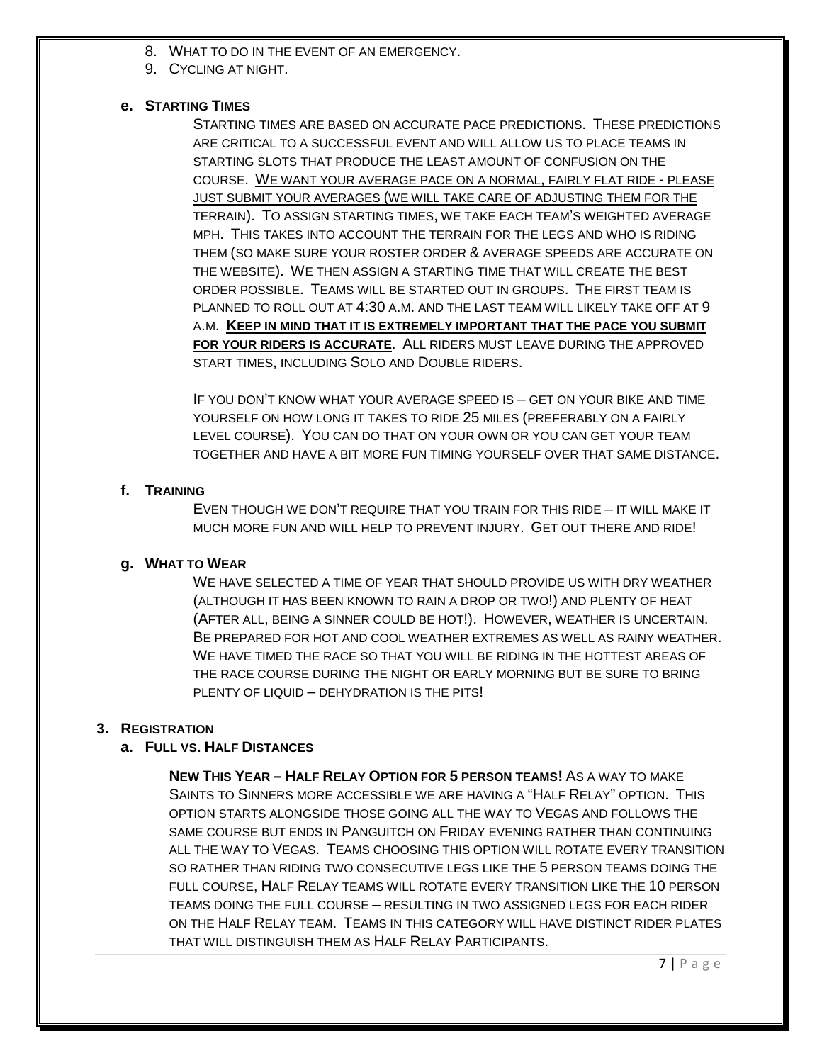8. What to do in the event of an emergency.
9. Cycling at night.

### e. Starting Times

Starting times are based on accurate pace predictions. These predictions are critical to a successful event and will allow us to place teams in starting slots that produce the least amount of confusion on the course. <u>We want your average pace on a normal, fairly flat ride - please just submit your averages (we will take care of adjusting them for the terrain).</u> To assign starting times, we take each team's weighted average mph. This takes into account the terrain for the legs and who is riding them (so make sure your roster order & average speeds are accurate on the website). We then assign a starting time that will create the best order possible. Teams will be started out in groups. The first team is planned to roll out at 4:30 a.m. and the last team will likely take off at 9 a.m. **<u>Keep in mind that it is extremely important that the pace you submit for your riders is accurate</u>**. All riders must leave during the approved start times, including Solo and Double riders.

If you don't know what your average speed is – get on your bike and time yourself on how long it takes to ride 25 miles (preferably on a fairly level course). You can do that on your own or you can get your team together and have a bit more fun timing yourself over that same distance.

### f. Training

Even though we don't require that you train for this ride – it will make it much more fun and will help to prevent injury. Get out there and ride!

### g. What to Wear

We have selected a time of year that should provide us with dry weather (although it has been known to rain a drop or two!) and plenty of heat (After all, being a sinner could be hot!). However, weather is uncertain. Be prepared for hot and cool weather extremes as well as rainy weather. We have timed the race so that you will be riding in the hottest areas of the race course during the night or early morning but be sure to bring plenty of liquid – dehydration is the pits!

## 3. Registration

### a. Full vs. Half Distances

**New This Year – Half Relay Option for 5 person teams!** As a way to make Saints to Sinners more accessible we are having a "Half Relay" option. This option starts alongside those going all the way to Vegas and follows the same course but ends in Panguitch on Friday evening rather than continuing all the way to Vegas. Teams choosing this option will rotate every transition so rather than riding two consecutive legs like the 5 person teams doing the full course, Half Relay teams will rotate every transition like the 10 person teams doing the full course – resulting in two assigned legs for each rider on the Half Relay team. Teams in this category will have distinct rider plates that will distinguish them as Half Relay Participants.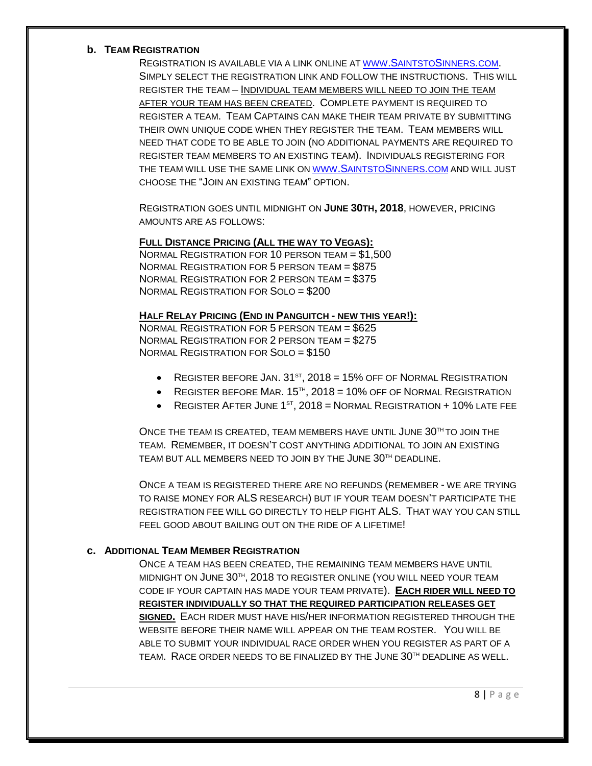**b. Team Registration**

Registration is available via a link online at [www.SaintstoSinners.com](http://www.SaintstoSinners.com). Simply select the registration link and follow the instructions. This will register the team – Individual team members will need to join the team after your team has been created. Complete payment is required to register a team. Team Captains can make their team private by submitting their own unique code when they register the team. Team members will need that code to be able to join (no additional payments are required to register team members to an existing team). Individuals registering for the team will use the same link on [www.SaintstoSinners.com](http://www.SaintstoSinners.com) and will just choose the "Join an existing team" option.

Registration goes until midnight on **June 30th, 2018**, however, pricing amounts are as follows:

**Full Distance Pricing (All the way to Vegas):**

Normal Registration for 10 person team = $1,500
Normal Registration for 5 person team = $875
Normal Registration for 2 person team = $375
Normal Registration for Solo = $200

**Half Relay Pricing (End in Panguitch - new this year!):**

Normal Registration for 5 person team = $625
Normal Registration for 2 person team = $275
Normal Registration for Solo = $150

- Register before Jan. 31st, 2018 = 15% off of Normal Registration
- Register before Mar. 15th, 2018 = 10% off of Normal Registration
- Register After June 1st, 2018 = Normal Registration + 10% late fee

Once the team is created, team members have until June 30th to join the team. Remember, it doesn't cost anything additional to join an existing team but all members need to join by the June 30th deadline.

Once a team is registered there are no refunds (remember - we are trying to raise money for ALS research) but if your team doesn't participate the registration fee will go directly to help fight ALS. That way you can still feel good about bailing out on the ride of a lifetime!

**c. Additional Team Member Registration**

Once a team has been created, the remaining team members have until midnight on June 30th, 2018 to register online (you will need your team code if your captain has made your team private). **Each rider will need to register individually so that the required participation releases get signed.** Each rider must have his/her information registered through the website before their name will appear on the team roster. You will be able to submit your individual race order when you register as part of a team. Race order needs to be finalized by the June 30th deadline as well.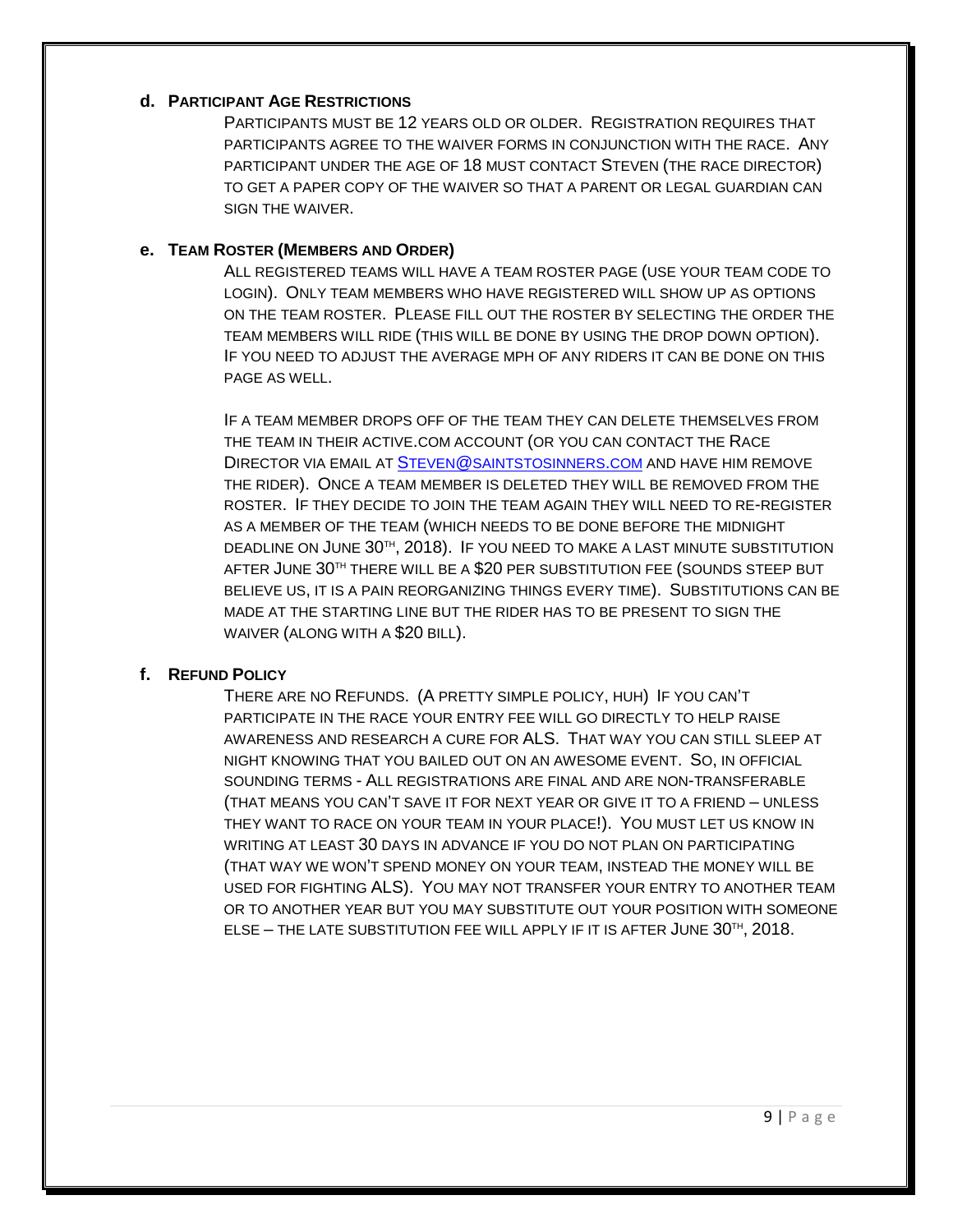### d. Participant Age Restrictions

Participants must be 12 years old or older. Registration requires that participants agree to the waiver forms in conjunction with the race. Any participant under the age of 18 must contact Steven (the race director) to get a paper copy of the waiver so that a parent or legal guardian can sign the waiver.

### e. Team Roster (Members and Order)

All registered teams will have a team roster page (use your team code to login). Only team members who have registered will show up as options on the team roster. Please fill out the roster by selecting the order the team members will ride (this will be done by using the drop down option). If you need to adjust the average MPH of any riders it can be done on this page as well.

If a team member drops off of the team they can delete themselves from the team in their active.com account (or you can contact the Race Director via email at Steven@saintstosinners.com and have him remove the rider). Once a team member is deleted they will be removed from the roster. If they decide to join the team again they will need to re-register as a member of the team (which needs to be done before the midnight deadline on June 30th, 2018). If you need to make a last minute substitution after June 30th there will be a $20 per substitution fee (sounds steep but believe us, it is a pain reorganizing things every time). Substitutions can be made at the starting line but the rider has to be present to sign the waiver (along with a $20 bill).

### f. Refund Policy

There are no Refunds. (A pretty simple policy, huh) If you can't participate in the race your entry fee will go directly to help raise awareness and research a cure for ALS. That way you can still sleep at night knowing that you bailed out on an awesome event. So, in official sounding terms - All registrations are final and are non-transferable (that means you can't save it for next year or give it to a friend – unless they want to race on your team in your place!). You must let us know in writing at least 30 days in advance if you do not plan on participating (that way we won't spend money on your team, instead the money will be used for fighting ALS). You may not transfer your entry to another team or to another year but you may substitute out your position with someone else – the late substitution fee will apply if it is after June 30th, 2018.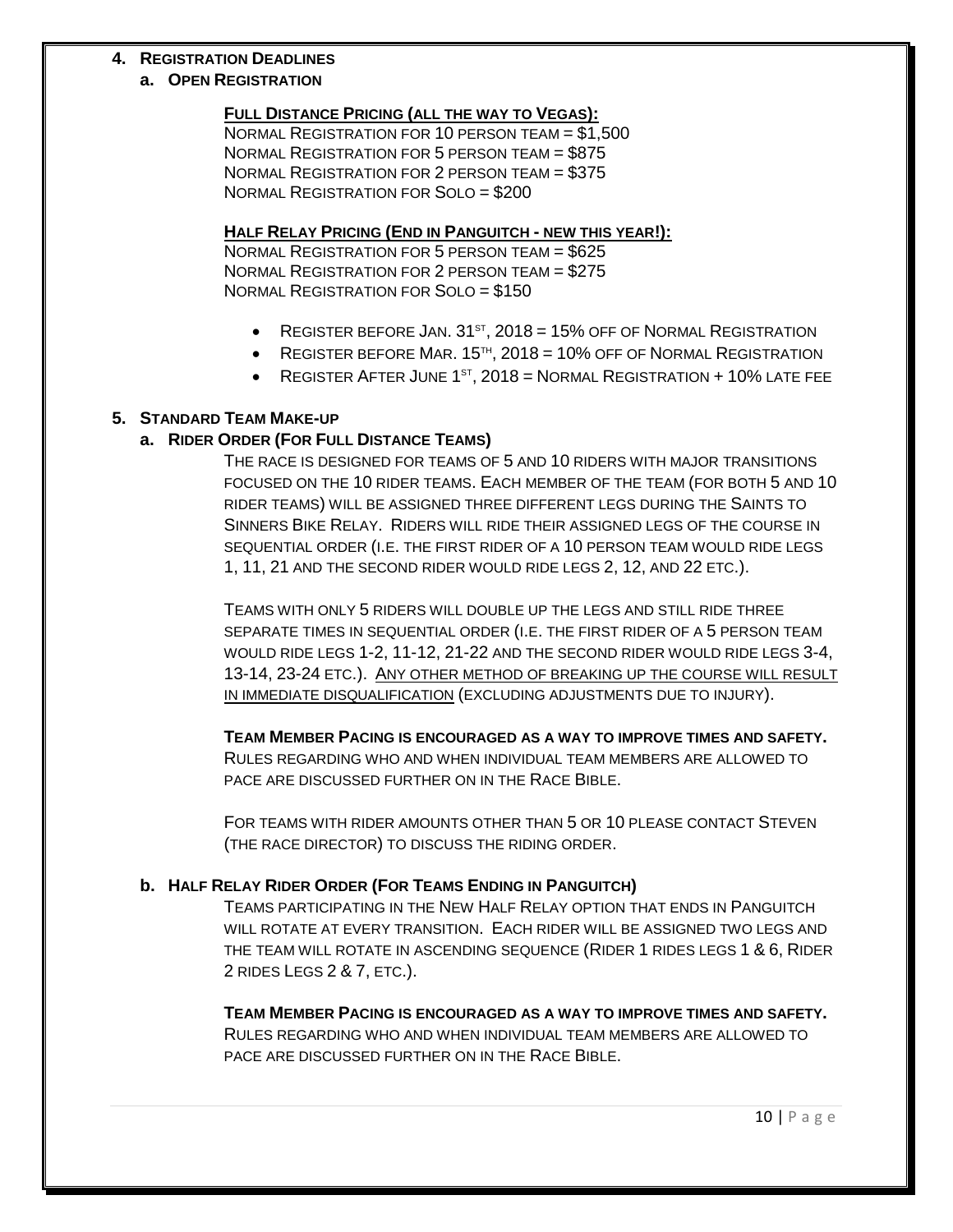## 4. Registration Deadlines

### a. Open Registration

**Full Distance Pricing (all the way to Vegas):**

Normal Registration for 10 person team = $1,500
Normal Registration for 5 person team = $875
Normal Registration for 2 person team = $375
Normal Registration for Solo = $200

**Half Relay Pricing (End in Panguitch - new this year!):**

Normal Registration for 5 person team = $625
Normal Registration for 2 person team = $275
Normal Registration for Solo = $150

- Register before Jan. 31st, 2018 = 15% off of Normal Registration
- Register before Mar. 15th, 2018 = 10% off of Normal Registration
- Register After June 1st, 2018 = Normal Registration + 10% late fee

## 5. Standard Team Make-up

### a. Rider Order (For Full Distance Teams)

The race is designed for teams of 5 and 10 riders with major transitions focused on the 10 rider teams. Each member of the team (for both 5 and 10 rider teams) will be assigned three different legs during the Saints to Sinners Bike Relay. Riders will ride their assigned legs of the course in sequential order (i.e. the first rider of a 10 person team would ride legs 1, 11, 21 and the second rider would ride legs 2, 12, and 22 etc.).

Teams with only 5 riders will double up the legs and still ride three separate times in sequential order (i.e. the first rider of a 5 person team would ride legs 1-2, 11-12, 21-22 and the second rider would ride legs 3-4, 13-14, 23-24 etc.). <u>Any other method of breaking up the course will result in immediate disqualification</u> (excluding adjustments due to injury).

**Team Member Pacing is encouraged as a way to improve times and safety.** Rules regarding who and when individual team members are allowed to pace are discussed further on in the Race Bible.

For teams with rider amounts other than 5 or 10 please contact Steven (the race director) to discuss the riding order.

### b. Half Relay Rider Order (For Teams Ending in Panguitch)

Teams participating in the New Half Relay option that ends in Panguitch will rotate at every transition. Each rider will be assigned two legs and the team will rotate in ascending sequence (Rider 1 rides legs 1 & 6, Rider 2 rides Legs 2 & 7, etc.).

**Team Member Pacing is encouraged as a way to improve times and safety.** Rules regarding who and when individual team members are allowed to pace are discussed further on in the Race Bible.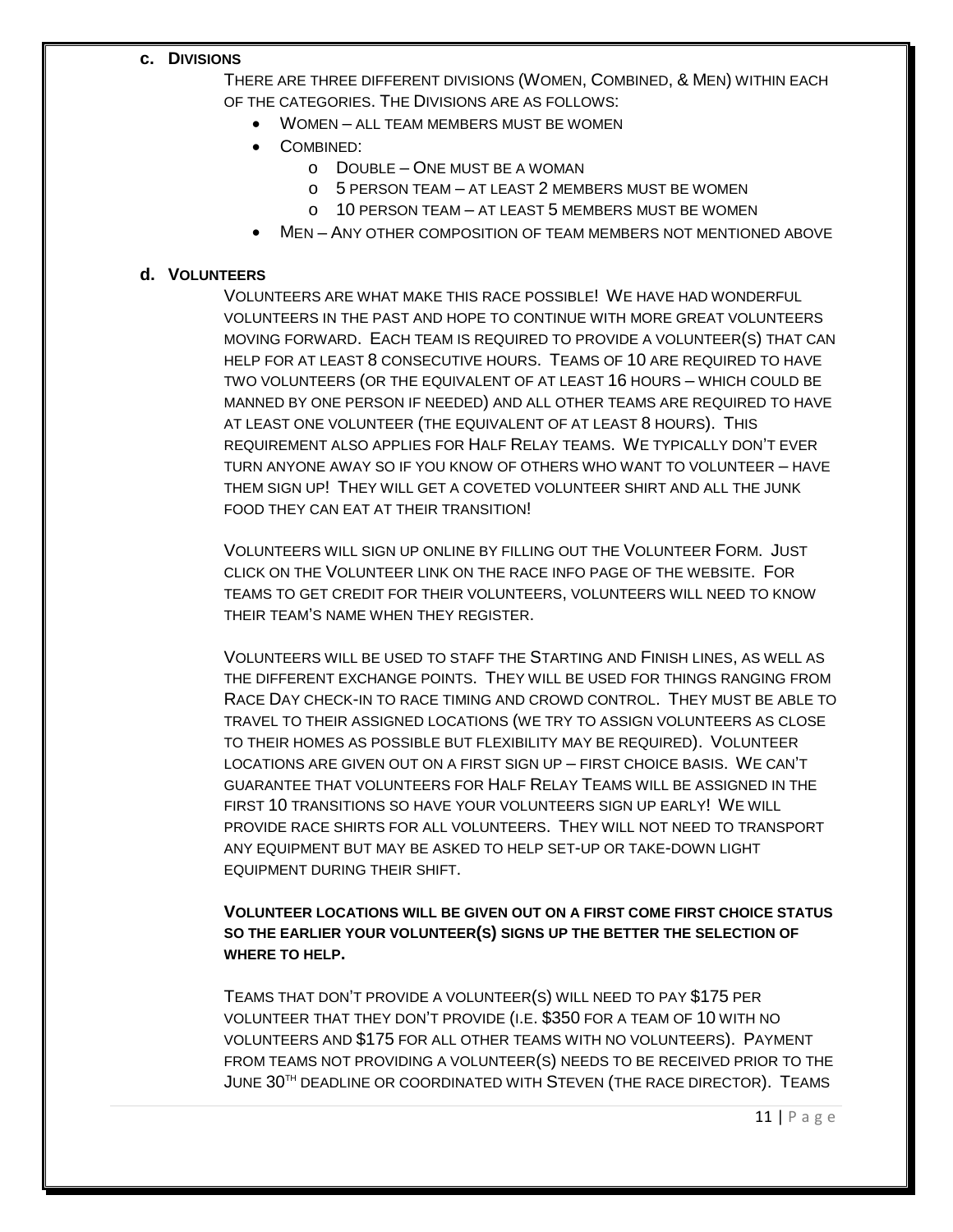## c. Divisions

There are three different divisions (Women, Combined, & Men) within each of the categories. The Divisions are as follows:

- Women – all team members must be women
- Combined:
    - Double – One must be a woman
    - 5 person team – at least 2 members must be women
    - 10 person team – at least 5 members must be women
- Men – Any other composition of team members not mentioned above

## d. Volunteers

Volunteers are what make this race possible! We have had wonderful volunteers in the past and hope to continue with more great volunteers moving forward. Each team is required to provide a volunteer(s) that can help for at least 8 consecutive hours. Teams of 10 are required to have two volunteers (or the equivalent of at least 16 hours – which could be manned by one person if needed) and all other teams are required to have at least one volunteer (the equivalent of at least 8 hours). This requirement also applies for Half Relay teams. We typically don't ever turn anyone away so if you know of others who want to volunteer – have them sign up! They will get a coveted volunteer shirt and all the junk food they can eat at their transition!

Volunteers will sign up online by filling out the Volunteer Form. Just click on the Volunteer link on the race info page of the website. For teams to get credit for their volunteers, volunteers will need to know their team's name when they register.

Volunteers will be used to staff the Starting and Finish lines, as well as the different exchange points. They will be used for things ranging from Race Day check-in to race timing and crowd control. They must be able to travel to their assigned locations (we try to assign volunteers as close to their homes as possible but flexibility may be required). Volunteer locations are given out on a first sign up – first choice basis. We can't guarantee that volunteers for Half Relay Teams will be assigned in the first 10 transitions so have your volunteers sign up early! We will provide race shirts for all volunteers. They will not need to transport any equipment but may be asked to help set-up or take-down light equipment during their shift.

**Volunteer locations will be given out on a first come first choice status so the earlier your volunteer(s) signs up the better the selection of where to help.**

Teams that don't provide a volunteer(s) will need to pay $175 per volunteer that they don't provide (i.e. $350 for a team of 10 with no volunteers and $175 for all other teams with no volunteers). Payment from teams not providing a volunteer(s) needs to be received prior to the June 30th deadline or coordinated with Steven (the race director). Teams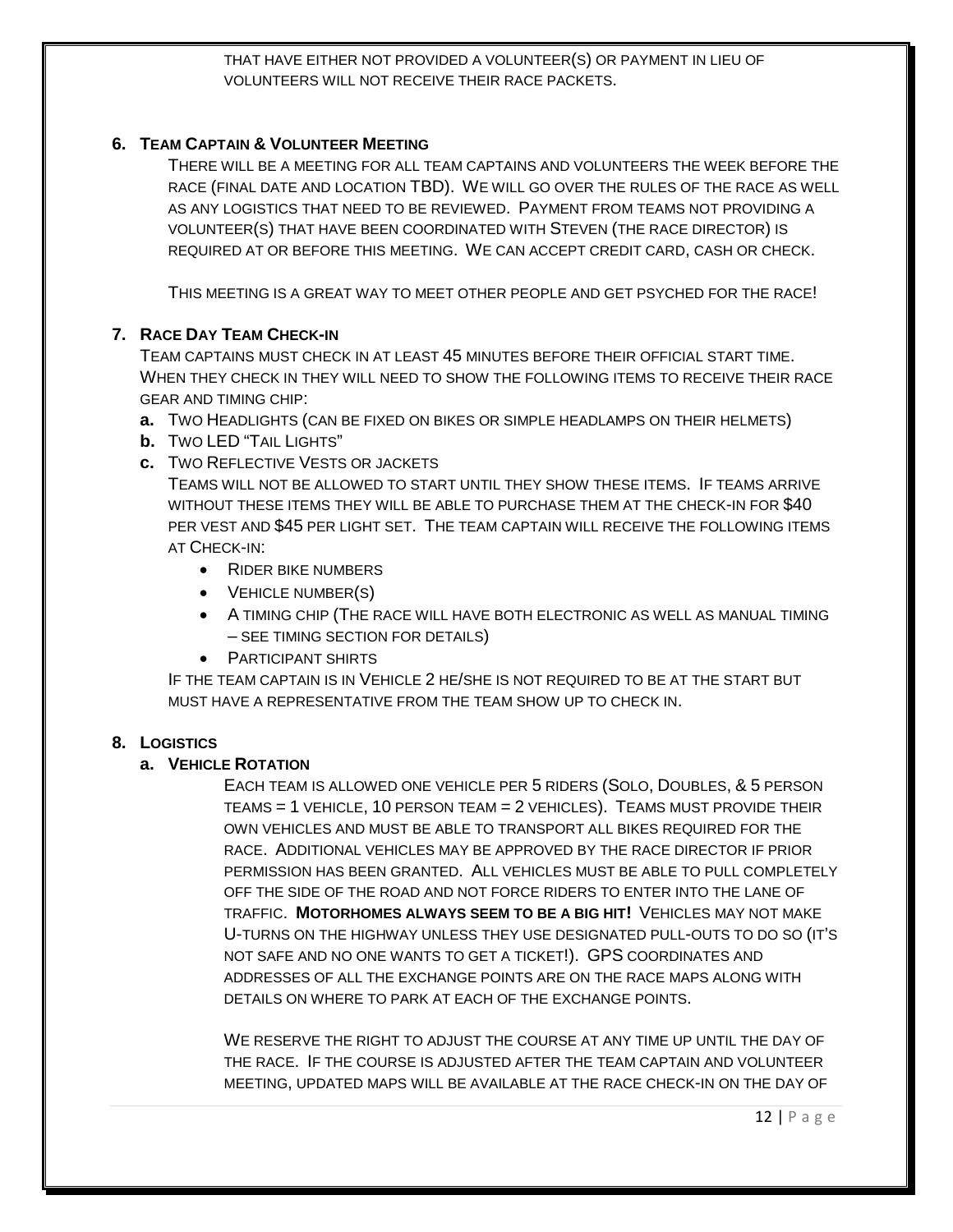THAT HAVE EITHER NOT PROVIDED A VOLUNTEER(S) OR PAYMENT IN LIEU OF VOLUNTEERS WILL NOT RECEIVE THEIR RACE PACKETS.

## 6. Team Captain & Volunteer Meeting

There will be a meeting for all team captains and volunteers the week before the race (final date and location TBD). We will go over the rules of the race as well as any logistics that need to be reviewed. Payment from teams not providing a volunteer(s) that have been coordinated with Steven (the race director) is required at or before this meeting. We can accept credit card, cash or check.

This meeting is a great way to meet other people and get psyched for the race!

## 7. Race Day Team Check-in

Team captains must check in at least 45 minutes before their official start time. When they check in they will need to show the following items to receive their race gear and timing chip:

- **a.** Two Headlights (can be fixed on bikes or simple headlamps on their helmets)
- **b.** Two LED "Tail Lights"
- **c.** Two Reflective Vests or jackets

Teams will not be allowed to start until they show these items. If teams arrive without these items they will be able to purchase them at the check-in for $40 per vest and $45 per light set. The team captain will receive the following items at Check-in:

- Rider bike numbers
- Vehicle number(s)
- A timing chip (The race will have both electronic as well as manual timing – see timing section for details)
- Participant shirts

If the team captain is in Vehicle 2 he/she is not required to be at the start but must have a representative from the team show up to check in.

## 8. Logistics

### a. Vehicle Rotation

Each team is allowed one vehicle per 5 riders (Solo, Doubles, & 5 person teams = 1 vehicle, 10 person team = 2 vehicles). Teams must provide their own vehicles and must be able to transport all bikes required for the race. Additional vehicles may be approved by the race director if prior permission has been granted. All vehicles must be able to pull completely off the side of the road and not force riders to enter into the lane of traffic. **Motorhomes always seem to be a big hit!** Vehicles may not make U-turns on the highway unless they use designated pull-outs to do so (it's not safe and no one wants to get a ticket!). GPS coordinates and addresses of all the exchange points are on the race maps along with details on where to park at each of the exchange points.

We reserve the right to adjust the course at any time up until the day of the race. If the course is adjusted after the team captain and volunteer meeting, updated maps will be available at the race check-in on the day of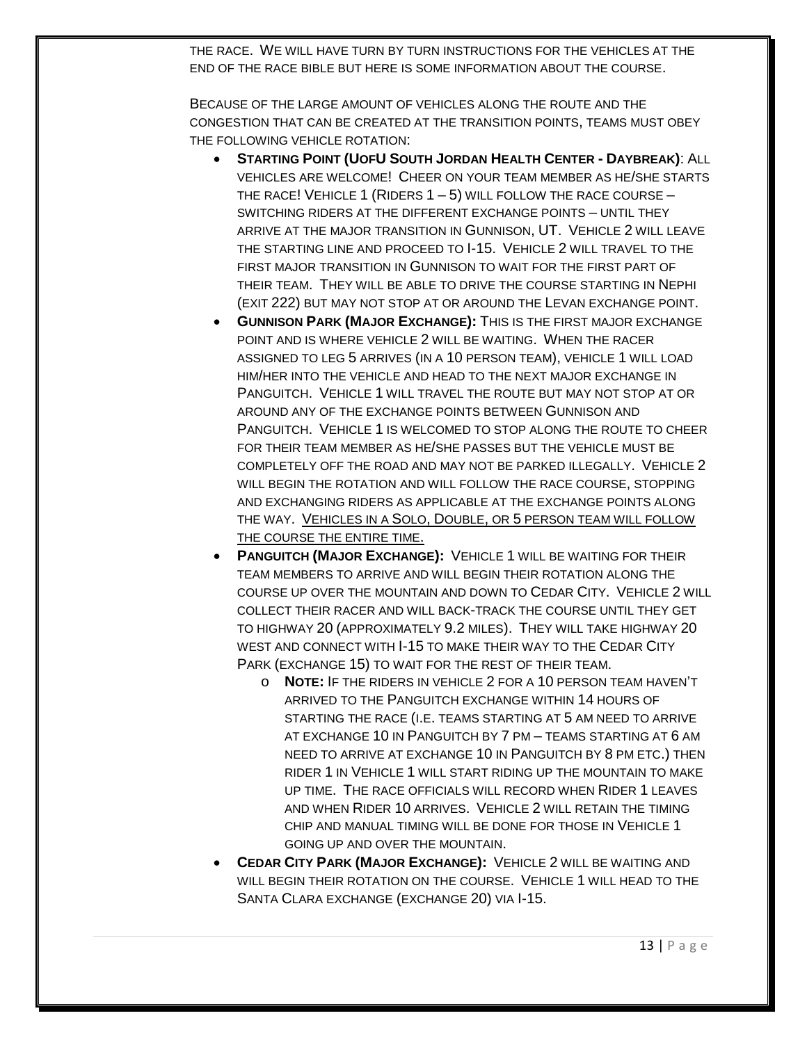THE RACE. WE WILL HAVE TURN BY TURN INSTRUCTIONS FOR THE VEHICLES AT THE END OF THE RACE BIBLE BUT HERE IS SOME INFORMATION ABOUT THE COURSE.

BECAUSE OF THE LARGE AMOUNT OF VEHICLES ALONG THE ROUTE AND THE CONGESTION THAT CAN BE CREATED AT THE TRANSITION POINTS, TEAMS MUST OBEY THE FOLLOWING VEHICLE ROTATION:

- **STARTING POINT (UOFU SOUTH JORDAN HEALTH CENTER - DAYBREAK)**: ALL VEHICLES ARE WELCOME! CHEER ON YOUR TEAM MEMBER AS HE/SHE STARTS THE RACE! VEHICLE 1 (RIDERS 1 – 5) WILL FOLLOW THE RACE COURSE – SWITCHING RIDERS AT THE DIFFERENT EXCHANGE POINTS – UNTIL THEY ARRIVE AT THE MAJOR TRANSITION IN GUNNISON, UT. VEHICLE 2 WILL LEAVE THE STARTING LINE AND PROCEED TO I-15. VEHICLE 2 WILL TRAVEL TO THE FIRST MAJOR TRANSITION IN GUNNISON TO WAIT FOR THE FIRST PART OF THEIR TEAM. THEY WILL BE ABLE TO DRIVE THE COURSE STARTING IN NEPHI (EXIT 222) BUT MAY NOT STOP AT OR AROUND THE LEVAN EXCHANGE POINT.
- **GUNNISON PARK (MAJOR EXCHANGE):** THIS IS THE FIRST MAJOR EXCHANGE POINT AND IS WHERE VEHICLE 2 WILL BE WAITING. WHEN THE RACER ASSIGNED TO LEG 5 ARRIVES (IN A 10 PERSON TEAM), VEHICLE 1 WILL LOAD HIM/HER INTO THE VEHICLE AND HEAD TO THE NEXT MAJOR EXCHANGE IN PANGUITCH. VEHICLE 1 WILL TRAVEL THE ROUTE BUT MAY NOT STOP AT OR AROUND ANY OF THE EXCHANGE POINTS BETWEEN GUNNISON AND PANGUITCH. VEHICLE 1 IS WELCOMED TO STOP ALONG THE ROUTE TO CHEER FOR THEIR TEAM MEMBER AS HE/SHE PASSES BUT THE VEHICLE MUST BE COMPLETELY OFF THE ROAD AND MAY NOT BE PARKED ILLEGALLY. VEHICLE 2 WILL BEGIN THE ROTATION AND WILL FOLLOW THE RACE COURSE, STOPPING AND EXCHANGING RIDERS AS APPLICABLE AT THE EXCHANGE POINTS ALONG THE WAY. <u>VEHICLES IN A SOLO, DOUBLE, OR 5 PERSON TEAM WILL FOLLOW THE COURSE THE ENTIRE TIME.</u>
- **PANGUITCH (MAJOR EXCHANGE):** VEHICLE 1 WILL BE WAITING FOR THEIR TEAM MEMBERS TO ARRIVE AND WILL BEGIN THEIR ROTATION ALONG THE COURSE UP OVER THE MOUNTAIN AND DOWN TO CEDAR CITY. VEHICLE 2 WILL COLLECT THEIR RACER AND WILL BACK-TRACK THE COURSE UNTIL THEY GET TO HIGHWAY 20 (APPROXIMATELY 9.2 MILES). THEY WILL TAKE HIGHWAY 20 WEST AND CONNECT WITH I-15 TO MAKE THEIR WAY TO THE CEDAR CITY PARK (EXCHANGE 15) TO WAIT FOR THE REST OF THEIR TEAM.
  - **NOTE:** IF THE RIDERS IN VEHICLE 2 FOR A 10 PERSON TEAM HAVEN'T ARRIVED TO THE PANGUITCH EXCHANGE WITHIN 14 HOURS OF STARTING THE RACE (I.E. TEAMS STARTING AT 5 AM NEED TO ARRIVE AT EXCHANGE 10 IN PANGUITCH BY 7 PM – TEAMS STARTING AT 6 AM NEED TO ARRIVE AT EXCHANGE 10 IN PANGUITCH BY 8 PM ETC.) THEN RIDER 1 IN VEHICLE 1 WILL START RIDING UP THE MOUNTAIN TO MAKE UP TIME. THE RACE OFFICIALS WILL RECORD WHEN RIDER 1 LEAVES AND WHEN RIDER 10 ARRIVES. VEHICLE 2 WILL RETAIN THE TIMING CHIP AND MANUAL TIMING WILL BE DONE FOR THOSE IN VEHICLE 1 GOING UP AND OVER THE MOUNTAIN.
- **CEDAR CITY PARK (MAJOR EXCHANGE):** VEHICLE 2 WILL BE WAITING AND WILL BEGIN THEIR ROTATION ON THE COURSE. VEHICLE 1 WILL HEAD TO THE SANTA CLARA EXCHANGE (EXCHANGE 20) VIA I-15.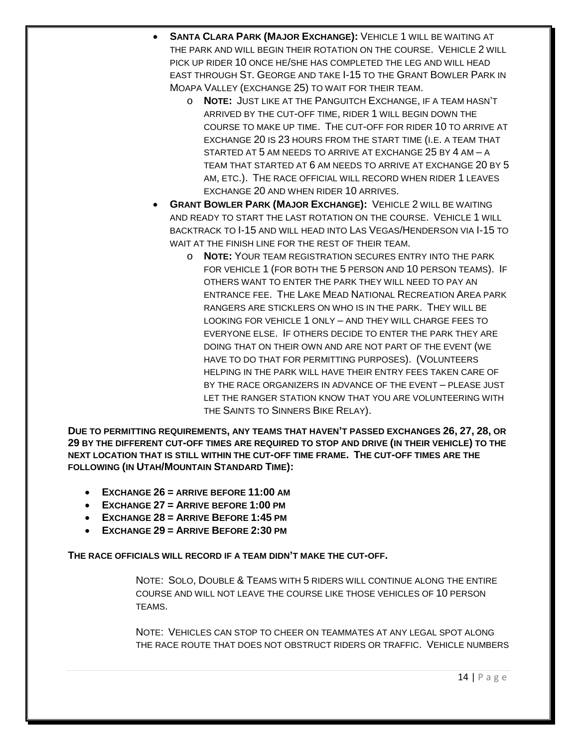- **Santa Clara Park (Major Exchange):** Vehicle 1 will be waiting at the park and will begin their rotation on the course. Vehicle 2 will pick up rider 10 once he/she has completed the leg and will head east through St. George and take I-15 to the Grant Bowler Park in Moapa Valley (exchange 25) to wait for their team.
  - **Note:** Just like at the Panguitch Exchange, if a team hasn't arrived by the cut-off time, rider 1 will begin down the course to make up time. The cut-off for rider 10 to arrive at exchange 20 is 23 hours from the start time (i.e. a team that started at 5 am needs to arrive at exchange 25 by 4 am – a team that started at 6 am needs to arrive at exchange 20 by 5 am, etc.). The race official will record when rider 1 leaves exchange 20 and when rider 10 arrives.
- **Grant Bowler Park (Major Exchange):** Vehicle 2 will be waiting and ready to start the last rotation on the course. Vehicle 1 will backtrack to I-15 and will head into Las Vegas/Henderson via I-15 to wait at the finish line for the rest of their team.
  - **Note:** Your team registration secures entry into the park for vehicle 1 (for both the 5 person and 10 person teams). If others want to enter the park they will need to pay an entrance fee. The Lake Mead National Recreation Area park rangers are sticklers on who is in the park. They will be looking for vehicle 1 only – and they will charge fees to everyone else. If others decide to enter the park they are doing that on their own and are not part of the event (we have to do that for permitting purposes). (Volunteers helping in the park will have their entry fees taken care of by the race organizers in advance of the event – please just let the ranger station know that you are volunteering with the Saints to Sinners Bike Relay).

**Due to permitting requirements, any teams that haven't passed exchanges 26, 27, 28, or 29 by the different cut-off times are required to stop and drive (in their vehicle) to the next location that is still within the cut-off time frame. The cut-off times are the following (in Utah/Mountain Standard Time):**

- **Exchange 26 = arrive before 11:00 am**
- **Exchange 27 = Arrive before 1:00 pm**
- **Exchange 28 = Arrive Before 1:45 pm**
- **Exchange 29 = Arrive Before 2:30 pm**

**The race officials will record if a team didn't make the cut-off.**

Note: Solo, Double & Teams with 5 riders will continue along the entire course and will not leave the course like those vehicles of 10 person teams.

Note: Vehicles can stop to cheer on teammates at any legal spot along the race route that does not obstruct riders or traffic. Vehicle numbers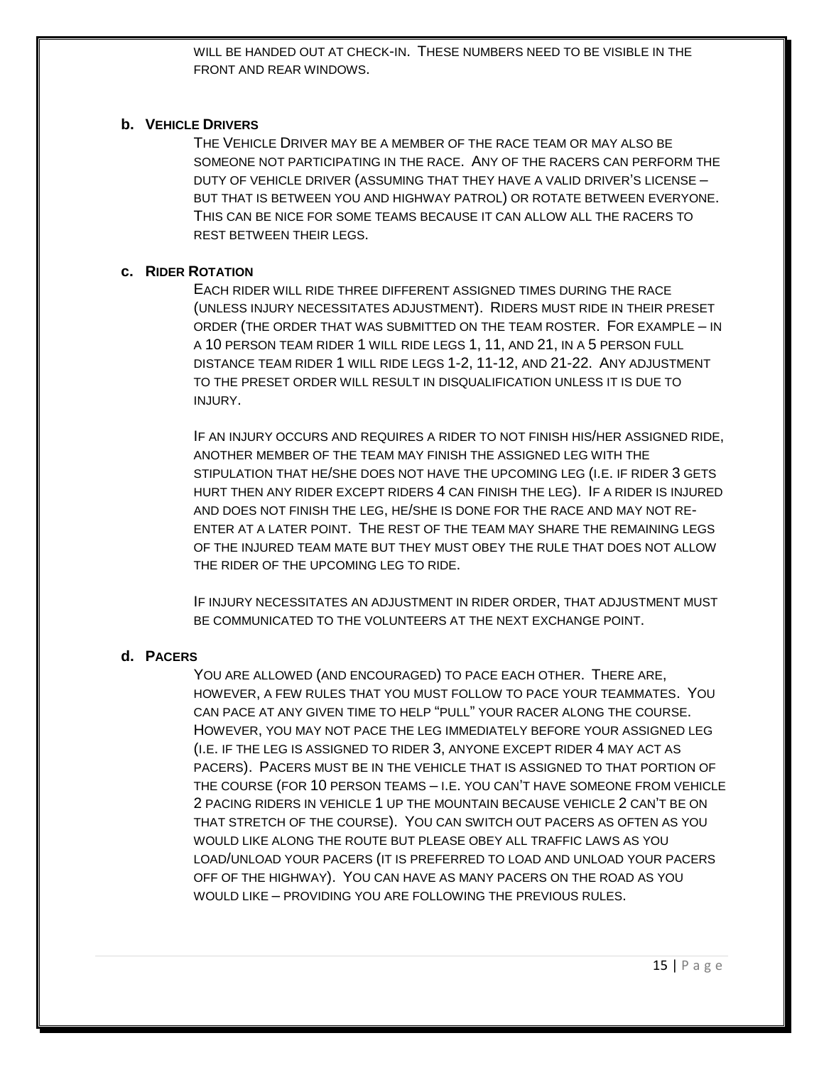WILL BE HANDED OUT AT CHECK-IN. THESE NUMBERS NEED TO BE VISIBLE IN THE FRONT AND REAR WINDOWS.

### b. VEHICLE DRIVERS

THE VEHICLE DRIVER MAY BE A MEMBER OF THE RACE TEAM OR MAY ALSO BE SOMEONE NOT PARTICIPATING IN THE RACE. ANY OF THE RACERS CAN PERFORM THE DUTY OF VEHICLE DRIVER (ASSUMING THAT THEY HAVE A VALID DRIVER'S LICENSE – BUT THAT IS BETWEEN YOU AND HIGHWAY PATROL) OR ROTATE BETWEEN EVERYONE. THIS CAN BE NICE FOR SOME TEAMS BECAUSE IT CAN ALLOW ALL THE RACERS TO REST BETWEEN THEIR LEGS.

### c. RIDER ROTATION

EACH RIDER WILL RIDE THREE DIFFERENT ASSIGNED TIMES DURING THE RACE (UNLESS INJURY NECESSITATES ADJUSTMENT). RIDERS MUST RIDE IN THEIR PRESET ORDER (THE ORDER THAT WAS SUBMITTED ON THE TEAM ROSTER. FOR EXAMPLE – IN A 10 PERSON TEAM RIDER 1 WILL RIDE LEGS 1, 11, AND 21, IN A 5 PERSON FULL DISTANCE TEAM RIDER 1 WILL RIDE LEGS 1-2, 11-12, AND 21-22. ANY ADJUSTMENT TO THE PRESET ORDER WILL RESULT IN DISQUALIFICATION UNLESS IT IS DUE TO INJURY.

IF AN INJURY OCCURS AND REQUIRES A RIDER TO NOT FINISH HIS/HER ASSIGNED RIDE, ANOTHER MEMBER OF THE TEAM MAY FINISH THE ASSIGNED LEG WITH THE STIPULATION THAT HE/SHE DOES NOT HAVE THE UPCOMING LEG (I.E. IF RIDER 3 GETS HURT THEN ANY RIDER EXCEPT RIDERS 4 CAN FINISH THE LEG). IF A RIDER IS INJURED AND DOES NOT FINISH THE LEG, HE/SHE IS DONE FOR THE RACE AND MAY NOT RE-ENTER AT A LATER POINT. THE REST OF THE TEAM MAY SHARE THE REMAINING LEGS OF THE INJURED TEAM MATE BUT THEY MUST OBEY THE RULE THAT DOES NOT ALLOW THE RIDER OF THE UPCOMING LEG TO RIDE.

IF INJURY NECESSITATES AN ADJUSTMENT IN RIDER ORDER, THAT ADJUSTMENT MUST BE COMMUNICATED TO THE VOLUNTEERS AT THE NEXT EXCHANGE POINT.

### d. PACERS

YOU ARE ALLOWED (AND ENCOURAGED) TO PACE EACH OTHER. THERE ARE, HOWEVER, A FEW RULES THAT YOU MUST FOLLOW TO PACE YOUR TEAMMATES. YOU CAN PACE AT ANY GIVEN TIME TO HELP "PULL" YOUR RACER ALONG THE COURSE. HOWEVER, YOU MAY NOT PACE THE LEG IMMEDIATELY BEFORE YOUR ASSIGNED LEG (I.E. IF THE LEG IS ASSIGNED TO RIDER 3, ANYONE EXCEPT RIDER 4 MAY ACT AS PACERS). PACERS MUST BE IN THE VEHICLE THAT IS ASSIGNED TO THAT PORTION OF THE COURSE (FOR 10 PERSON TEAMS – I.E. YOU CAN'T HAVE SOMEONE FROM VEHICLE 2 PACING RIDERS IN VEHICLE 1 UP THE MOUNTAIN BECAUSE VEHICLE 2 CAN'T BE ON THAT STRETCH OF THE COURSE). YOU CAN SWITCH OUT PACERS AS OFTEN AS YOU WOULD LIKE ALONG THE ROUTE BUT PLEASE OBEY ALL TRAFFIC LAWS AS YOU LOAD/UNLOAD YOUR PACERS (IT IS PREFERRED TO LOAD AND UNLOAD YOUR PACERS OFF OF THE HIGHWAY). YOU CAN HAVE AS MANY PACERS ON THE ROAD AS YOU WOULD LIKE – PROVIDING YOU ARE FOLLOWING THE PREVIOUS RULES.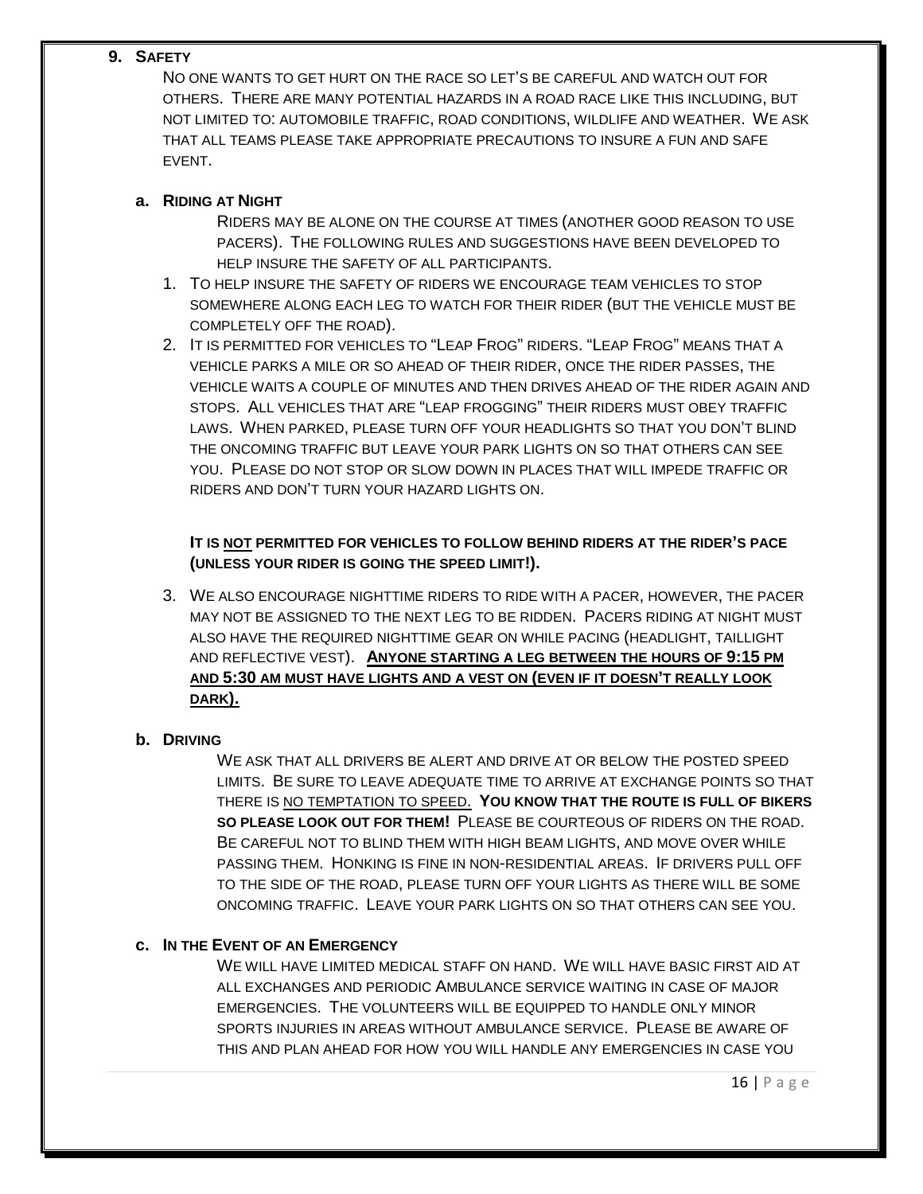## 9. Safety

No one wants to get hurt on the race so let's be careful and watch out for others. There are many potential hazards in a road race like this including, but not limited to: automobile traffic, road conditions, wildlife and weather. We ask that all teams please take appropriate precautions to insure a fun and safe event.

### a. Riding at Night

Riders may be alone on the course at times (another good reason to use pacers). The following rules and suggestions have been developed to help insure the safety of all participants.

1. To help insure the safety of riders we encourage team vehicles to stop somewhere along each leg to watch for their rider (but the vehicle must be completely off the road).
2. It is permitted for vehicles to "Leap Frog" riders. "Leap Frog" means that a vehicle parks a mile or so ahead of their rider, once the rider passes, the vehicle waits a couple of minutes and then drives ahead of the rider again and stops. All vehicles that are "leap frogging" their riders must obey traffic laws. When parked, please turn off your headlights so that you don't blind the oncoming traffic but leave your park lights on so that others can see you. Please do not stop or slow down in places that will impede traffic or riders and don't turn your hazard lights on.

**It is <u>not</u> permitted for vehicles to follow behind riders at the rider's pace (unless your rider is going the speed limit!).**

3. We also encourage nighttime riders to ride with a pacer, however, the pacer may not be assigned to the next leg to be ridden. Pacers riding at night must also have the required nighttime gear on while pacing (headlight, taillight and reflective vest). **<u>Anyone starting a leg between the hours of 9:15 pm and 5:30 am must have lights and a vest on (even if it doesn't really look dark).</u>**

### b. Driving

We ask that all drivers be alert and drive at or below the posted speed limits. Be sure to leave adequate time to arrive at exchange points so that there is <u>no temptation to speed.</u> **You know that the route is full of bikers so please look out for them!** Please be courteous of riders on the road. Be careful not to blind them with high beam lights, and move over while passing them. Honking is fine in non-residential areas. If drivers pull off to the side of the road, please turn off your lights as there will be some oncoming traffic. Leave your park lights on so that others can see you.

### c. In the Event of an Emergency

We will have limited medical staff on hand. We will have basic first aid at all exchanges and periodic Ambulance service waiting in case of major emergencies. The volunteers will be equipped to handle only minor sports injuries in areas without ambulance service. Please be aware of this and plan ahead for how you will handle any emergencies in case you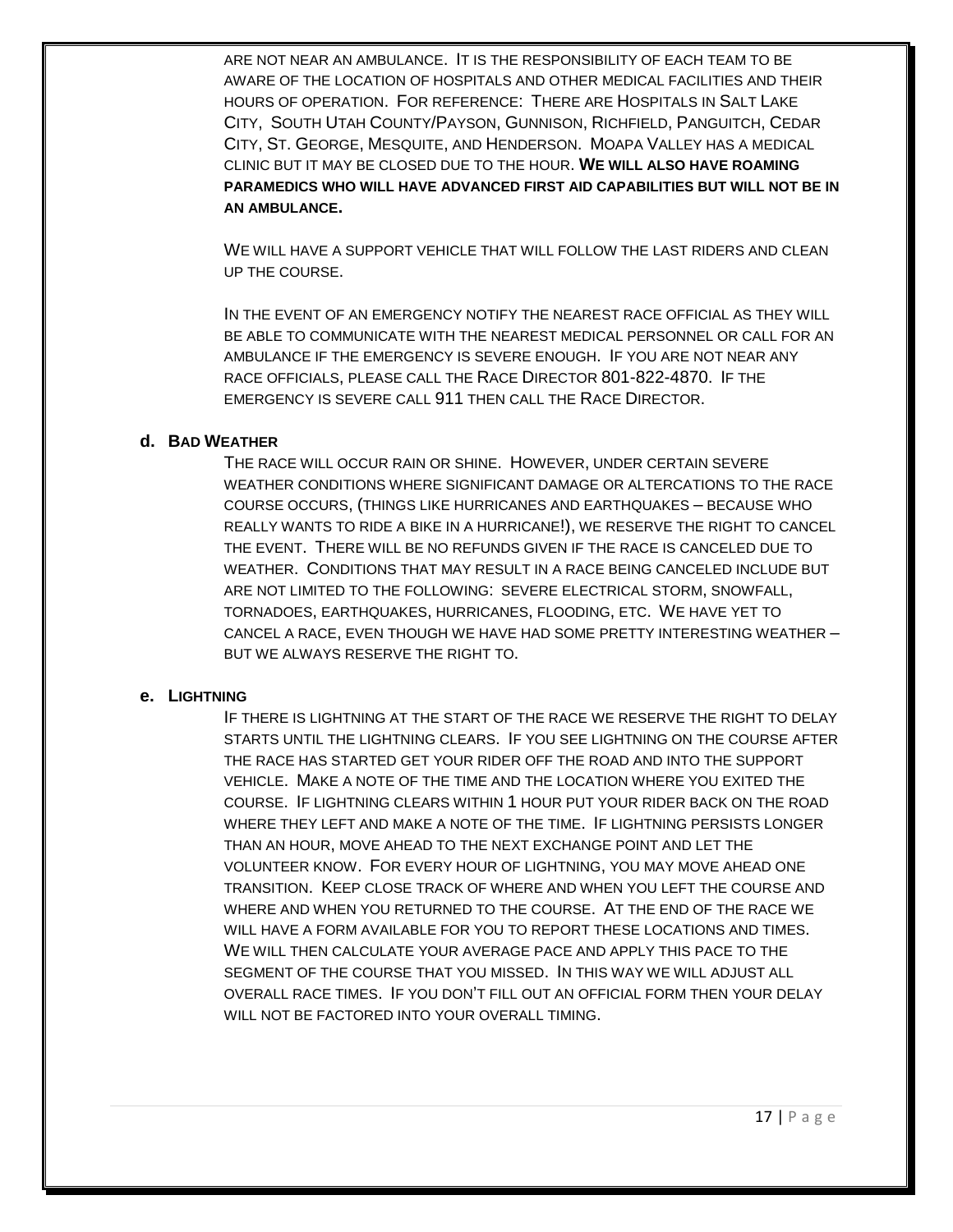ARE NOT NEAR AN AMBULANCE. IT IS THE RESPONSIBILITY OF EACH TEAM TO BE AWARE OF THE LOCATION OF HOSPITALS AND OTHER MEDICAL FACILITIES AND THEIR HOURS OF OPERATION. FOR REFERENCE: THERE ARE HOSPITALS IN SALT LAKE CITY, SOUTH UTAH COUNTY/PAYSON, GUNNISON, RICHFIELD, PANGUITCH, CEDAR CITY, ST. GEORGE, MESQUITE, AND HENDERSON. MOAPA VALLEY HAS A MEDICAL CLINIC BUT IT MAY BE CLOSED DUE TO THE HOUR. **WE WILL ALSO HAVE ROAMING PARAMEDICS WHO WILL HAVE ADVANCED FIRST AID CAPABILITIES BUT WILL NOT BE IN AN AMBULANCE.**

WE WILL HAVE A SUPPORT VEHICLE THAT WILL FOLLOW THE LAST RIDERS AND CLEAN UP THE COURSE.

IN THE EVENT OF AN EMERGENCY NOTIFY THE NEAREST RACE OFFICIAL AS THEY WILL BE ABLE TO COMMUNICATE WITH THE NEAREST MEDICAL PERSONNEL OR CALL FOR AN AMBULANCE IF THE EMERGENCY IS SEVERE ENOUGH. IF YOU ARE NOT NEAR ANY RACE OFFICIALS, PLEASE CALL THE RACE DIRECTOR 801-822-4870. IF THE EMERGENCY IS SEVERE CALL 911 THEN CALL THE RACE DIRECTOR.

### d. BAD WEATHER

THE RACE WILL OCCUR RAIN OR SHINE. HOWEVER, UNDER CERTAIN SEVERE WEATHER CONDITIONS WHERE SIGNIFICANT DAMAGE OR ALTERCATIONS TO THE RACE COURSE OCCURS, (THINGS LIKE HURRICANES AND EARTHQUAKES – BECAUSE WHO REALLY WANTS TO RIDE A BIKE IN A HURRICANE!), WE RESERVE THE RIGHT TO CANCEL THE EVENT. THERE WILL BE NO REFUNDS GIVEN IF THE RACE IS CANCELED DUE TO WEATHER. CONDITIONS THAT MAY RESULT IN A RACE BEING CANCELED INCLUDE BUT ARE NOT LIMITED TO THE FOLLOWING: SEVERE ELECTRICAL STORM, SNOWFALL, TORNADOES, EARTHQUAKES, HURRICANES, FLOODING, ETC. WE HAVE YET TO CANCEL A RACE, EVEN THOUGH WE HAVE HAD SOME PRETTY INTERESTING WEATHER – BUT WE ALWAYS RESERVE THE RIGHT TO.

### e. LIGHTNING

IF THERE IS LIGHTNING AT THE START OF THE RACE WE RESERVE THE RIGHT TO DELAY STARTS UNTIL THE LIGHTNING CLEARS. IF YOU SEE LIGHTNING ON THE COURSE AFTER THE RACE HAS STARTED GET YOUR RIDER OFF THE ROAD AND INTO THE SUPPORT VEHICLE. MAKE A NOTE OF THE TIME AND THE LOCATION WHERE YOU EXITED THE COURSE. IF LIGHTNING CLEARS WITHIN 1 HOUR PUT YOUR RIDER BACK ON THE ROAD WHERE THEY LEFT AND MAKE A NOTE OF THE TIME. IF LIGHTNING PERSISTS LONGER THAN AN HOUR, MOVE AHEAD TO THE NEXT EXCHANGE POINT AND LET THE VOLUNTEER KNOW. FOR EVERY HOUR OF LIGHTNING, YOU MAY MOVE AHEAD ONE TRANSITION. KEEP CLOSE TRACK OF WHERE AND WHEN YOU LEFT THE COURSE AND WHERE AND WHEN YOU RETURNED TO THE COURSE. AT THE END OF THE RACE WE WILL HAVE A FORM AVAILABLE FOR YOU TO REPORT THESE LOCATIONS AND TIMES. WE WILL THEN CALCULATE YOUR AVERAGE PACE AND APPLY THIS PACE TO THE SEGMENT OF THE COURSE THAT YOU MISSED. IN THIS WAY WE WILL ADJUST ALL OVERALL RACE TIMES. IF YOU DON'T FILL OUT AN OFFICIAL FORM THEN YOUR DELAY WILL NOT BE FACTORED INTO YOUR OVERALL TIMING.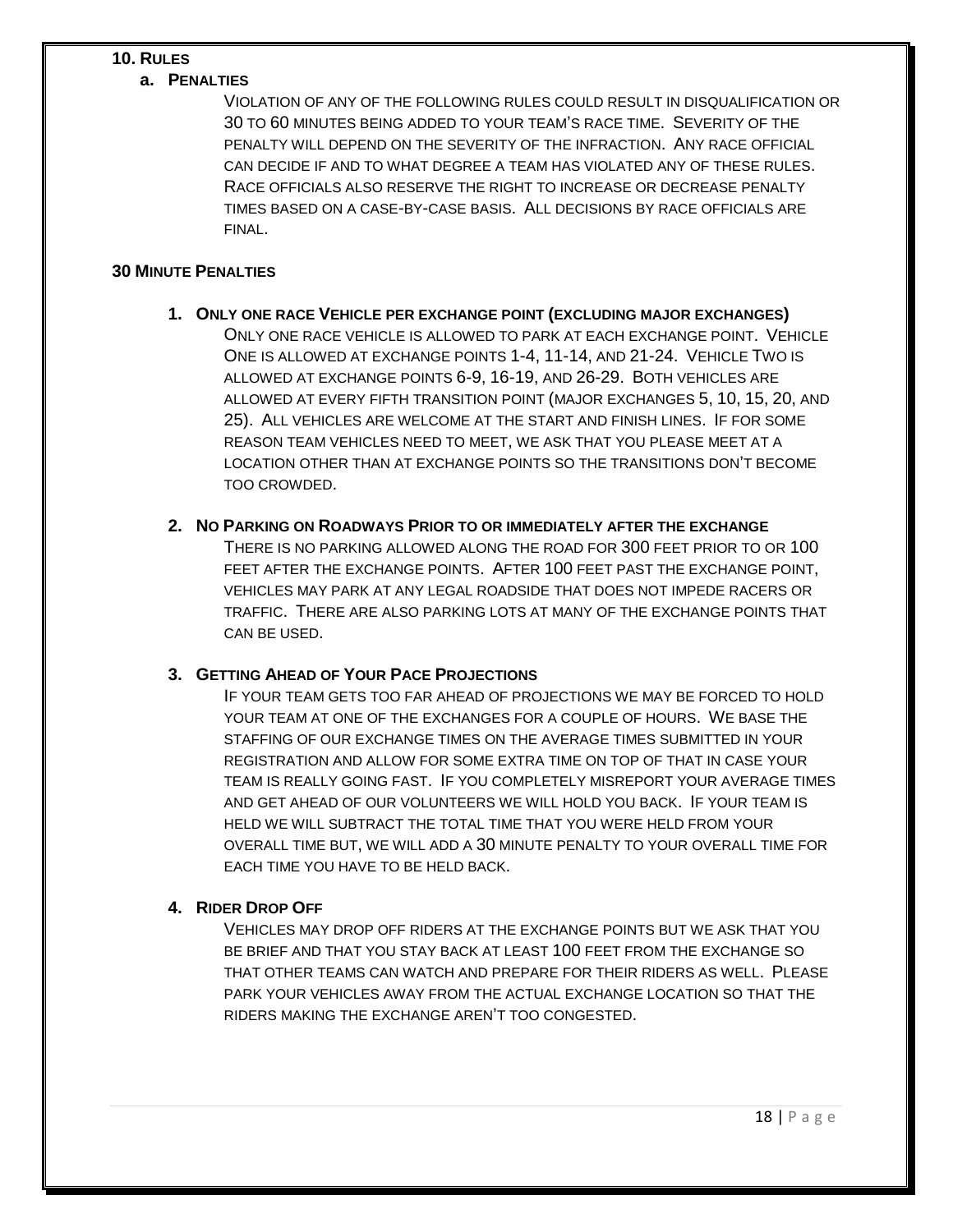## 10. Rules

### a. Penalties

Violation of any of the following rules could result in disqualification or 30 to 60 minutes being added to your team's race time. Severity of the penalty will depend on the severity of the infraction. Any race official can decide if and to what degree a team has violated any of these rules. Race officials also reserve the right to increase or decrease penalty times based on a case-by-case basis. All decisions by race officials are final.

### 30 Minute Penalties

1. **Only one race Vehicle per exchange point (excluding major exchanges)**

   Only one race vehicle is allowed to park at each exchange point. Vehicle One is allowed at exchange points 1-4, 11-14, and 21-24. Vehicle Two is allowed at exchange points 6-9, 16-19, and 26-29. Both vehicles are allowed at every fifth transition point (major exchanges 5, 10, 15, 20, and 25). All vehicles are welcome at the start and finish lines. If for some reason team vehicles need to meet, we ask that you please meet at a location other than at exchange points so the transitions don't become too crowded.

2. **No Parking on Roadways Prior to or immediately after the exchange**

   There is no parking allowed along the road for 300 feet prior to or 100 feet after the exchange points. After 100 feet past the exchange point, vehicles may park at any legal roadside that does not impede racers or traffic. There are also parking lots at many of the exchange points that can be used.

3. **Getting Ahead of Your Pace Projections**

   If your team gets too far ahead of projections we may be forced to hold your team at one of the exchanges for a couple of hours. We base the staffing of our exchange times on the average times submitted in your registration and allow for some extra time on top of that in case your team is really going fast. If you completely misreport your average times and get ahead of our volunteers we will hold you back. If your team is held we will subtract the total time that you were held from your overall time but, we will add a 30 minute penalty to your overall time for each time you have to be held back.

4. **Rider Drop Off**

   Vehicles may drop off riders at the exchange points but we ask that you be brief and that you stay back at least 100 feet from the exchange so that other teams can watch and prepare for their riders as well. Please park your vehicles away from the actual exchange location so that the riders making the exchange aren't too congested.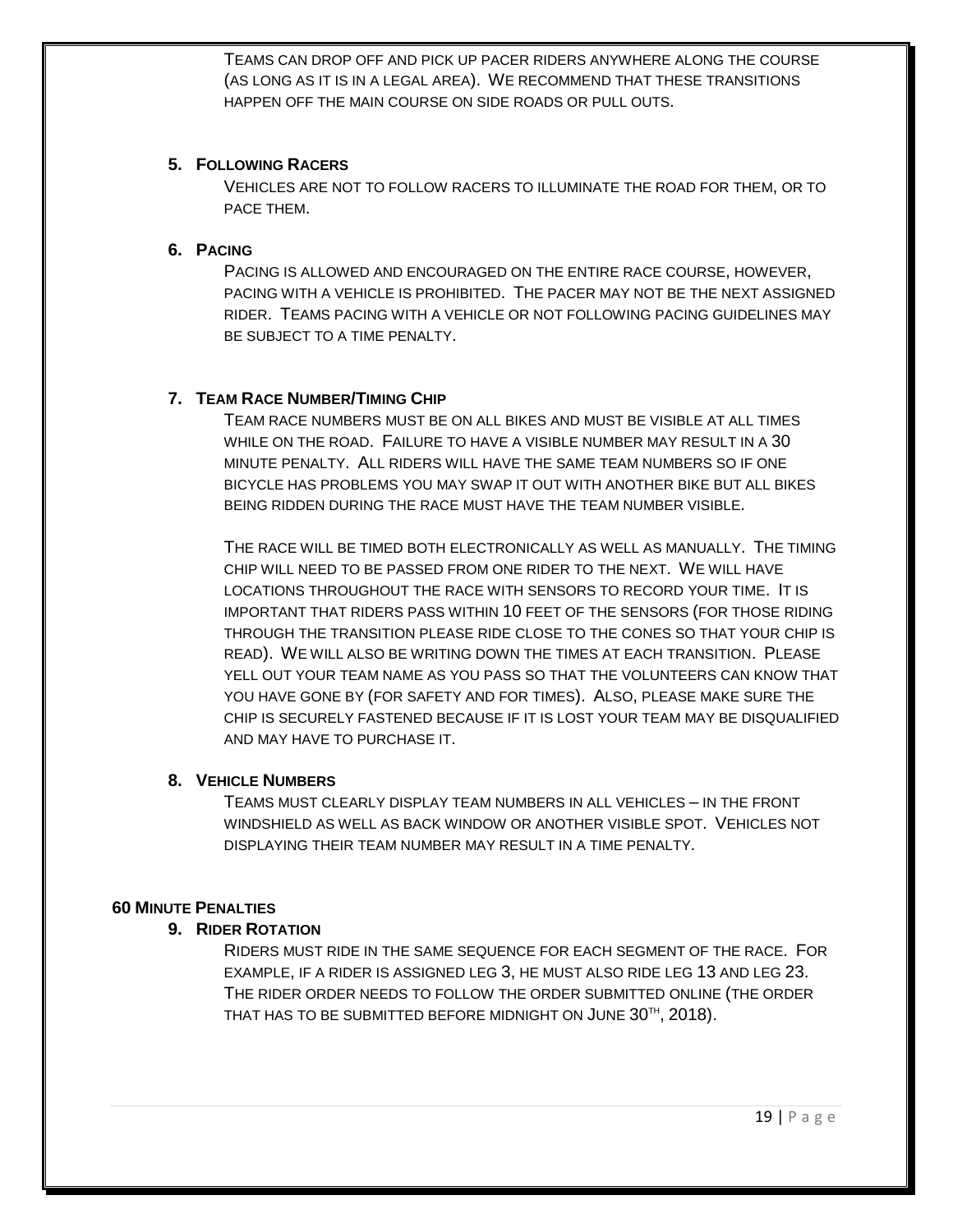Teams can drop off and pick up pacer riders anywhere along the course (as long as it is in a legal area). We recommend that these transitions happen off the main course on side roads or pull outs.

### 5. Following Racers

Vehicles are not to follow racers to illuminate the road for them, or to pace them.

### 6. Pacing

Pacing is allowed and encouraged on the entire race course, however, pacing with a vehicle is prohibited. The pacer may not be the next assigned rider. Teams pacing with a vehicle or not following pacing guidelines may be subject to a time penalty.

### 7. Team Race Number/Timing Chip

Team race numbers must be on all bikes and must be visible at all times while on the road. Failure to have a visible number may result in a 30 minute penalty. All riders will have the same team numbers so if one bicycle has problems you may swap it out with another bike but all bikes being ridden during the race must have the team number visible.

The race will be timed both electronically as well as manually. The timing chip will need to be passed from one rider to the next. We will have locations throughout the race with sensors to record your time. It is important that riders pass within 10 feet of the sensors (for those riding through the transition please ride close to the cones so that your chip is read). We will also be writing down the times at each transition. Please yell out your team name as you pass so that the volunteers can know that you have gone by (for safety and for times). Also, please make sure the chip is securely fastened because if it is lost your team may be disqualified and may have to purchase it.

### 8. Vehicle Numbers

Teams must clearly display team numbers in all vehicles – in the front windshield as well as back window or another visible spot. Vehicles not displaying their team number may result in a time penalty.

## 60 Minute Penalties

### 9. Rider Rotation

Riders must ride in the same sequence for each segment of the race. For example, if a rider is assigned leg 3, he must also ride leg 13 and leg 23. The rider order needs to follow the order submitted online (the order that has to be submitted before midnight on June 30th, 2018).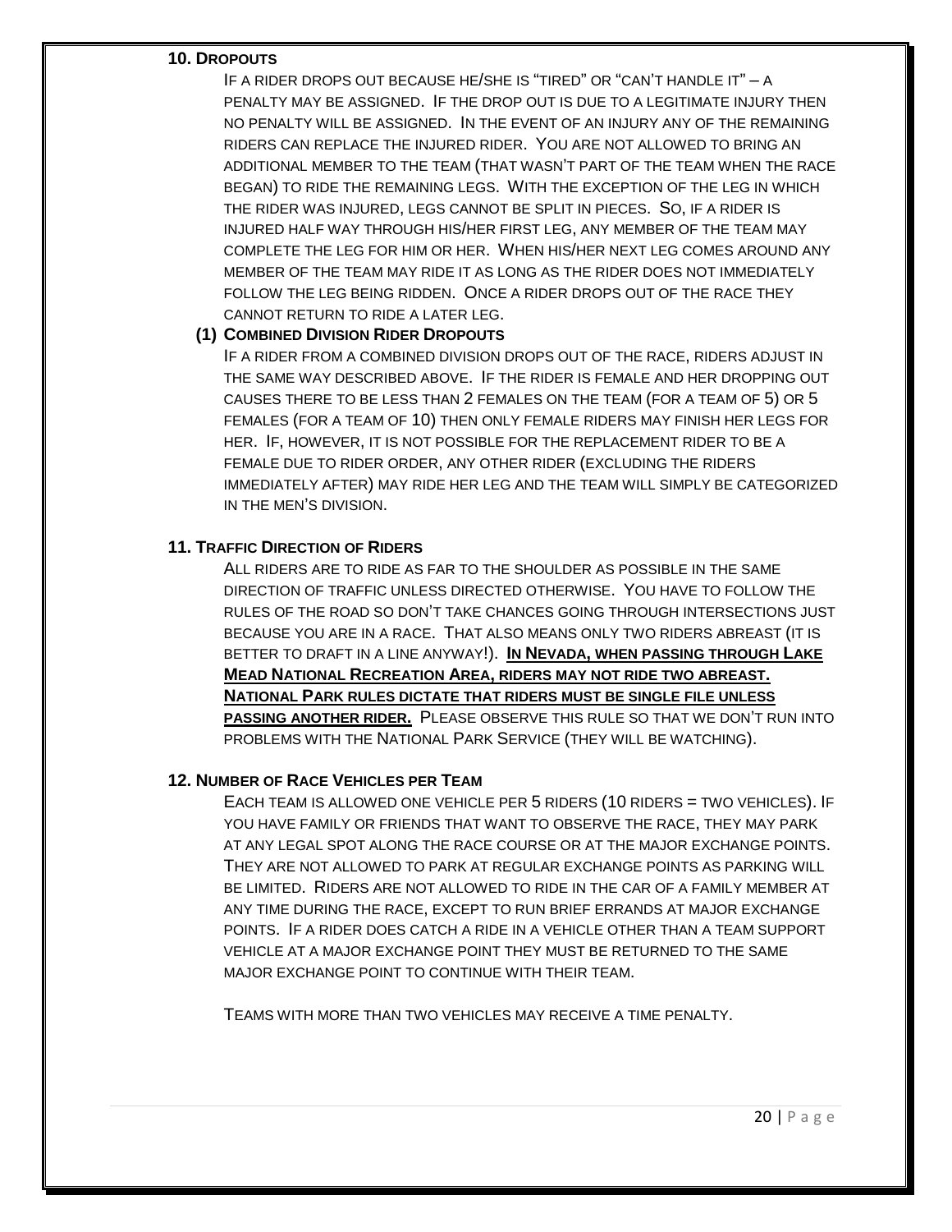### 10. Dropouts

If a rider drops out because he/she is "tired" or "can't handle it" – a penalty may be assigned. If the drop out is due to a legitimate injury then no penalty will be assigned. In the event of an injury any of the remaining riders can replace the injured rider. You are not allowed to bring an additional member to the team (that wasn't part of the team when the race began) to ride the remaining legs. With the exception of the leg in which the rider was injured, legs cannot be split in pieces. So, if a rider is injured half way through his/her first leg, any member of the team may complete the leg for him or her. When his/her next leg comes around any member of the team may ride it as long as the rider does not immediately follow the leg being ridden. Once a rider drops out of the race they cannot return to ride a later leg.

#### (1) Combined Division Rider Dropouts

If a rider from a combined division drops out of the race, riders adjust in the same way described above. If the rider is female and her dropping out causes there to be less than 2 females on the team (for a team of 5) or 5 females (for a team of 10) then only female riders may finish her legs for her. If, however, it is not possible for the replacement rider to be a female due to rider order, any other rider (excluding the riders immediately after) may ride her leg and the team will simply be categorized in the men's division.

### 11. Traffic Direction of Riders

All riders are to ride as far to the shoulder as possible in the same direction of traffic unless directed otherwise. You have to follow the rules of the road so don't take chances going through intersections just because you are in a race. That also means only two riders abreast (it is better to draft in a line anyway!). **In Nevada, when passing through Lake Mead National Recreation Area, riders may not ride two abreast. National Park rules dictate that riders must be single file unless passing another rider.** Please observe this rule so that we don't run into problems with the National Park Service (they will be watching).

### 12. Number of Race Vehicles per Team

Each team is allowed one vehicle per 5 riders (10 riders = two vehicles). If you have family or friends that want to observe the race, they may park at any legal spot along the race course or at the major exchange points. They are not allowed to park at regular exchange points as parking will be limited. Riders are not allowed to ride in the car of a family member at any time during the race, except to run brief errands at major exchange points. If a rider does catch a ride in a vehicle other than a team support vehicle at a major exchange point they must be returned to the same major exchange point to continue with their team.

Teams with more than two vehicles may receive a time penalty.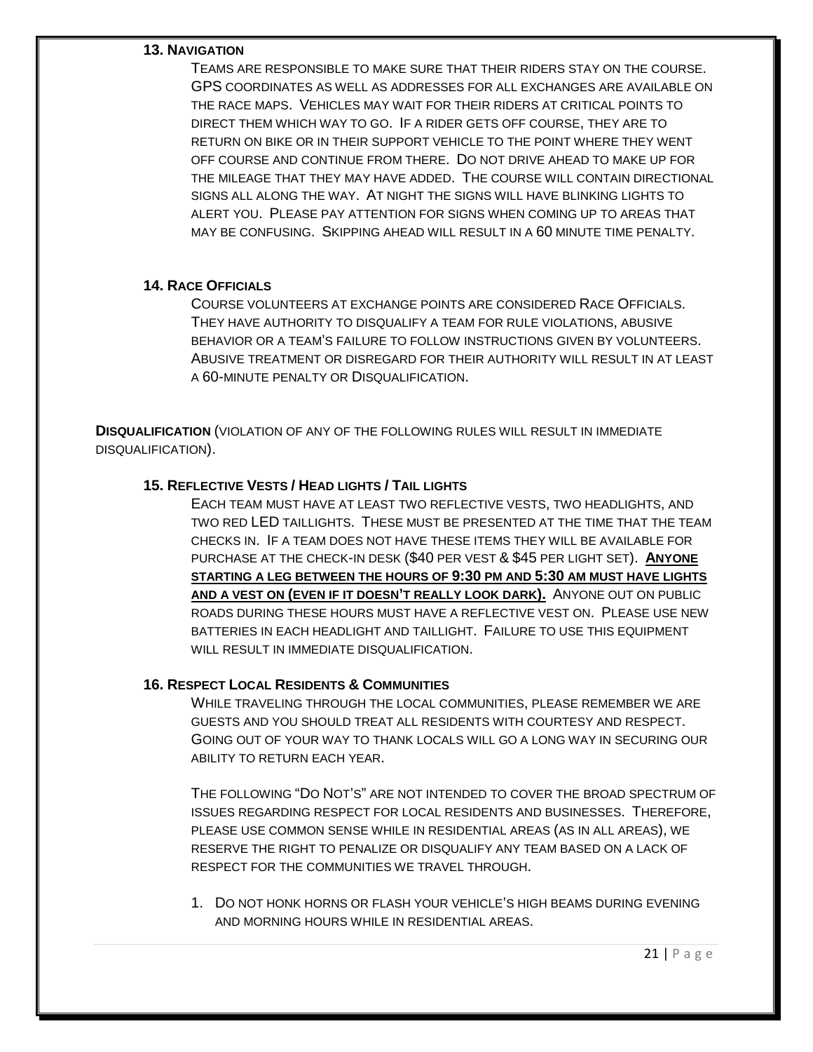### 13. Navigation

Teams are responsible to make sure that their riders stay on the course. GPS coordinates as well as addresses for all exchanges are available on the race maps. Vehicles may wait for their riders at critical points to direct them which way to go. If a rider gets off course, they are to return on bike or in their support vehicle to the point where they went off course and continue from there. Do not drive ahead to make up for the mileage that they may have added. The course will contain directional signs all along the way. At night the signs will have blinking lights to alert you. Please pay attention for signs when coming up to areas that may be confusing. Skipping ahead will result in a 60 minute time penalty.

### 14. Race Officials

Course volunteers at exchange points are considered Race Officials. They have authority to disqualify a team for rule violations, abusive behavior or a team's failure to follow instructions given by volunteers. Abusive treatment or disregard for their authority will result in at least a 60-minute penalty or Disqualification.

**Disqualification** (violation of any of the following rules will result in immediate disqualification).

### 15. Reflective Vests / Head lights / Tail lights

Each team must have at least two reflective vests, two headlights, and two red LED taillights. These must be presented at the time that the team checks in. If a team does not have these items they will be available for purchase at the check-in desk ($40 per vest & $45 per light set). **Anyone starting a leg between the hours of 9:30 pm and 5:30 am must have lights and a vest on (even if it doesn't really look dark).** Anyone out on public roads during these hours must have a reflective vest on. Please use new batteries in each headlight and taillight. Failure to use this equipment will result in immediate disqualification.

### 16. Respect Local Residents & Communities

While traveling through the local communities, please remember we are guests and you should treat all residents with courtesy and respect. Going out of your way to thank locals will go a long way in securing our ability to return each year.

The following "Do Not's" are not intended to cover the broad spectrum of issues regarding respect for local residents and businesses. Therefore, please use common sense while in residential areas (as in all areas), we reserve the right to penalize or disqualify any team based on a lack of respect for the communities we travel through.

1. Do not honk horns or flash your vehicle's high beams during evening and morning hours while in residential areas.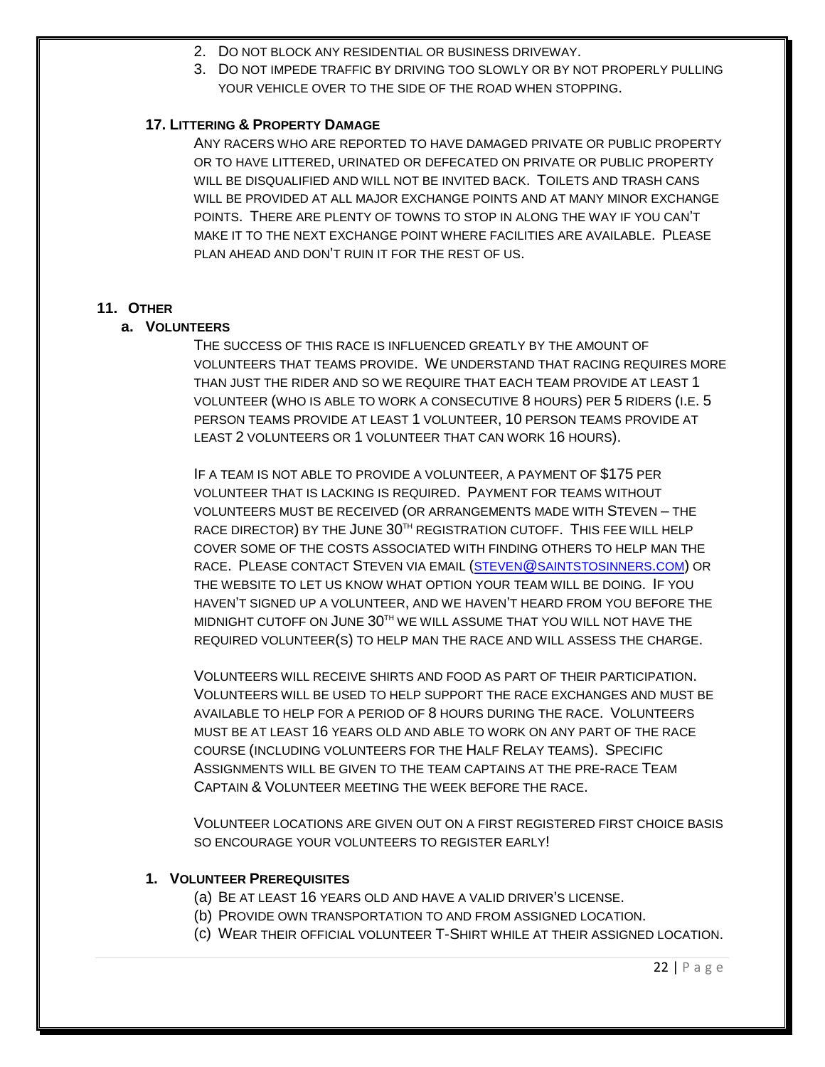2. DO NOT BLOCK ANY RESIDENTIAL OR BUSINESS DRIVEWAY.
3. DO NOT IMPEDE TRAFFIC BY DRIVING TOO SLOWLY OR BY NOT PROPERLY PULLING YOUR VEHICLE OVER TO THE SIDE OF THE ROAD WHEN STOPPING.

### 17. LITTERING & PROPERTY DAMAGE

ANY RACERS WHO ARE REPORTED TO HAVE DAMAGED PRIVATE OR PUBLIC PROPERTY OR TO HAVE LITTERED, URINATED OR DEFECATED ON PRIVATE OR PUBLIC PROPERTY WILL BE DISQUALIFIED AND WILL NOT BE INVITED BACK. TOILETS AND TRASH CANS WILL BE PROVIDED AT ALL MAJOR EXCHANGE POINTS AND AT MANY MINOR EXCHANGE POINTS. THERE ARE PLENTY OF TOWNS TO STOP IN ALONG THE WAY IF YOU CAN'T MAKE IT TO THE NEXT EXCHANGE POINT WHERE FACILITIES ARE AVAILABLE. PLEASE PLAN AHEAD AND DON'T RUIN IT FOR THE REST OF US.

## 11. OTHER

### a. VOLUNTEERS

THE SUCCESS OF THIS RACE IS INFLUENCED GREATLY BY THE AMOUNT OF VOLUNTEERS THAT TEAMS PROVIDE. WE UNDERSTAND THAT RACING REQUIRES MORE THAN JUST THE RIDER AND SO WE REQUIRE THAT EACH TEAM PROVIDE AT LEAST 1 VOLUNTEER (WHO IS ABLE TO WORK A CONSECUTIVE 8 HOURS) PER 5 RIDERS (I.E. 5 PERSON TEAMS PROVIDE AT LEAST 1 VOLUNTEER, 10 PERSON TEAMS PROVIDE AT LEAST 2 VOLUNTEERS OR 1 VOLUNTEER THAT CAN WORK 16 HOURS).

IF A TEAM IS NOT ABLE TO PROVIDE A VOLUNTEER, A PAYMENT OF $175 PER VOLUNTEER THAT IS LACKING IS REQUIRED. PAYMENT FOR TEAMS WITHOUT VOLUNTEERS MUST BE RECEIVED (OR ARRANGEMENTS MADE WITH STEVEN – THE RACE DIRECTOR) BY THE JUNE 30TH REGISTRATION CUTOFF. THIS FEE WILL HELP COVER SOME OF THE COSTS ASSOCIATED WITH FINDING OTHERS TO HELP MAN THE RACE. PLEASE CONTACT STEVEN VIA EMAIL (STEVEN@SAINTSTOSINNERS.COM) OR THE WEBSITE TO LET US KNOW WHAT OPTION YOUR TEAM WILL BE DOING. IF YOU HAVEN'T SIGNED UP A VOLUNTEER, AND WE HAVEN'T HEARD FROM YOU BEFORE THE MIDNIGHT CUTOFF ON JUNE 30TH WE WILL ASSUME THAT YOU WILL NOT HAVE THE REQUIRED VOLUNTEER(S) TO HELP MAN THE RACE AND WILL ASSESS THE CHARGE.

VOLUNTEERS WILL RECEIVE SHIRTS AND FOOD AS PART OF THEIR PARTICIPATION. VOLUNTEERS WILL BE USED TO HELP SUPPORT THE RACE EXCHANGES AND MUST BE AVAILABLE TO HELP FOR A PERIOD OF 8 HOURS DURING THE RACE. VOLUNTEERS MUST BE AT LEAST 16 YEARS OLD AND ABLE TO WORK ON ANY PART OF THE RACE COURSE (INCLUDING VOLUNTEERS FOR THE HALF RELAY TEAMS). SPECIFIC ASSIGNMENTS WILL BE GIVEN TO THE TEAM CAPTAINS AT THE PRE-RACE TEAM CAPTAIN & VOLUNTEER MEETING THE WEEK BEFORE THE RACE.

VOLUNTEER LOCATIONS ARE GIVEN OUT ON A FIRST REGISTERED FIRST CHOICE BASIS SO ENCOURAGE YOUR VOLUNTEERS TO REGISTER EARLY!

#### 1. VOLUNTEER PREREQUISITES

(a) BE AT LEAST 16 YEARS OLD AND HAVE A VALID DRIVER'S LICENSE.
(b) PROVIDE OWN TRANSPORTATION TO AND FROM ASSIGNED LOCATION.
(c) WEAR THEIR OFFICIAL VOLUNTEER T-SHIRT WHILE AT THEIR ASSIGNED LOCATION.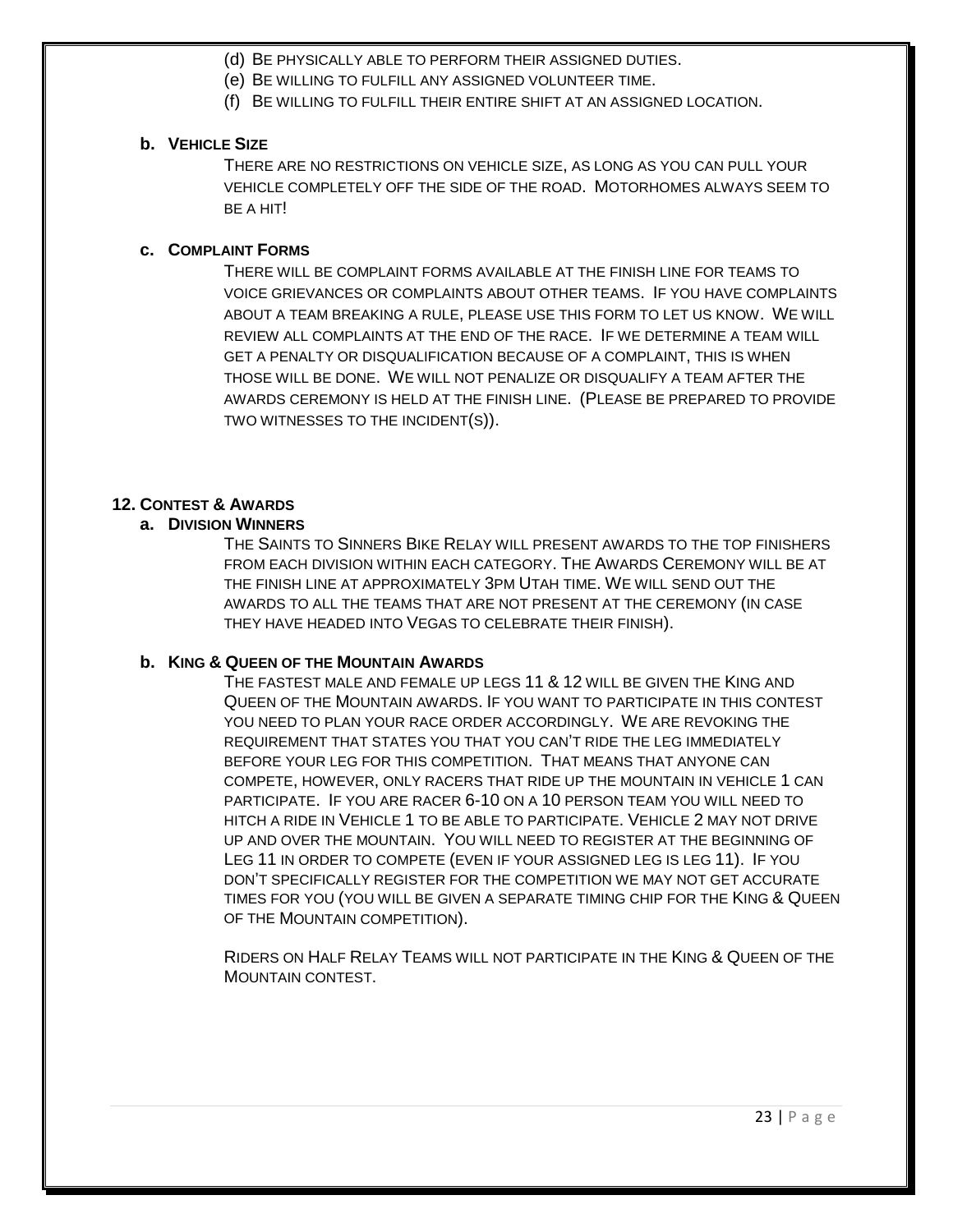(d) Be physically able to perform their assigned duties.

(e) Be willing to fulfill any assigned volunteer time.

(f) Be willing to fulfill their entire shift at an assigned location.

### b. Vehicle Size

There are no restrictions on vehicle size, as long as you can pull your vehicle completely off the side of the road. Motorhomes always seem to be a hit!

### c. Complaint Forms

There will be complaint forms available at the finish line for teams to voice grievances or complaints about other teams. If you have complaints about a team breaking a rule, please use this form to let us know. We will review all complaints at the end of the race. If we determine a team will get a penalty or disqualification because of a complaint, this is when those will be done. We will not penalize or disqualify a team after the awards ceremony is held at the finish line. (Please be prepared to provide two witnesses to the incident(s)).

## 12. Contest & Awards

### a. Division Winners

The Saints to Sinners Bike Relay will present awards to the top finishers from each division within each category. The Awards Ceremony will be at the finish line at approximately 3pm Utah time. We will send out the awards to all the teams that are not present at the ceremony (in case they have headed into Vegas to celebrate their finish).

### b. King & Queen of the Mountain Awards

The fastest male and female up legs 11 & 12 will be given the King and Queen of the Mountain awards. If you want to participate in this contest you need to plan your race order accordingly. We are revoking the requirement that states you that you can't ride the leg immediately before your leg for this competition. That means that anyone can compete, however, only racers that ride up the mountain in Vehicle 1 can participate. If you are racer 6-10 on a 10 person team you will need to hitch a ride in Vehicle 1 to be able to participate. Vehicle 2 may not drive up and over the mountain. You will need to register at the beginning of Leg 11 in order to compete (even if your assigned leg is leg 11). If you don't specifically register for the competition we may not get accurate times for you (you will be given a separate timing chip for the King & Queen of the Mountain competition).

Riders on Half Relay Teams will not participate in the King & Queen of the Mountain contest.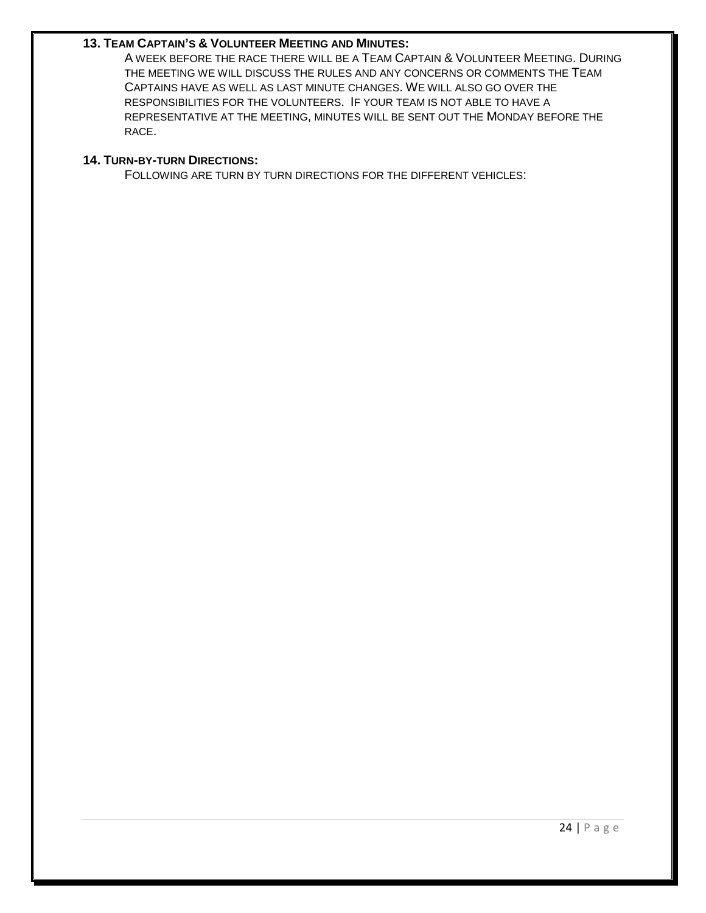**13. Team Captain's & Volunteer Meeting and Minutes:**

A week before the race there will be a Team Captain & Volunteer Meeting. During the meeting we will discuss the rules and any concerns or comments the Team Captains have as well as last minute changes. We will also go over the responsibilities for the volunteers. If your team is not able to have a representative at the meeting, minutes will be sent out the Monday before the race.

**14. Turn-by-turn Directions:**

Following are turn by turn directions for the different vehicles: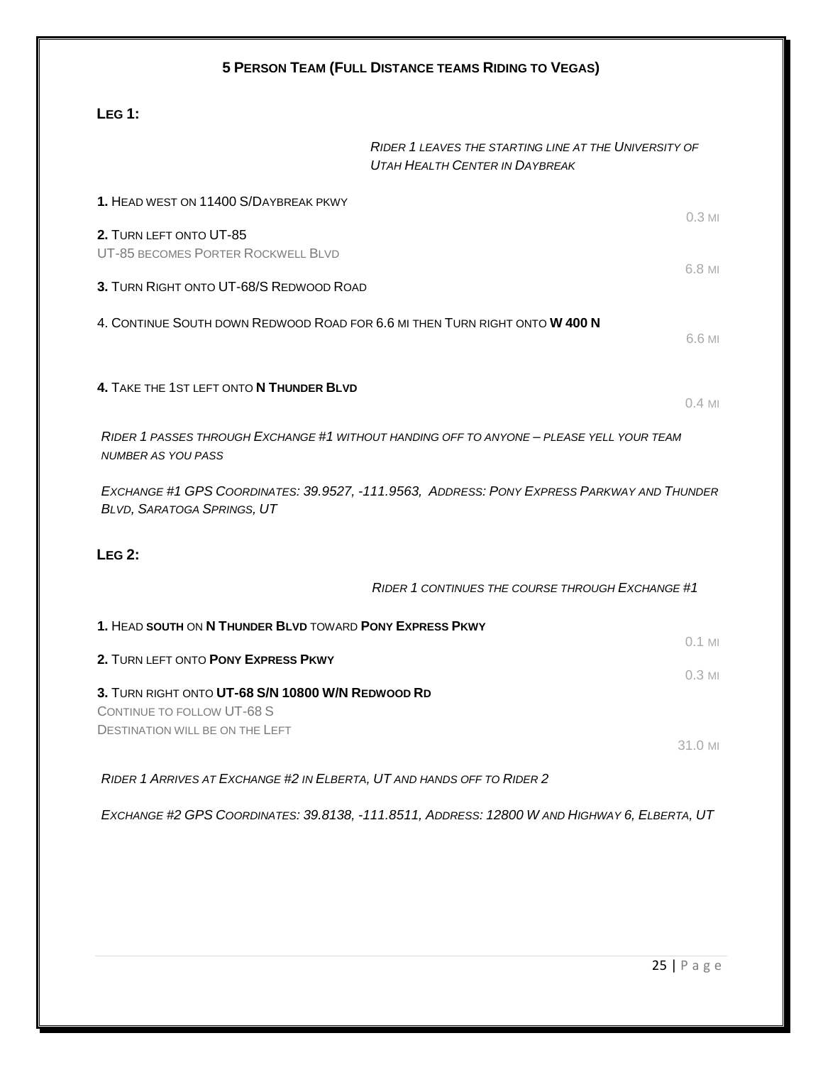## 5 Person Team (Full Distance teams Riding to Vegas)

### Leg 1:

*Rider 1 leaves the starting line at the University of Utah Health Center in Daybreak*

**1.** Head west on 11400 S/Daybreak pkwy — 0.3 mi

**2.** Turn left onto UT-85
UT-85 becomes Porter Rockwell Blvd — 6.8 mi

**3.** Turn Right onto UT-68/S Redwood Road

4. Continue South down Redwood Road for 6.6 mi then Turn right onto **W 400 N** — 6.6 mi

**4.** Take the 1st left onto **N Thunder Blvd** — 0.4 mi

*Rider 1 passes through Exchange #1 without handing off to anyone – please yell your team number as you pass*

*Exchange #1 GPS Coordinates: 39.9527, -111.9563, Address: Pony Express Parkway and Thunder Blvd, Saratoga Springs, UT*

### Leg 2:

*Rider 1 continues the course through Exchange #1*

**1.** Head **south** on **N Thunder Blvd** toward **Pony Express Pkwy** — 0.1 mi

**2.** Turn left onto **Pony Express Pkwy** — 0.3 mi

**3.** Turn right onto **UT-68 S/N 10800 W/N Redwood Rd**
Continue to follow UT-68 S
Destination will be on the Left — 31.0 mi

*Rider 1 Arrives at Exchange #2 in Elberta, UT and hands off to Rider 2*

*Exchange #2 GPS Coordinates: 39.8138, -111.8511, Address: 12800 W and Highway 6, Elberta, UT*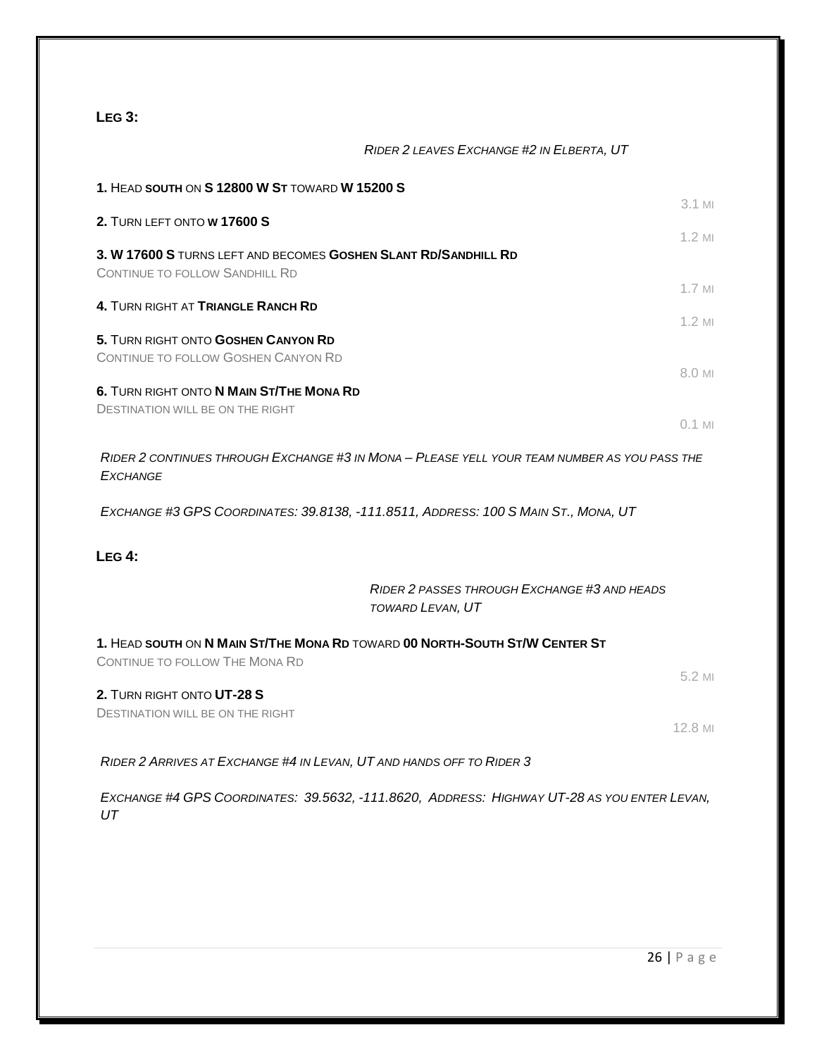## LEG 3:

*RIDER 2 LEAVES EXCHANGE #2 IN ELBERTA, UT*

**1.** HEAD **SOUTH** ON **S 12800 W ST** TOWARD **W 15200 S**
3.1 MI

**2.** TURN LEFT ONTO **W 17600 S**
1.2 MI

**3. W 17600 S** TURNS LEFT AND BECOMES **GOSHEN SLANT RD/SANDHILL RD**
CONTINUE TO FOLLOW SANDHILL RD
1.7 MI

**4.** TURN RIGHT AT **TRIANGLE RANCH RD**
1.2 MI

**5.** TURN RIGHT ONTO **GOSHEN CANYON RD**
CONTINUE TO FOLLOW GOSHEN CANYON RD
8.0 MI

**6.** TURN RIGHT ONTO **N MAIN ST/THE MONA RD**
DESTINATION WILL BE ON THE RIGHT
0.1 MI

*RIDER 2 CONTINUES THROUGH EXCHANGE #3 IN MONA – PLEASE YELL YOUR TEAM NUMBER AS YOU PASS THE EXCHANGE*

*EXCHANGE #3 GPS COORDINATES: 39.8138, -111.8511, ADDRESS: 100 S MAIN ST., MONA, UT*

## LEG 4:

*RIDER 2 PASSES THROUGH EXCHANGE #3 AND HEADS TOWARD LEVAN, UT*

**1.** HEAD **SOUTH** ON **N MAIN ST/THE MONA RD** TOWARD **00 NORTH-SOUTH ST/W CENTER ST**
CONTINUE TO FOLLOW THE MONA RD
5.2 MI

**2.** TURN RIGHT ONTO **UT-28 S**
DESTINATION WILL BE ON THE RIGHT
12.8 MI

*RIDER 2 ARRIVES AT EXCHANGE #4 IN LEVAN, UT AND HANDS OFF TO RIDER 3*

*EXCHANGE #4 GPS COORDINATES: 39.5632, -111.8620, ADDRESS: HIGHWAY UT-28 AS YOU ENTER LEVAN, UT*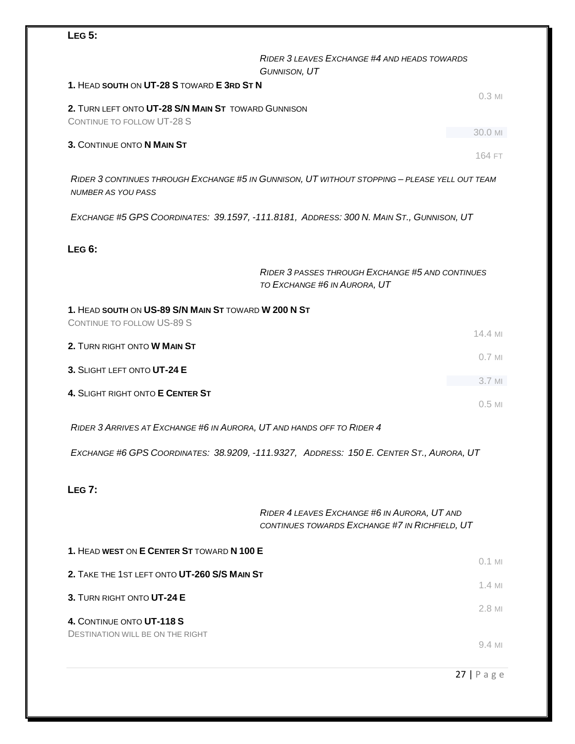## Leg 5:

*Rider 3 leaves Exchange #4 and heads towards Gunnison, UT*

**1.** Head **south** on **UT-28 S** toward **E 3rd St N**

0.3 mi

**2.** Turn left onto **UT-28 S/N Main St** toward Gunnison
Continue to follow UT-28 S

30.0 mi

**3.** Continue onto **N Main St**

164 ft

*Rider 3 continues through Exchange #5 in Gunnison, UT without stopping – please yell out team number as you pass*

*Exchange #5 GPS Coordinates: 39.1597, -111.8181, Address: 300 N. Main St., Gunnison, UT*

## Leg 6:

*Rider 3 passes through Exchange #5 and continues to Exchange #6 in Aurora, UT*

**1.** Head **south** on **US-89 S/N Main St** toward **W 200 N St**
Continue to follow US-89 S

14.4 mi

**2.** Turn right onto **W Main St**

0.7 mi

**3.** Slight left onto **UT-24 E**

3.7 mi

**4.** Slight right onto **E Center St**

0.5 mi

*Rider 3 arrives at Exchange #6 in Aurora, UT and hands off to Rider 4*

*Exchange #6 GPS Coordinates: 38.9209, -111.9327, Address: 150 E. Center St., Aurora, UT*

## Leg 7:

*Rider 4 leaves Exchange #6 in Aurora, UT and continues towards Exchange #7 in Richfield, UT*

**1.** Head **west** on **E Center St** toward **N 100 E**

0.1 mi

**2.** Take the 1st left onto **UT-260 S/S Main St**

1.4 mi

**3.** Turn right onto **UT-24 E**

2.8 mi

**4.** Continue onto **UT-118 S**
Destination will be on the right

9.4 mi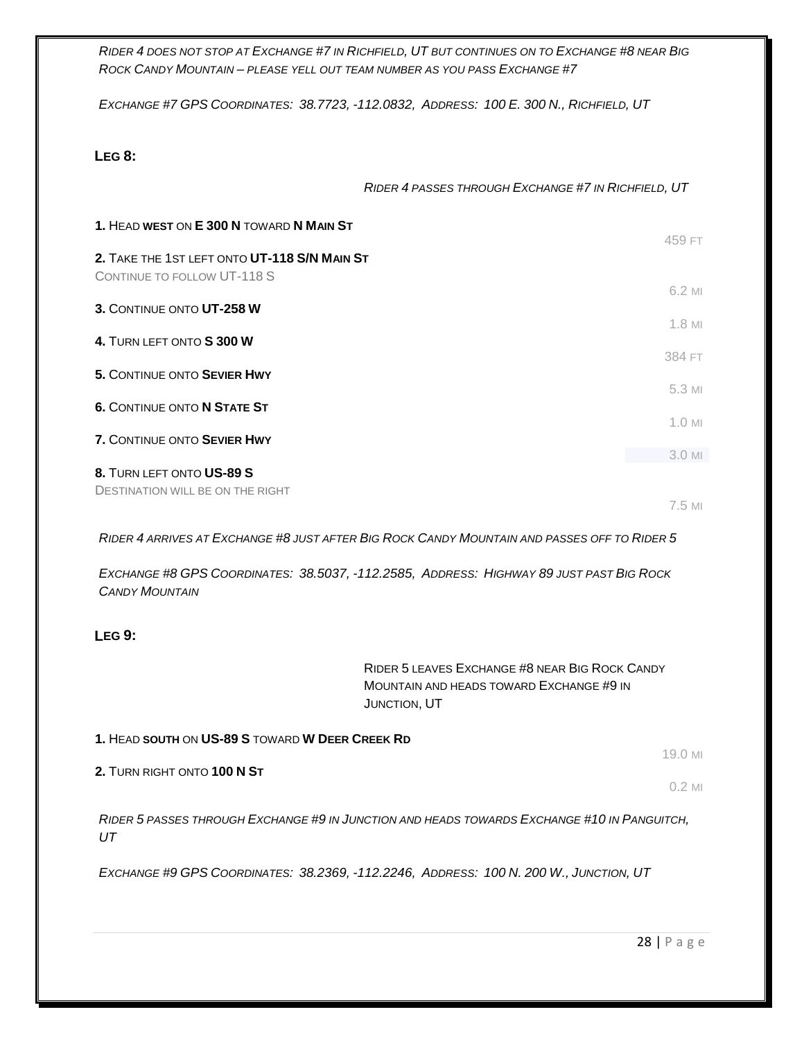*Rider 4 does not stop at Exchange #7 in Richfield, UT but continues on to Exchange #8 near Big Rock Candy Mountain – please yell out team number as you pass Exchange #7*

*Exchange #7 GPS Coordinates: 38.7723, -112.0832, Address: 100 E. 300 N., Richfield, UT*

## Leg 8:

*Rider 4 passes through Exchange #7 in Richfield, UT*

**1.** Head **west** on **E 300 N** toward **N Main St** — 459 ft

**2.** Take the 1st left onto **UT-118 S/N Main St**
Continue to follow UT-118 S — 6.2 mi

**3.** Continue onto **UT-258 W** — 1.8 mi

**4.** Turn left onto **S 300 W** — 384 ft

**5.** Continue onto **Sevier Hwy** — 5.3 mi

**6.** Continue onto **N State St** — 1.0 mi

**7.** Continue onto **Sevier Hwy** — 3.0 mi

**8.** Turn left onto **US-89 S**
Destination will be on the right — 7.5 mi

*Rider 4 arrives at Exchange #8 just after Big Rock Candy Mountain and passes off to Rider 5*

*Exchange #8 GPS Coordinates: 38.5037, -112.2585, Address: Highway 89 just past Big Rock Candy Mountain*

## Leg 9:

Rider 5 leaves Exchange #8 near Big Rock Candy Mountain and heads toward Exchange #9 in Junction, UT

**1.** Head **south** on **US-89 S** toward **W Deer Creek Rd** — 19.0 mi

**2.** Turn right onto **100 N St** — 0.2 mi

*Rider 5 passes through Exchange #9 in Junction and heads towards Exchange #10 in Panguitch, UT*

*Exchange #9 GPS Coordinates: 38.2369, -112.2246, Address: 100 N. 200 W., Junction, UT*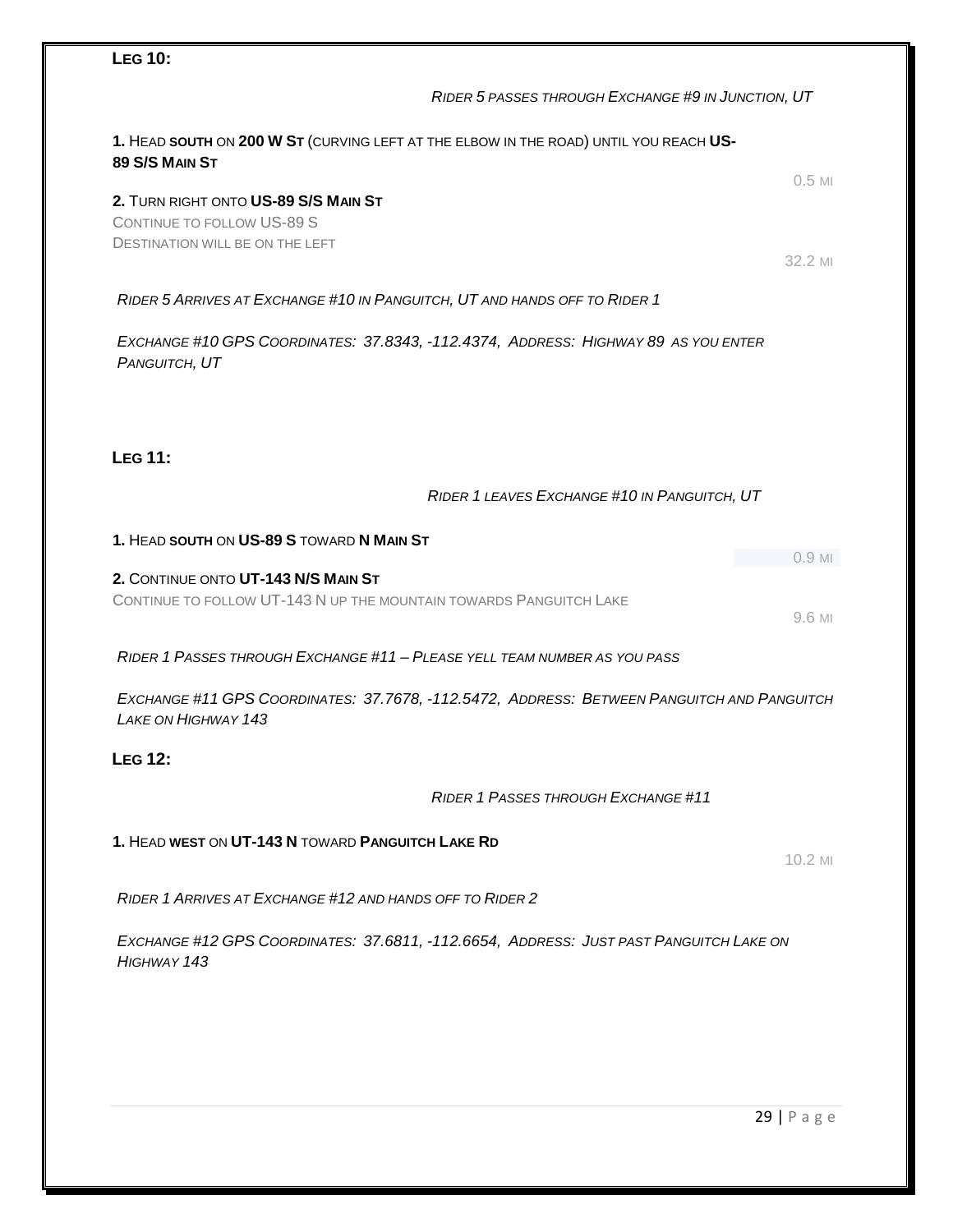## LEG 10:

*RIDER 5 PASSES THROUGH EXCHANGE #9 IN JUNCTION, UT*

**1.** HEAD **SOUTH** ON **200 W ST** (CURVING LEFT AT THE ELBOW IN THE ROAD) UNTIL YOU REACH **US-89 S/S MAIN ST**

0.5 MI

**2.** TURN RIGHT ONTO **US-89 S/S MAIN ST**
CONTINUE TO FOLLOW US-89 S
DESTINATION WILL BE ON THE LEFT

32.2 MI

*RIDER 5 ARRIVES AT EXCHANGE #10 IN PANGUITCH, UT AND HANDS OFF TO RIDER 1*

*EXCHANGE #10 GPS COORDINATES: 37.8343, -112.4374, ADDRESS: HIGHWAY 89 AS YOU ENTER PANGUITCH, UT*

## LEG 11:

*RIDER 1 LEAVES EXCHANGE #10 IN PANGUITCH, UT*

**1.** HEAD **SOUTH** ON **US-89 S** TOWARD **N MAIN ST**

0.9 MI

**2.** CONTINUE ONTO **UT-143 N/S MAIN ST**
CONTINUE TO FOLLOW UT-143 N UP THE MOUNTAIN TOWARDS PANGUITCH LAKE

9.6 MI

*RIDER 1 PASSES THROUGH EXCHANGE #11 – PLEASE YELL TEAM NUMBER AS YOU PASS*

*EXCHANGE #11 GPS COORDINATES: 37.7678, -112.5472, ADDRESS: BETWEEN PANGUITCH AND PANGUITCH LAKE ON HIGHWAY 143*

## LEG 12:

*RIDER 1 PASSES THROUGH EXCHANGE #11*

**1.** HEAD **WEST** ON **UT-143 N** TOWARD **PANGUITCH LAKE RD**

10.2 MI

*RIDER 1 ARRIVES AT EXCHANGE #12 AND HANDS OFF TO RIDER 2*

*EXCHANGE #12 GPS COORDINATES: 37.6811, -112.6654, ADDRESS: JUST PAST PANGUITCH LAKE ON HIGHWAY 143*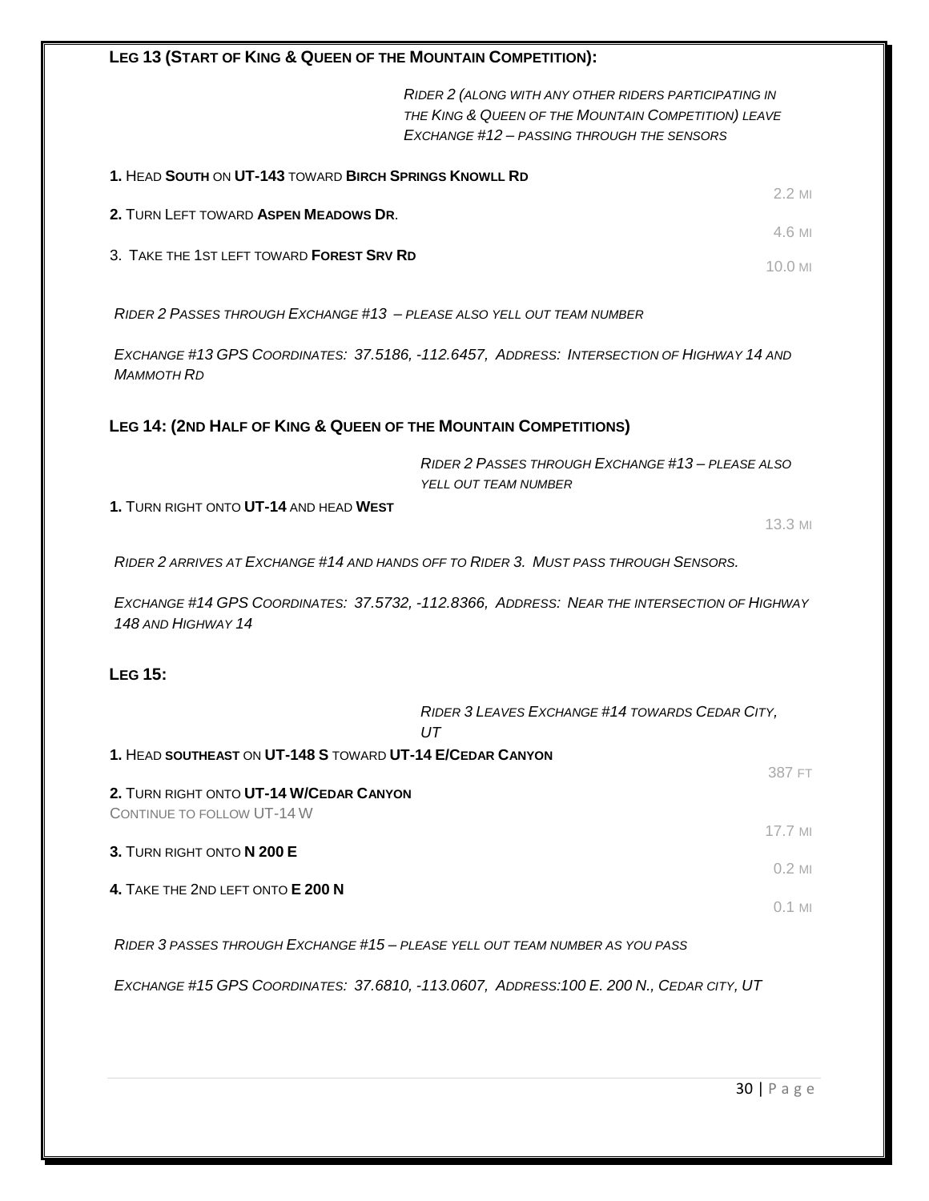### Leg 13 (Start of King & Queen of the Mountain Competition):

*Rider 2 (along with any other riders participating in the King & Queen of the Mountain Competition) leave Exchange #12 – passing through the sensors*

**1.** Head **South** on **UT-143** toward **Birch Springs Knowll Rd** — 2.2 mi

**2.** Turn Left toward **Aspen Meadows Dr**. — 4.6 mi

3. Take the 1st left toward **Forest Srv Rd** — 10.0 mi

*Rider 2 Passes through Exchange #13 – please also yell out team number*

*Exchange #13 GPS Coordinates: 37.5186, -112.6457, Address: Intersection of Highway 14 and Mammoth Rd*

### Leg 14: (2nd Half of King & Queen of the Mountain Competitions)

*Rider 2 Passes through Exchange #13 – please also yell out team number*

**1.** Turn right onto **UT-14** and head **West** — 13.3 mi

*Rider 2 arrives at Exchange #14 and hands off to Rider 3. Must pass through Sensors.*

*Exchange #14 GPS Coordinates: 37.5732, -112.8366, Address: Near the intersection of Highway 148 and Highway 14*

### Leg 15:

*Rider 3 Leaves Exchange #14 towards Cedar City, UT*

**1.** Head **southeast** on **UT-148 S** toward **UT-14 E/Cedar Canyon** — 387 ft

**2.** Turn right onto **UT-14 W/Cedar Canyon**
Continue to follow UT-14 W — 17.7 mi

**3.** Turn right onto **N 200 E** — 0.2 mi

**4.** Take the 2nd left onto **E 200 N** — 0.1 mi

*Rider 3 passes through Exchange #15 – please yell out team number as you pass*

*Exchange #15 GPS Coordinates: 37.6810, -113.0607, Address:100 E. 200 N., Cedar city, UT*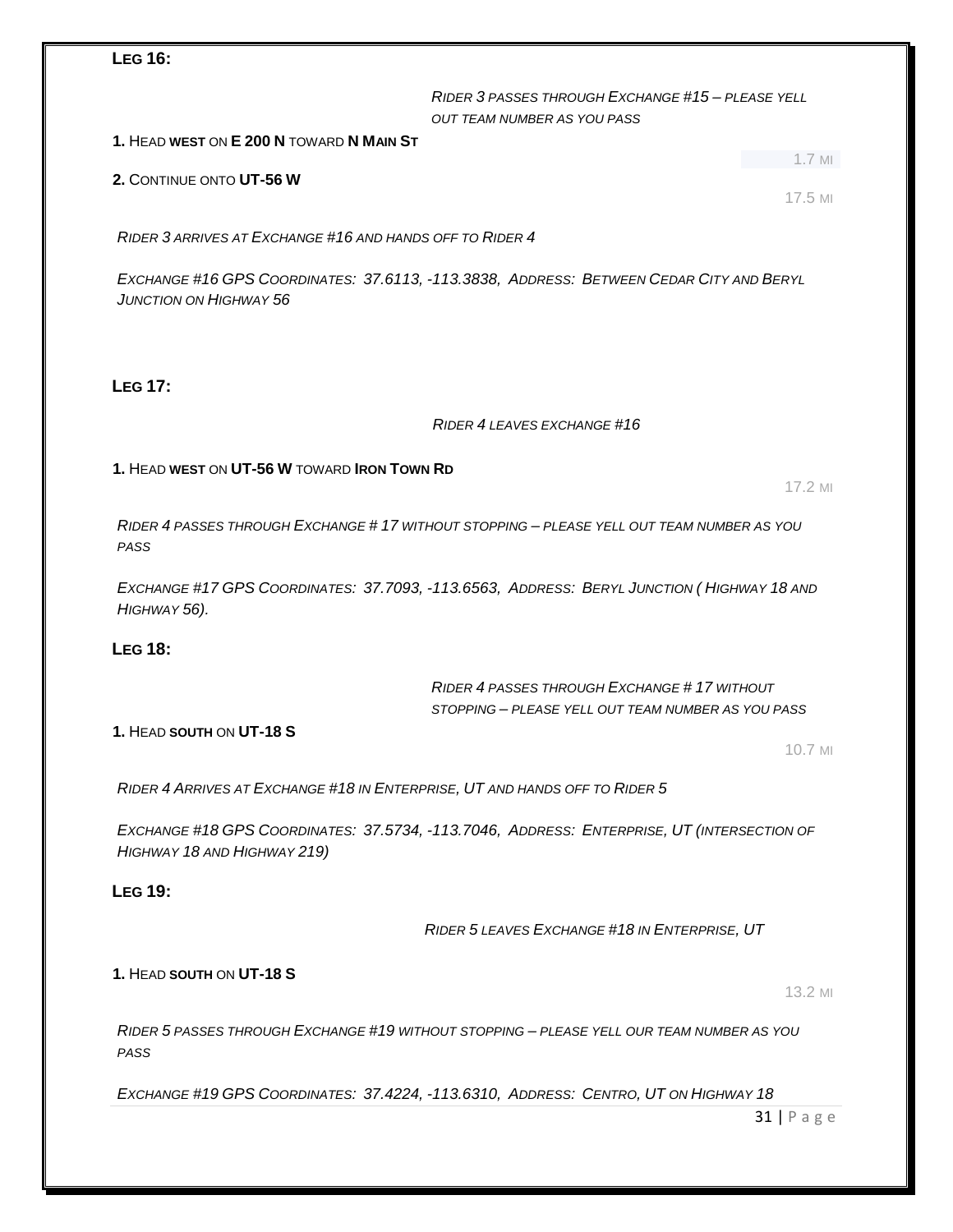**LEG 16:**

*RIDER 3 PASSES THROUGH EXCHANGE #15 – PLEASE YELL OUT TEAM NUMBER AS YOU PASS*

**1.** HEAD **WEST** ON **E 200 N** TOWARD **N MAIN ST**

1.7 MI

**2.** CONTINUE ONTO **UT-56 W**

17.5 MI

*RIDER 3 ARRIVES AT EXCHANGE #16 AND HANDS OFF TO RIDER 4*

*EXCHANGE #16 GPS COORDINATES: 37.6113, -113.3838, ADDRESS: BETWEEN CEDAR CITY AND BERYL JUNCTION ON HIGHWAY 56*

**LEG 17:**

*RIDER 4 LEAVES EXCHANGE #16*

**1.** HEAD **WEST** ON **UT-56 W** TOWARD **IRON TOWN RD**

17.2 MI

*RIDER 4 PASSES THROUGH EXCHANGE # 17 WITHOUT STOPPING – PLEASE YELL OUT TEAM NUMBER AS YOU PASS*

*EXCHANGE #17 GPS COORDINATES: 37.7093, -113.6563, ADDRESS: BERYL JUNCTION ( HIGHWAY 18 AND HIGHWAY 56).*

**LEG 18:**

*RIDER 4 PASSES THROUGH EXCHANGE # 17 WITHOUT STOPPING – PLEASE YELL OUT TEAM NUMBER AS YOU PASS*

**1.** HEAD **SOUTH** ON **UT-18 S**

10.7 MI

*RIDER 4 ARRIVES AT EXCHANGE #18 IN ENTERPRISE, UT AND HANDS OFF TO RIDER 5*

*EXCHANGE #18 GPS COORDINATES: 37.5734, -113.7046, ADDRESS: ENTERPRISE, UT (INTERSECTION OF HIGHWAY 18 AND HIGHWAY 219)*

**LEG 19:**

*RIDER 5 LEAVES EXCHANGE #18 IN ENTERPRISE, UT*

**1.** HEAD **SOUTH** ON **UT-18 S**

13.2 MI

*RIDER 5 PASSES THROUGH EXCHANGE #19 WITHOUT STOPPING – PLEASE YELL OUR TEAM NUMBER AS YOU PASS*

*EXCHANGE #19 GPS COORDINATES: 37.4224, -113.6310, ADDRESS: CENTRO, UT ON HIGHWAY 18*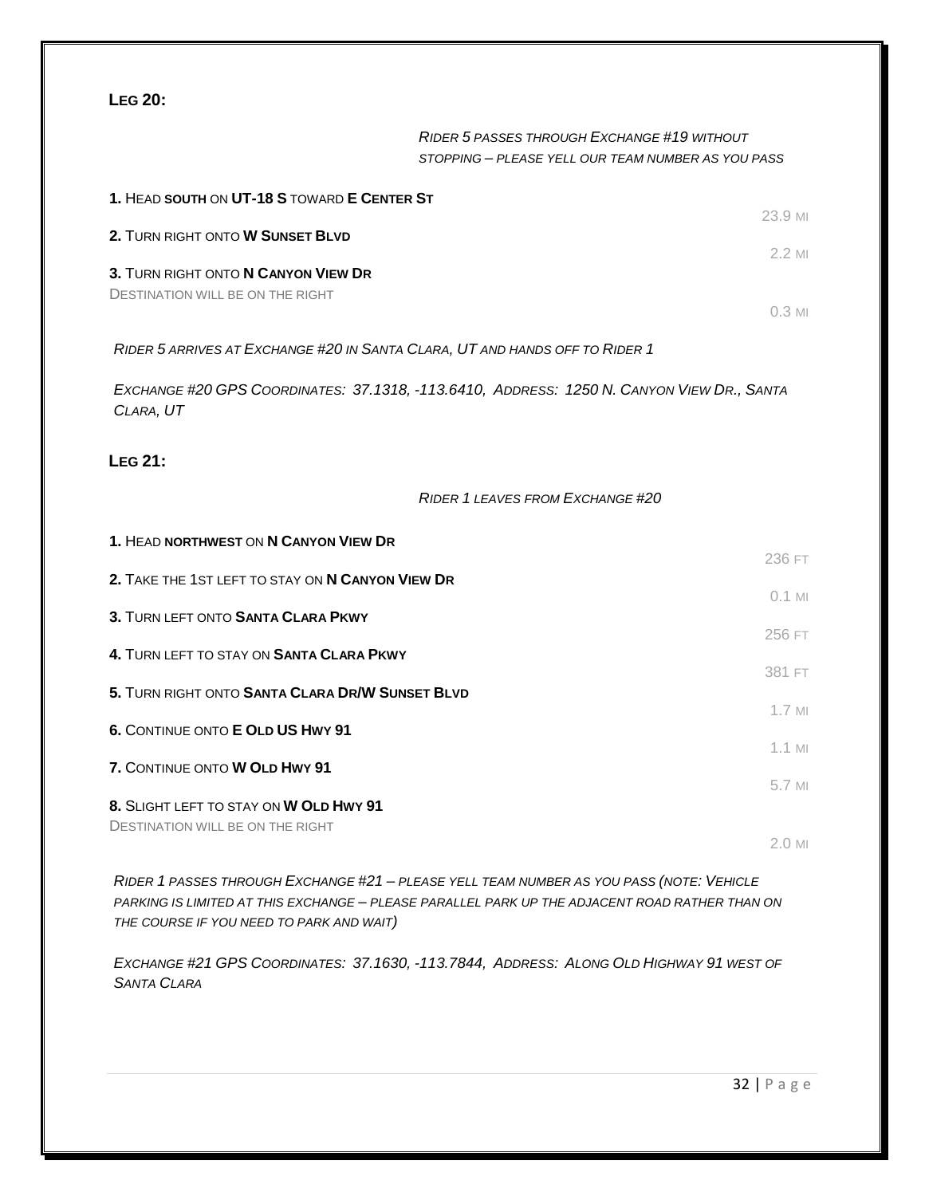## Leg 20:

*Rider 5 passes through Exchange #19 without stopping – please yell our team number as you pass*

| Direction | Distance |
|---|---|
| **1.** Head **south** on **UT-18 S** toward **E Center St** | 23.9 mi |
| **2.** Turn right onto **W Sunset Blvd** | 2.2 mi |
| **3.** Turn right onto **N Canyon View Dr**<br>Destination will be on the right | 0.3 mi |

*Rider 5 arrives at Exchange #20 in Santa Clara, UT and hands off to Rider 1*

*Exchange #20 GPS Coordinates: 37.1318, -113.6410, Address: 1250 N. Canyon View Dr., Santa Clara, UT*

## Leg 21:

*Rider 1 leaves from Exchange #20*

| Direction | Distance |
|---|---|
| **1.** Head **northwest** on **N Canyon View Dr** | 236 ft |
| **2.** Take the 1st left to stay on **N Canyon View Dr** | 0.1 mi |
| **3.** Turn left onto **Santa Clara Pkwy** | 256 ft |
| **4.** Turn left to stay on **Santa Clara Pkwy** | 381 ft |
| **5.** Turn right onto **Santa Clara Dr/W Sunset Blvd** | 1.7 mi |
| **6.** Continue onto **E Old US Hwy 91** | 1.1 mi |
| **7.** Continue onto **W Old Hwy 91** | 5.7 mi |
| **8.** Slight left to stay on **W Old Hwy 91**<br>Destination will be on the right | 2.0 mi |

*Rider 1 passes through Exchange #21 – please yell team number as you pass (note: Vehicle parking is limited at this exchange – please parallel park up the adjacent road rather than on the course if you need to park and wait)*

*Exchange #21 GPS Coordinates: 37.1630, -113.7844, Address: Along Old Highway 91 west of Santa Clara*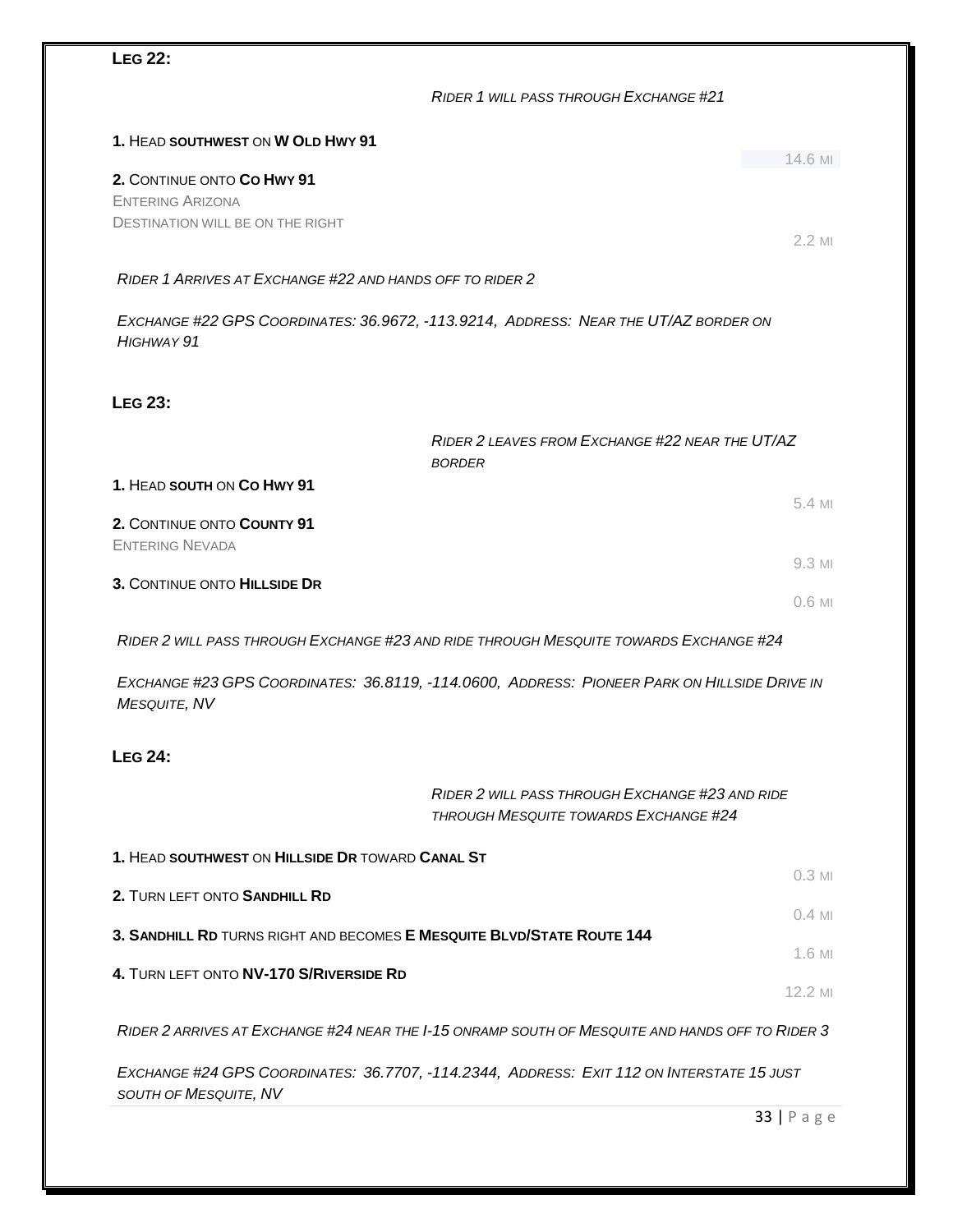### LEG 22:

*RIDER 1 WILL PASS THROUGH EXCHANGE #21*

**1.** HEAD **SOUTHWEST** ON **W OLD HWY 91**

14.6 MI

**2.** CONTINUE ONTO **CO HWY 91**
ENTERING ARIZONA
DESTINATION WILL BE ON THE RIGHT

2.2 MI

*RIDER 1 ARRIVES AT EXCHANGE #22 AND HANDS OFF TO RIDER 2*

*EXCHANGE #22 GPS COORDINATES: 36.9672, -113.9214, ADDRESS: NEAR THE UT/AZ BORDER ON HIGHWAY 91*

### LEG 23:

*RIDER 2 LEAVES FROM EXCHANGE #22 NEAR THE UT/AZ BORDER*

**1.** HEAD **SOUTH** ON **CO HWY 91**

5.4 MI

**2.** CONTINUE ONTO **COUNTY 91**
ENTERING NEVADA

9.3 MI

**3.** CONTINUE ONTO **HILLSIDE DR**

0.6 MI

*RIDER 2 WILL PASS THROUGH EXCHANGE #23 AND RIDE THROUGH MESQUITE TOWARDS EXCHANGE #24*

*EXCHANGE #23 GPS COORDINATES: 36.8119, -114.0600, ADDRESS: PIONEER PARK ON HILLSIDE DRIVE IN MESQUITE, NV*

### LEG 24:

*RIDER 2 WILL PASS THROUGH EXCHANGE #23 AND RIDE THROUGH MESQUITE TOWARDS EXCHANGE #24*

**1.** HEAD **SOUTHWEST** ON **HILLSIDE DR** TOWARD **CANAL ST**

0.3 MI

**2.** TURN LEFT ONTO **SANDHILL RD**

0.4 MI

**3. SANDHILL RD** TURNS RIGHT AND BECOMES **E MESQUITE BLVD/STATE ROUTE 144**

1.6 MI

**4.** TURN LEFT ONTO **NV-170 S/RIVERSIDE RD**

12.2 MI

*RIDER 2 ARRIVES AT EXCHANGE #24 NEAR THE I-15 ONRAMP SOUTH OF MESQUITE AND HANDS OFF TO RIDER 3*

*EXCHANGE #24 GPS COORDINATES: 36.7707, -114.2344, ADDRESS: EXIT 112 ON INTERSTATE 15 JUST SOUTH OF MESQUITE, NV*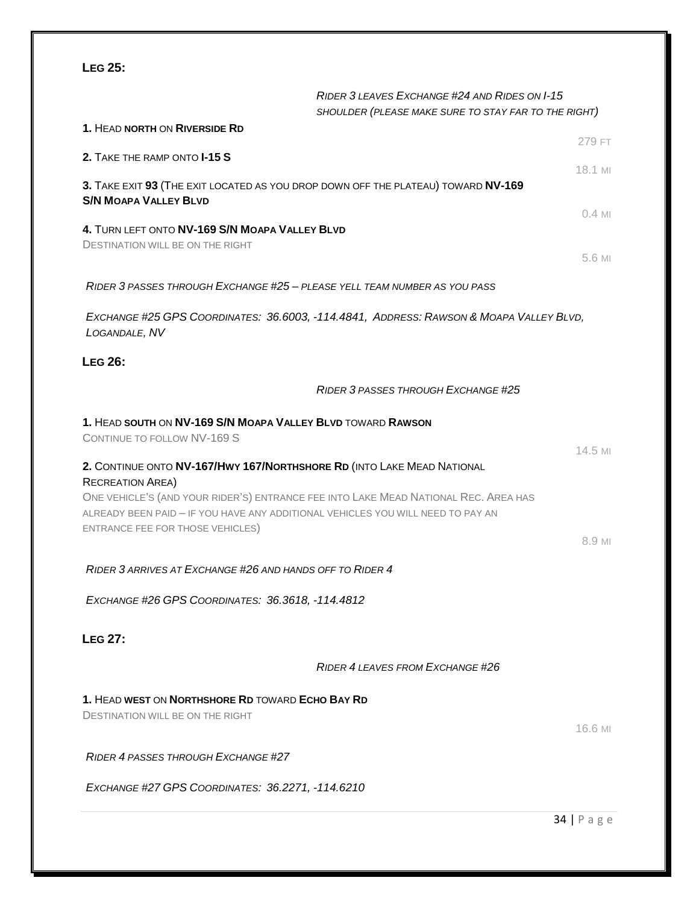## LEG 25:

*RIDER 3 LEAVES EXCHANGE #24 AND RIDES ON I-15 SHOULDER (PLEASE MAKE SURE TO STAY FAR TO THE RIGHT)*

**1.** HEAD **NORTH** ON **RIVERSIDE RD**

279 FT

**2.** TAKE THE RAMP ONTO **I-15 S**

18.1 MI

**3.** TAKE EXIT **93** (THE EXIT LOCATED AS YOU DROP DOWN OFF THE PLATEAU) TOWARD **NV-169 S/N MOAPA VALLEY BLVD**

0.4 MI

**4.** TURN LEFT ONTO **NV-169 S/N MOAPA VALLEY BLVD**
DESTINATION WILL BE ON THE RIGHT

5.6 MI

*RIDER 3 PASSES THROUGH EXCHANGE #25 – PLEASE YELL TEAM NUMBER AS YOU PASS*

*EXCHANGE #25 GPS COORDINATES: 36.6003, -114.4841, ADDRESS: RAWSON & MOAPA VALLEY BLVD, LOGANDALE, NV*

## LEG 26:

*RIDER 3 PASSES THROUGH EXCHANGE #25*

**1.** HEAD **SOUTH** ON **NV-169 S/N MOAPA VALLEY BLVD** TOWARD **RAWSON**
CONTINUE TO FOLLOW NV-169 S

14.5 MI

**2.** CONTINUE ONTO **NV-167/HWY 167/NORTHSHORE RD** (INTO LAKE MEAD NATIONAL RECREATION AREA)
ONE VEHICLE'S (AND YOUR RIDER'S) ENTRANCE FEE INTO LAKE MEAD NATIONAL REC. AREA HAS ALREADY BEEN PAID – IF YOU HAVE ANY ADDITIONAL VEHICLES YOU WILL NEED TO PAY AN ENTRANCE FEE FOR THOSE VEHICLES)

8.9 MI

*RIDER 3 ARRIVES AT EXCHANGE #26 AND HANDS OFF TO RIDER 4*

*EXCHANGE #26 GPS COORDINATES: 36.3618, -114.4812*

## LEG 27:

*RIDER 4 LEAVES FROM EXCHANGE #26*

**1.** HEAD **WEST** ON **NORTHSHORE RD** TOWARD **ECHO BAY RD**
DESTINATION WILL BE ON THE RIGHT

16.6 MI

*RIDER 4 PASSES THROUGH EXCHANGE #27*

*EXCHANGE #27 GPS COORDINATES: 36.2271, -114.6210*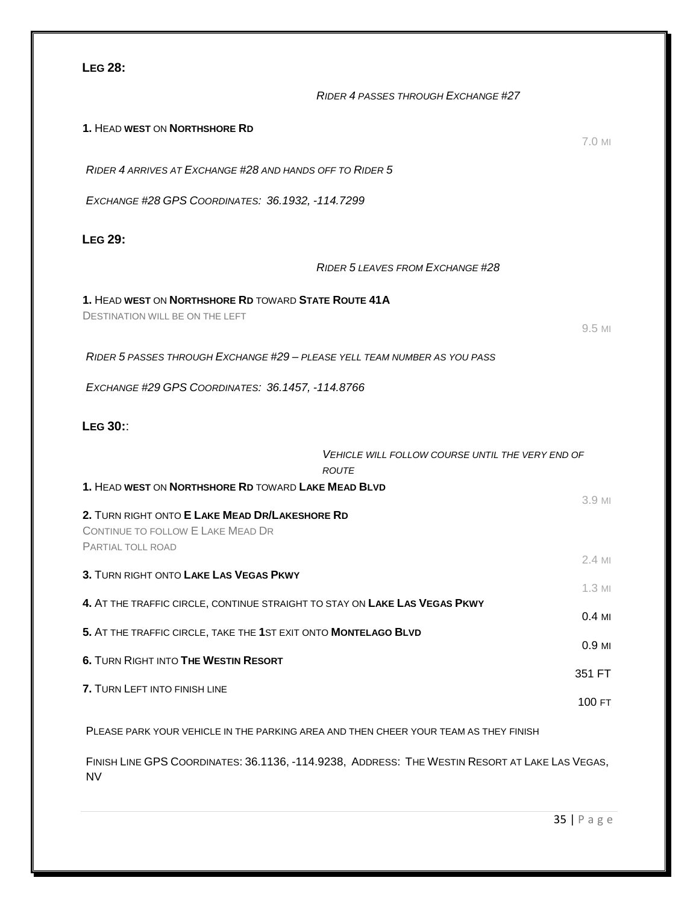## Leg 28:

*Rider 4 passes through Exchange #27*

**1.** Head **west** on **Northshore Rd** — 7.0 mi

*Rider 4 arrives at Exchange #28 and hands off to Rider 5*

*Exchange #28 GPS Coordinates: 36.1932, -114.7299*

## Leg 29:

*Rider 5 leaves from Exchange #28*

**1.** Head **west** on **Northshore Rd** toward **State Route 41A**
Destination will be on the left — 9.5 mi

*Rider 5 passes through Exchange #29 – please yell team number as you pass*

*Exchange #29 GPS Coordinates: 36.1457, -114.8766*

## Leg 30::

*Vehicle will follow course until the very end of route*

**1.** Head **west** on **Northshore Rd** toward **Lake Mead Blvd** — 3.9 mi

**2.** Turn right onto **E Lake Mead Dr/Lakeshore Rd**
Continue to follow E Lake Mead Dr
Partial toll road — 2.4 mi

**3.** Turn right onto **Lake Las Vegas Pkwy** — 1.3 mi

**4.** At the traffic circle, continue straight to stay on **Lake Las Vegas Pkwy** — 0.4 mi

**5.** At the traffic circle, take the **1**st exit onto **Montelago Blvd** — 0.9 mi

**6.** Turn Right into **The Westin Resort** — 351 ft

**7.** Turn Left into finish line — 100 ft

Please park your vehicle in the parking area and then cheer your team as they finish

Finish Line GPS Coordinates: 36.1136, -114.9238, Address: The Westin Resort at Lake Las Vegas, NV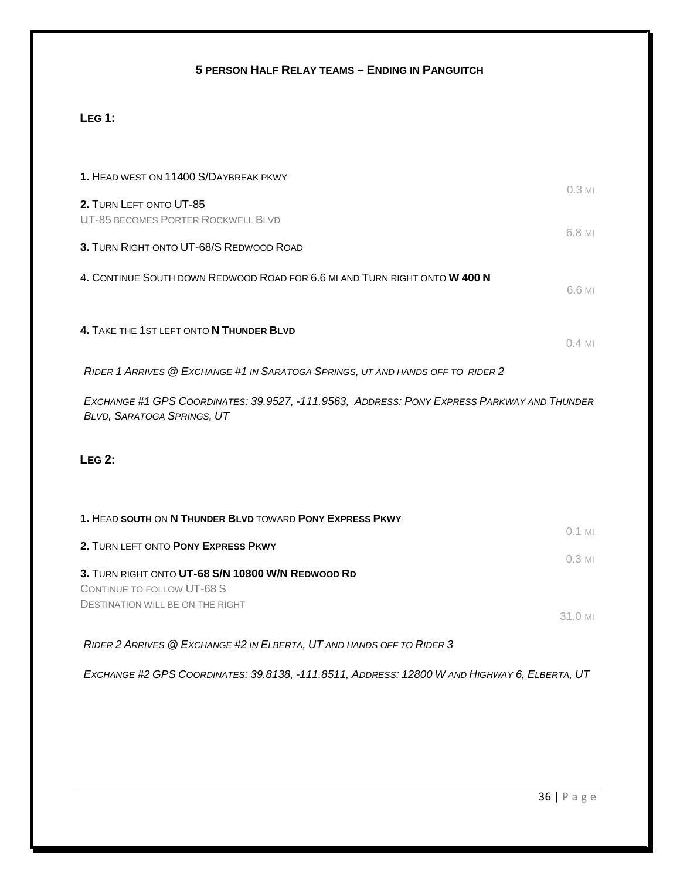## 5 Person Half Relay teams – Ending in Panguitch

### Leg 1:

**1.** Head west on 11400 S/Daybreak pkwy
0.3 mi

**2.** Turn Left onto UT-85
UT-85 becomes Porter Rockwell Blvd
6.8 mi

**3.** Turn Right onto UT-68/S Redwood Road

4. Continue South down Redwood Road for 6.6 mi and Turn right onto **W 400 N**
6.6 mi

**4.** Take the 1st left onto **N Thunder Blvd**
0.4 mi

*Rider 1 Arrives @ Exchange #1 in Saratoga Springs, UT and hands off to rider 2*

*Exchange #1 GPS Coordinates: 39.9527, -111.9563, Address: Pony Express Parkway and Thunder Blvd, Saratoga Springs, UT*

### Leg 2:

**1.** Head **south** on **N Thunder Blvd** toward **Pony Express Pkwy**
0.1 mi

**2.** Turn left onto **Pony Express Pkwy**
0.3 mi

**3.** Turn right onto **UT-68 S/N 10800 W/N Redwood Rd**
Continue to follow UT-68 S
Destination will be on the right
31.0 mi

*Rider 2 Arrives @ Exchange #2 in Elberta, UT and hands off to Rider 3*

*Exchange #2 GPS Coordinates: 39.8138, -111.8511, Address: 12800 W and Highway 6, Elberta, UT*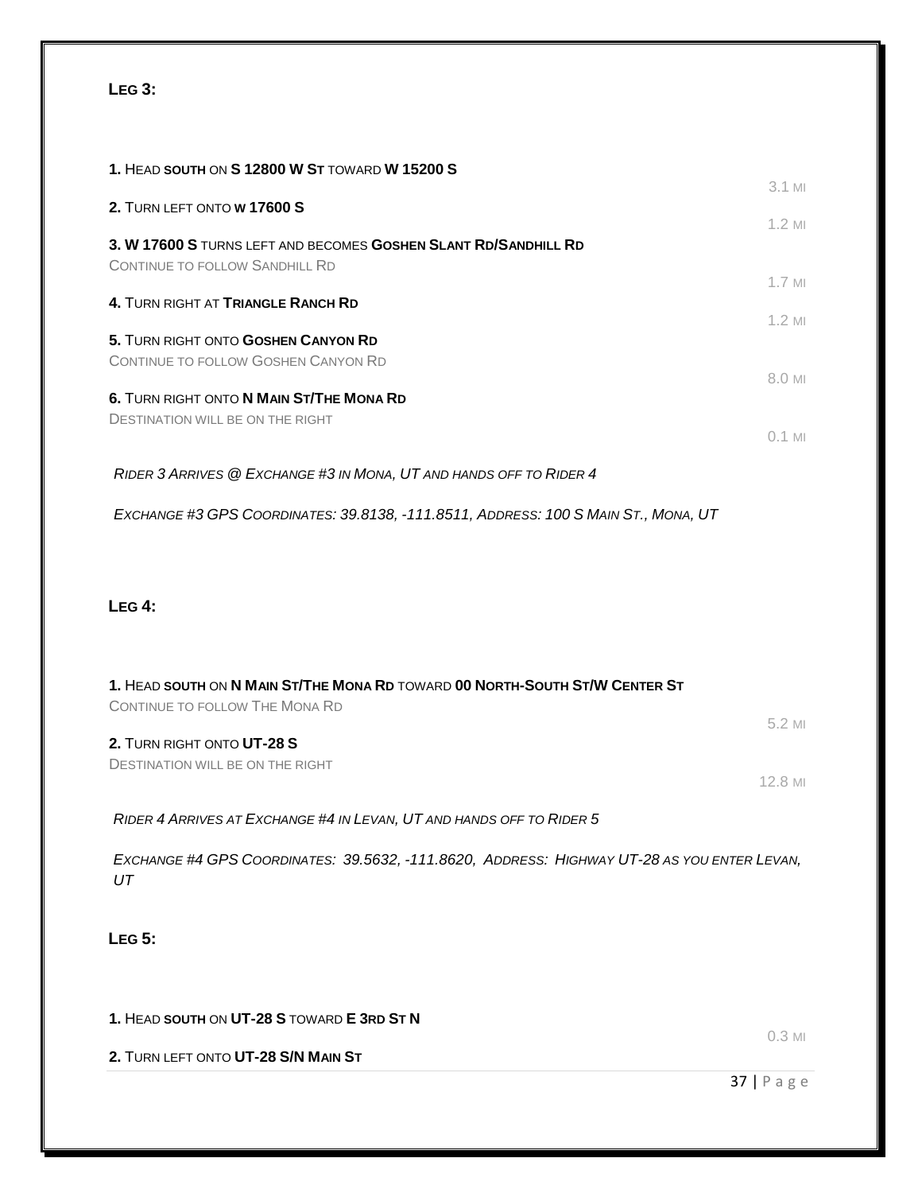## Leg 3:

**1.** Head **south** on **S 12800 W St** toward **W 15200 S**

3.1 mi

**2.** Turn left onto **W 17600 S**

1.2 mi

**3. W 17600 S** turns left and becomes **Goshen Slant Rd/Sandhill Rd**

Continue to follow Sandhill Rd

1.7 mi

**4.** Turn right at **Triangle Ranch Rd**

1.2 mi

**5.** Turn right onto **Goshen Canyon Rd**

Continue to follow Goshen Canyon Rd

8.0 mi

**6.** Turn right onto **N Main St/The Mona Rd**

Destination will be on the right

0.1 mi

*Rider 3 Arrives @ Exchange #3 in Mona, UT and hands off to Rider 4*

*Exchange #3 GPS Coordinates: 39.8138, -111.8511, Address: 100 S Main St., Mona, UT*

## Leg 4:

**1.** Head **south** on **N Main St/The Mona Rd** toward **00 North-South St/W Center St**

Continue to follow The Mona Rd

5.2 mi

**2.** Turn right onto **UT-28 S**

Destination will be on the right

12.8 mi

*Rider 4 Arrives at Exchange #4 in Levan, UT and hands off to Rider 5*

*Exchange #4 GPS Coordinates: 39.5632, -111.8620, Address: Highway UT-28 as you enter Levan, UT*

## Leg 5:

**1.** Head **south** on **UT-28 S** toward **E 3rd St N**

0.3 mi

**2.** Turn left onto **UT-28 S/N Main St**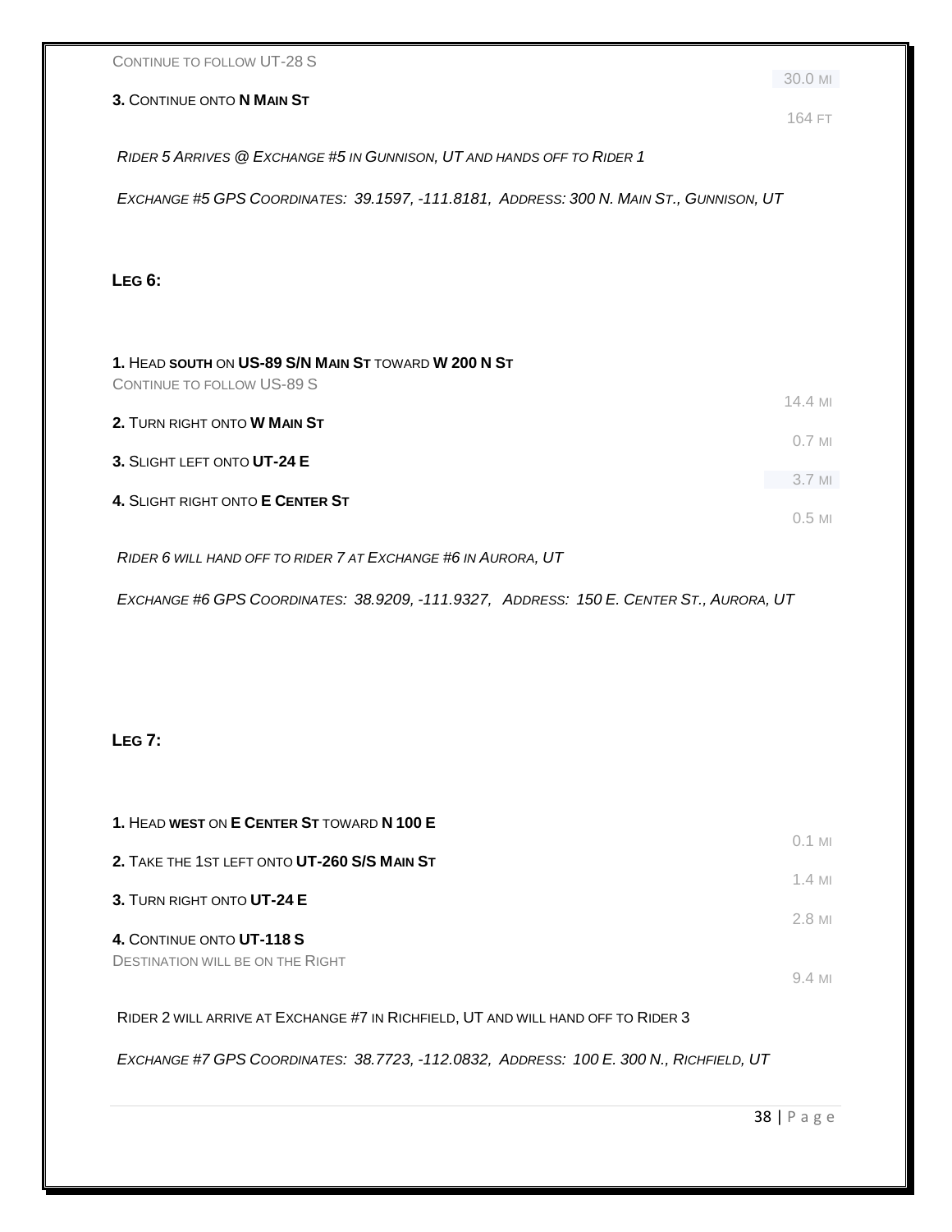Continue to follow UT-28 S

30.0 mi

**3.** Continue onto **N Main St**

164 ft

*Rider 5 Arrives @ Exchange #5 in Gunnison, UT and hands off to Rider 1*

*Exchange #5 GPS Coordinates: 39.1597, -111.8181, Address: 300 N. Main St., Gunnison, UT*

## Leg 6:

**1.** Head **south** on **US-89 S/N Main St** toward **W 200 N St**
Continue to follow US-89 S

14.4 mi

**2.** Turn right onto **W Main St**

0.7 mi

**3.** Slight left onto **UT-24 E**

3.7 mi

**4.** Slight right onto **E Center St**

0.5 mi

*Rider 6 will hand off to rider 7 at Exchange #6 in Aurora, UT*

*Exchange #6 GPS Coordinates: 38.9209, -111.9327, Address: 150 E. Center St., Aurora, UT*

## Leg 7:

**1.** Head **west** on **E Center St** toward **N 100 E**

0.1 mi

**2.** Take the 1st left onto **UT-260 S/S Main St**

1.4 mi

**3.** Turn right onto **UT-24 E**

2.8 mi

**4.** Continue onto **UT-118 S**
Destination will be on the Right

9.4 mi

Rider 2 will arrive at Exchange #7 in Richfield, UT and will hand off to Rider 3

*Exchange #7 GPS Coordinates: 38.7723, -112.0832, Address: 100 E. 300 N., Richfield, UT*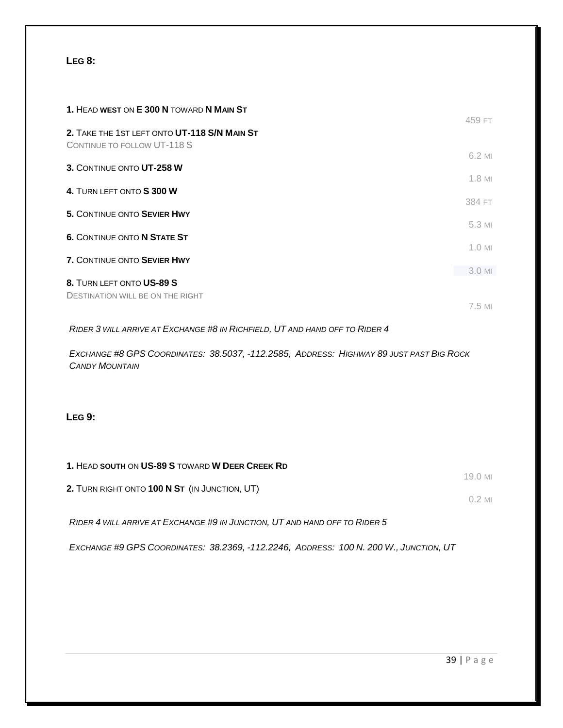## LEG 8:

1. **HEAD WEST ON E 300 N TOWARD N MAIN ST** — 459 FT
2. **TAKE THE 1ST LEFT ONTO UT-118 S/N MAIN ST**
   CONTINUE TO FOLLOW UT-118 S — 6.2 MI
3. **CONTINUE ONTO UT-258 W** — 1.8 MI
4. **TURN LEFT ONTO S 300 W** — 384 FT
5. **CONTINUE ONTO SEVIER HWY** — 5.3 MI
6. **CONTINUE ONTO N STATE ST** — 1.0 MI
7. **CONTINUE ONTO SEVIER HWY** — 3.0 MI
8. **TURN LEFT ONTO US-89 S**
   DESTINATION WILL BE ON THE RIGHT — 7.5 MI

*RIDER 3 WILL ARRIVE AT EXCHANGE #8 IN RICHFIELD, UT AND HAND OFF TO RIDER 4*

*EXCHANGE #8 GPS COORDINATES: 38.5037, -112.2585, ADDRESS: HIGHWAY 89 JUST PAST BIG ROCK CANDY MOUNTAIN*

## LEG 9:

1. **HEAD SOUTH ON US-89 S TOWARD W DEER CREEK RD** — 19.0 MI
2. **TURN RIGHT ONTO 100 N ST** (IN JUNCTION, UT) — 0.2 MI

*RIDER 4 WILL ARRIVE AT EXCHANGE #9 IN JUNCTION, UT AND HAND OFF TO RIDER 5*

*EXCHANGE #9 GPS COORDINATES: 38.2369, -112.2246, ADDRESS: 100 N. 200 W., JUNCTION, UT*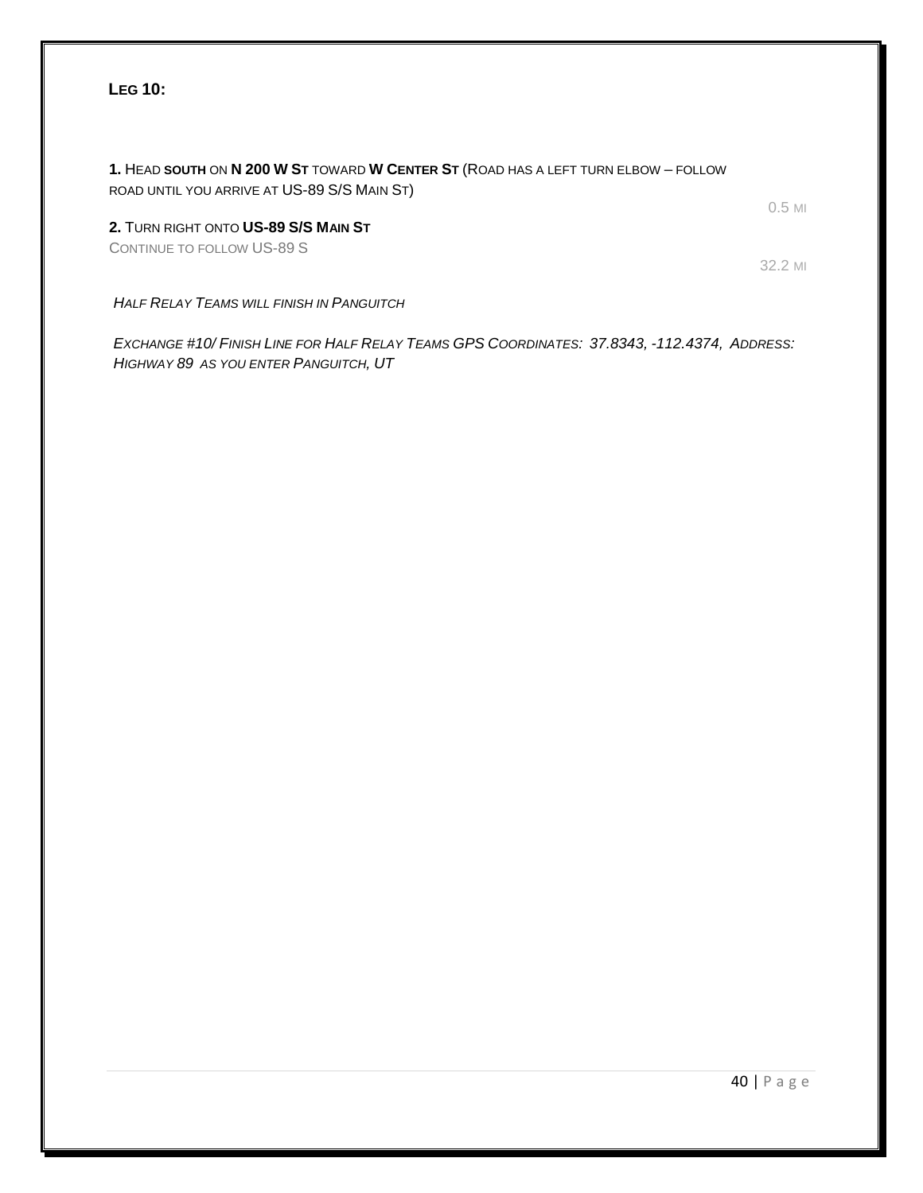**Leg 10:**

**1.** Head **south** on **N 200 W St** toward **W Center St** (Road has a left turn elbow – follow road until you arrive at US-89 S/S Main St)

0.5 mi

**2.** Turn right onto **US-89 S/S Main St**
Continue to follow US-89 S

32.2 mi

*Half Relay Teams will finish in Panguitch*

*Exchange #10/ Finish Line for Half Relay Teams GPS Coordinates: 37.8343, -112.4374, Address: Highway 89 as you enter Panguitch, UT*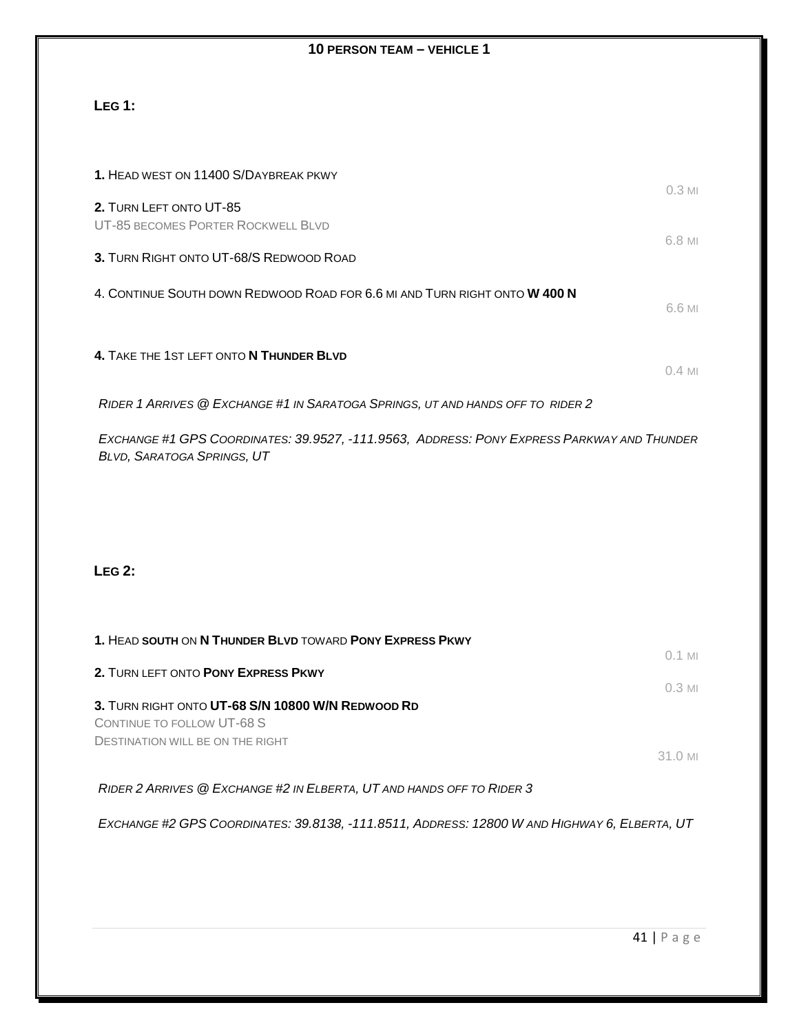**10 PERSON TEAM – VEHICLE 1**

## LEG 1:

**1.** HEAD WEST ON 11400 S/DAYBREAK PKWY — 0.3 MI

**2.** TURN LEFT ONTO UT-85
UT-85 BECOMES PORTER ROCKWELL BLVD — 6.8 MI

**3.** TURN RIGHT ONTO UT-68/S REDWOOD ROAD

4. CONTINUE SOUTH DOWN REDWOOD ROAD FOR 6.6 MI AND TURN RIGHT ONTO **W 400 N** — 6.6 MI

**4.** TAKE THE 1ST LEFT ONTO **N THUNDER BLVD** — 0.4 MI

*RIDER 1 ARRIVES @ EXCHANGE #1 IN SARATOGA SPRINGS, UT AND HANDS OFF TO RIDER 2*

*EXCHANGE #1 GPS COORDINATES: 39.9527, -111.9563, ADDRESS: PONY EXPRESS PARKWAY AND THUNDER BLVD, SARATOGA SPRINGS, UT*

## LEG 2:

**1.** HEAD **SOUTH** ON **N THUNDER BLVD** TOWARD **PONY EXPRESS PKWY** — 0.1 MI

**2.** TURN LEFT ONTO **PONY EXPRESS PKWY** — 0.3 MI

**3.** TURN RIGHT ONTO **UT-68 S/N 10800 W/N REDWOOD RD**
CONTINUE TO FOLLOW UT-68 S
DESTINATION WILL BE ON THE RIGHT — 31.0 MI

*RIDER 2 ARRIVES @ EXCHANGE #2 IN ELBERTA, UT AND HANDS OFF TO RIDER 3*

*EXCHANGE #2 GPS COORDINATES: 39.8138, -111.8511, ADDRESS: 12800 W AND HIGHWAY 6, ELBERTA, UT*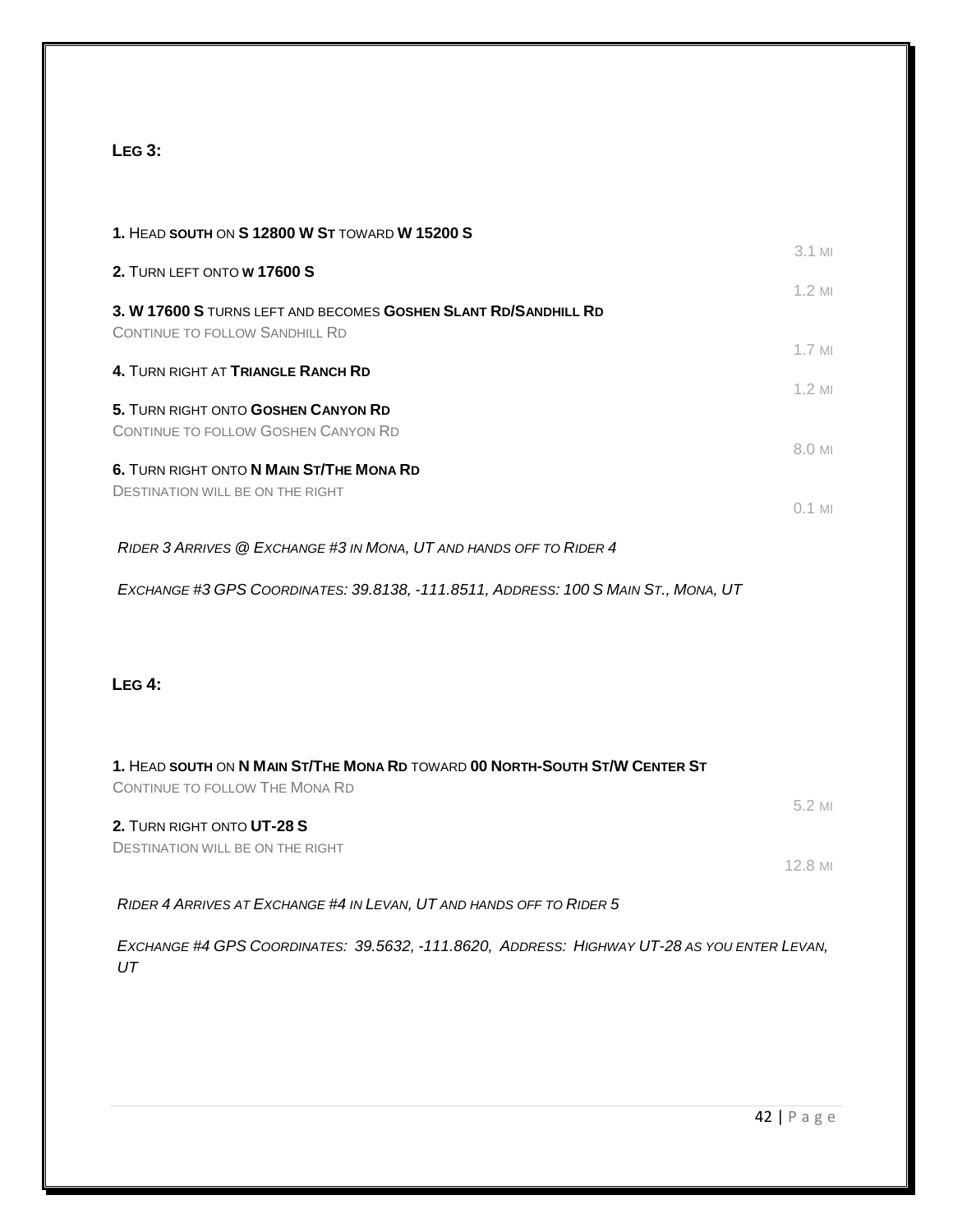## LEG 3:

**1.** HEAD **SOUTH** ON **S 12800 W ST** TOWARD **W 15200 S**

3.1 MI

**2.** TURN LEFT ONTO **W 17600 S**

1.2 MI

**3. W 17600 S** TURNS LEFT AND BECOMES **GOSHEN SLANT RD/SANDHILL RD**
CONTINUE TO FOLLOW SANDHILL RD

1.7 MI

**4.** TURN RIGHT AT **TRIANGLE RANCH RD**

1.2 MI

**5.** TURN RIGHT ONTO **GOSHEN CANYON RD**
CONTINUE TO FOLLOW GOSHEN CANYON RD

8.0 MI

**6.** TURN RIGHT ONTO **N MAIN ST/THE MONA RD**
DESTINATION WILL BE ON THE RIGHT

0.1 MI

*RIDER 3 ARRIVES @ EXCHANGE #3 IN MONA, UT AND HANDS OFF TO RIDER 4*

*EXCHANGE #3 GPS COORDINATES: 39.8138, -111.8511, ADDRESS: 100 S MAIN ST., MONA, UT*

## LEG 4:

**1.** HEAD **SOUTH** ON **N MAIN ST/THE MONA RD** TOWARD **00 NORTH-SOUTH ST/W CENTER ST**
CONTINUE TO FOLLOW THE MONA RD

5.2 MI

**2.** TURN RIGHT ONTO **UT-28 S**
DESTINATION WILL BE ON THE RIGHT

12.8 MI

*RIDER 4 ARRIVES AT EXCHANGE #4 IN LEVAN, UT AND HANDS OFF TO RIDER 5*

*EXCHANGE #4 GPS COORDINATES: 39.5632, -111.8620, ADDRESS: HIGHWAY UT-28 AS YOU ENTER LEVAN, UT*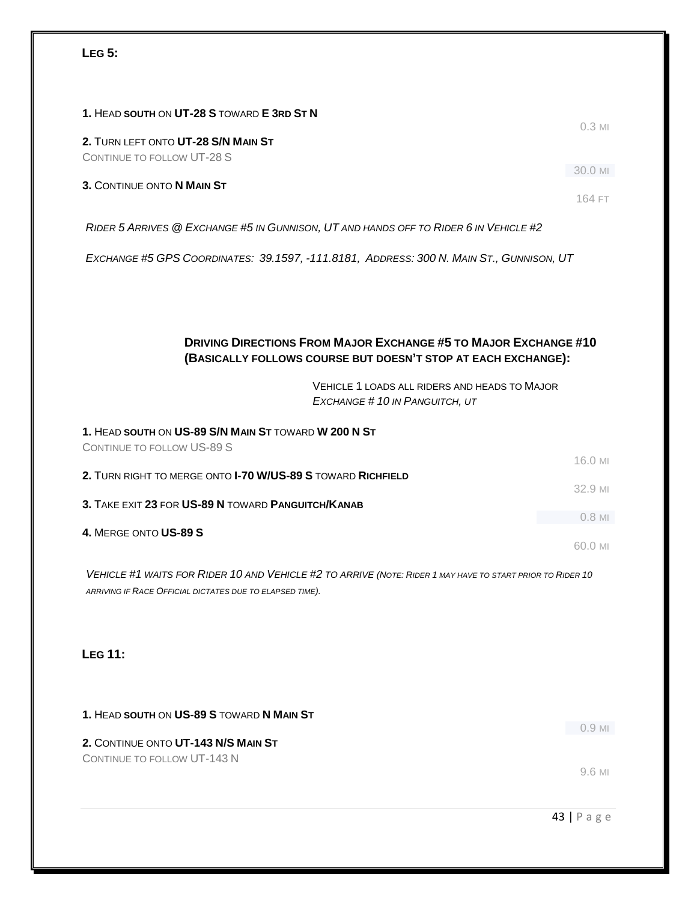**Leg 5:**

**1.** Head **south** on **UT-28 S** toward **E 3rd St N**

0.3 mi

**2.** Turn left onto **UT-28 S/N Main St**

Continue to follow UT-28 S

30.0 mi

**3.** Continue onto **N Main St**

164 ft

*Rider 5 Arrives @ Exchange #5 in Gunnison, UT and hands off to Rider 6 in Vehicle #2*

*Exchange #5 GPS Coordinates: 39.1597, -111.8181, Address: 300 N. Main St., Gunnison, UT*

### Driving Directions From Major Exchange #5 to Major Exchange #10 (Basically follows course but doesn't stop at each exchange):

Vehicle 1 loads all riders and heads to Major *Exchange # 10 in Panguitch, UT*

**1.** Head **south** on **US-89 S/N Main St** toward **W 200 N St**

Continue to follow US-89 S

16.0 mi

**2.** Turn right to merge onto **I-70 W/US-89 S** toward **Richfield**

32.9 mi

**3.** Take exit **23** for **US-89 N** toward **Panguitch/Kanab**

0.8 mi

**4.** Merge onto **US-89 S**

60.0 mi

*Vehicle #1 waits for Rider 10 and Vehicle #2 to arrive (Note: Rider 1 may have to start prior to Rider 10 arriving if Race Official dictates due to elapsed time).*

**Leg 11:**

**1.** Head **south** on **US-89 S** toward **N Main St**

0.9 mi

**2.** Continue onto **UT-143 N/S Main St**

Continue to follow UT-143 N

9.6 mi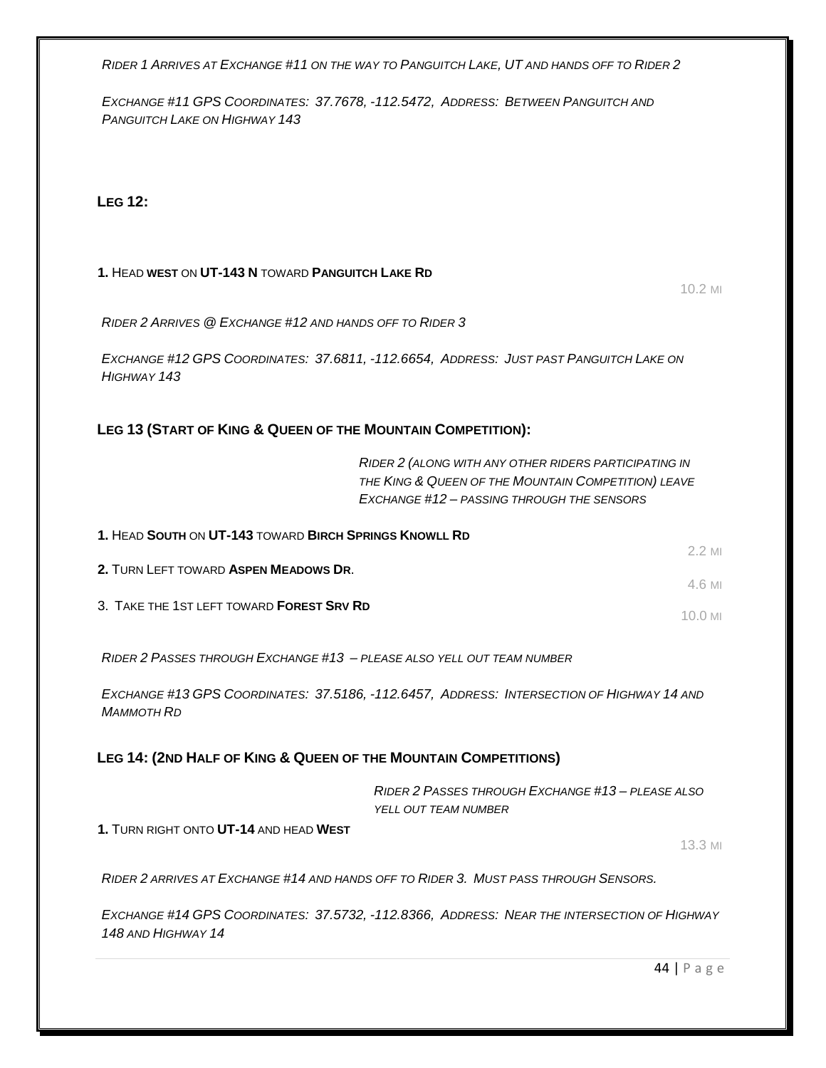*Rider 1 Arrives at Exchange #11 on the way to Panguitch Lake, UT and hands off to Rider 2*

*Exchange #11 GPS Coordinates: 37.7678, -112.5472, Address: Between Panguitch and Panguitch Lake on Highway 143*

### Leg 12:

**1.** Head **west** on **UT-143 N** toward **Panguitch Lake Rd** — 10.2 mi

*Rider 2 Arrives @ Exchange #12 and hands off to Rider 3*

*Exchange #12 GPS Coordinates: 37.6811, -112.6654, Address: Just past Panguitch Lake on Highway 143*

### Leg 13 (Start of King & Queen of the Mountain Competition):

*Rider 2 (along with any other riders participating in the King & Queen of the Mountain Competition) leave Exchange #12 – passing through the sensors*

**1.** Head **South** on **UT-143** toward **Birch Springs Knowll Rd** — 2.2 mi

**2.** Turn Left toward **Aspen Meadows Dr**. — 4.6 mi

3. Take the 1st left toward **Forest Srv Rd** — 10.0 mi

*Rider 2 Passes through Exchange #13 – please also yell out team number*

*Exchange #13 GPS Coordinates: 37.5186, -112.6457, Address: Intersection of Highway 14 and Mammoth Rd*

### Leg 14: (2nd Half of King & Queen of the Mountain Competitions)

*Rider 2 Passes through Exchange #13 – please also yell out team number*

**1.** Turn right onto **UT-14** and head **West** — 13.3 mi

*Rider 2 arrives at Exchange #14 and hands off to Rider 3. Must pass through Sensors.*

*Exchange #14 GPS Coordinates: 37.5732, -112.8366, Address: Near the intersection of Highway 148 and Highway 14*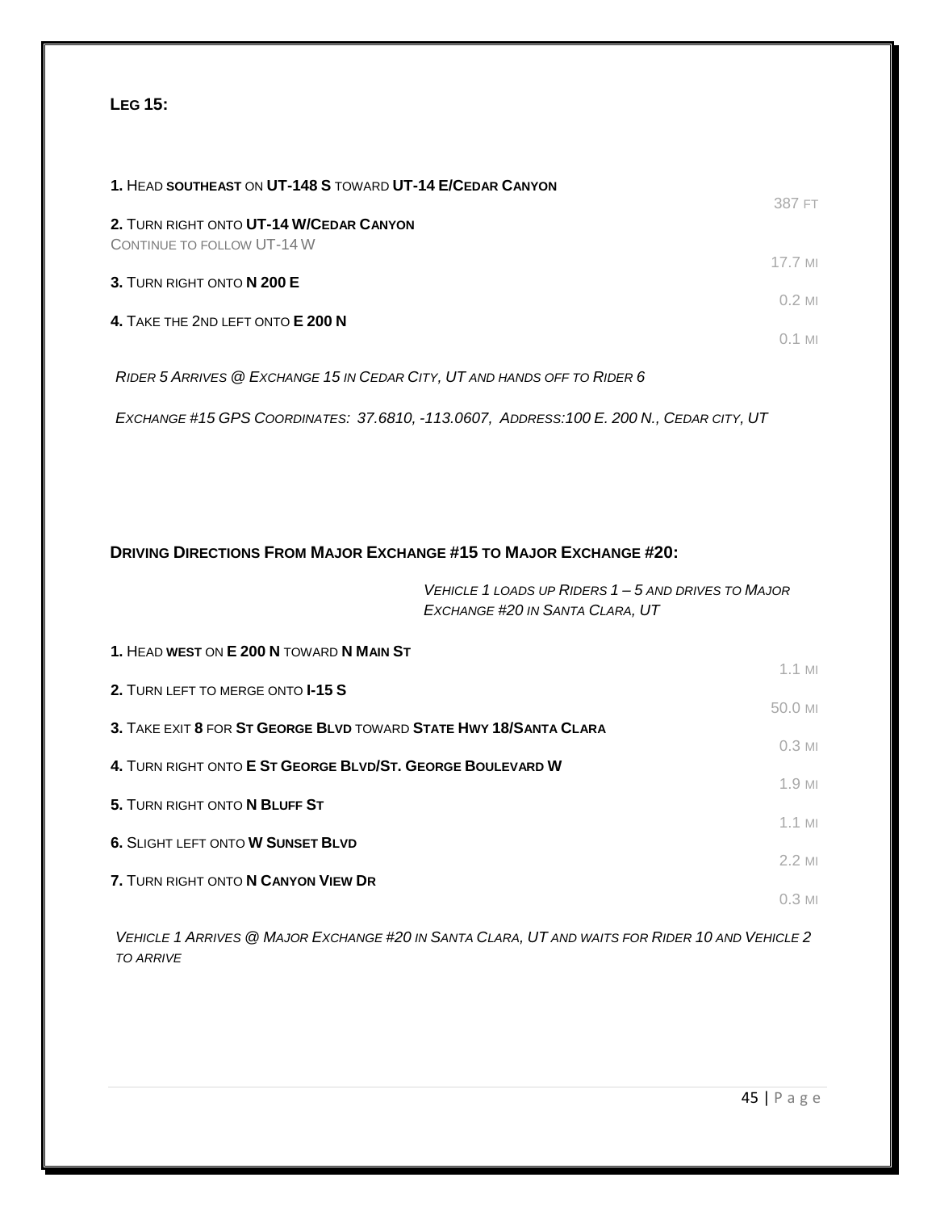**LEG 15:**

**1.** HEAD **SOUTHEAST** ON **UT-148 S** TOWARD **UT-14 E/CEDAR CANYON**

387 FT

**2.** TURN RIGHT ONTO **UT-14 W/CEDAR CANYON**
CONTINUE TO FOLLOW UT-14 W

17.7 MI

**3.** TURN RIGHT ONTO **N 200 E**

0.2 MI

**4.** TAKE THE 2ND LEFT ONTO **E 200 N**

0.1 MI

*RIDER 5 ARRIVES @ EXCHANGE 15 IN CEDAR CITY, UT AND HANDS OFF TO RIDER 6*

*EXCHANGE #15 GPS COORDINATES: 37.6810, -113.0607, ADDRESS:100 E. 200 N., CEDAR CITY, UT*

**DRIVING DIRECTIONS FROM MAJOR EXCHANGE #15 TO MAJOR EXCHANGE #20:**

*VEHICLE 1 LOADS UP RIDERS 1 – 5 AND DRIVES TO MAJOR EXCHANGE #20 IN SANTA CLARA, UT*

**1.** HEAD **WEST** ON **E 200 N** TOWARD **N MAIN ST**

1.1 MI

**2.** TURN LEFT TO MERGE ONTO **I-15 S**

50.0 MI

**3.** TAKE EXIT **8** FOR **ST GEORGE BLVD** TOWARD **STATE HWY 18/SANTA CLARA**

0.3 MI

**4.** TURN RIGHT ONTO **E ST GEORGE BLVD/ST. GEORGE BOULEVARD W**

1.9 MI

**5.** TURN RIGHT ONTO **N BLUFF ST**

1.1 MI

**6.** SLIGHT LEFT ONTO **W SUNSET BLVD**

2.2 MI

**7.** TURN RIGHT ONTO **N CANYON VIEW DR**

0.3 MI

*VEHICLE 1 ARRIVES @ MAJOR EXCHANGE #20 IN SANTA CLARA, UT AND WAITS FOR RIDER 10 AND VEHICLE 2 TO ARRIVE*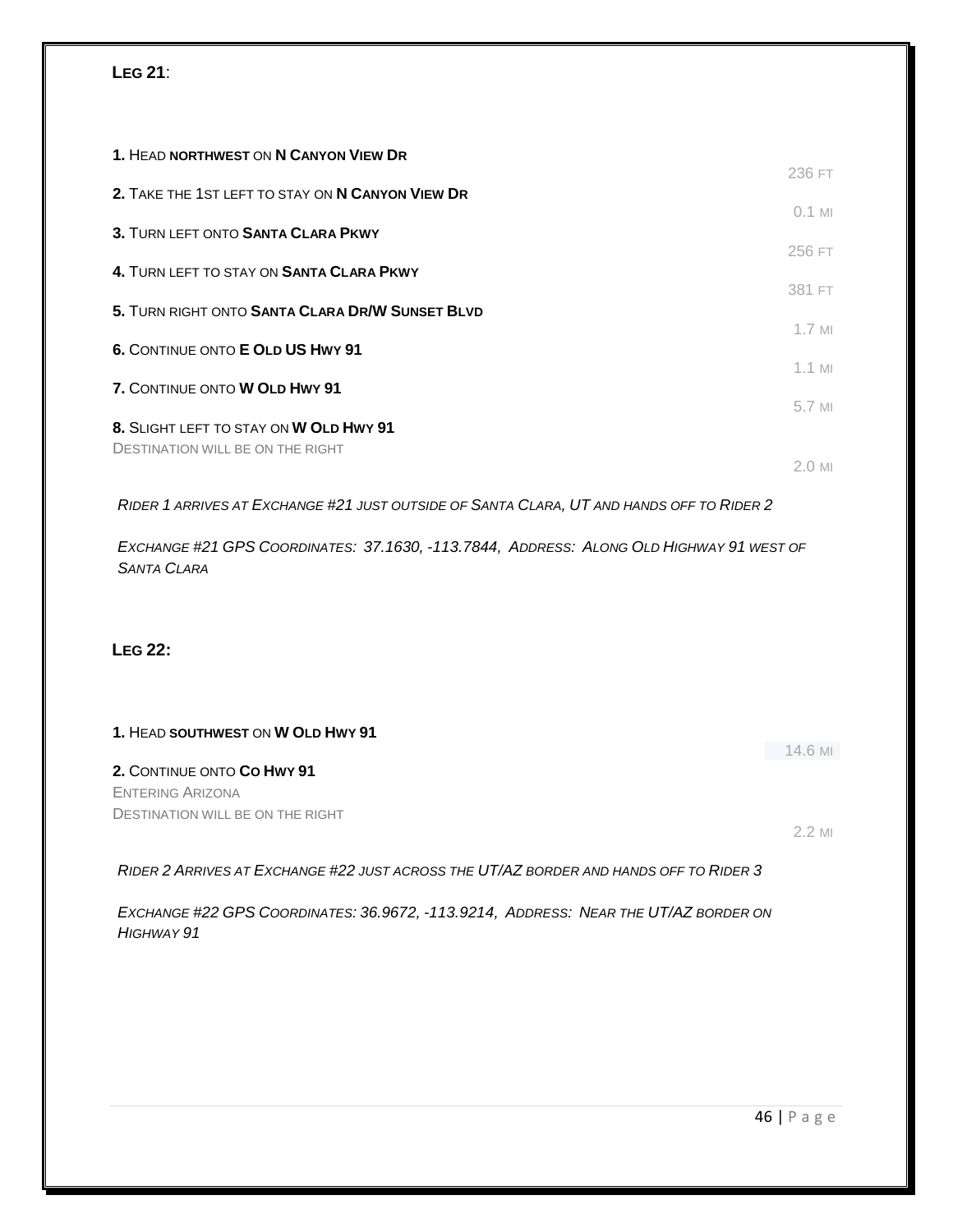## Leg 21:

**1.** Head **northwest** on **N Canyon View Dr**

236 ft

**2.** Take the 1st left to stay on **N Canyon View Dr**

0.1 mi

**3.** Turn left onto **Santa Clara Pkwy**

256 ft

**4.** Turn left to stay on **Santa Clara Pkwy**

381 ft

**5.** Turn right onto **Santa Clara Dr/W Sunset Blvd**

1.7 mi

**6.** Continue onto **E Old US Hwy 91**

1.1 mi

**7.** Continue onto **W Old Hwy 91**

5.7 mi

**8.** Slight left to stay on **W Old Hwy 91**
Destination will be on the right

2.0 mi

*Rider 1 arrives at Exchange #21 just outside of Santa Clara, UT and hands off to Rider 2*

*Exchange #21 GPS Coordinates: 37.1630, -113.7844, Address: Along Old Highway 91 west of Santa Clara*

## Leg 22:

**1.** Head **southwest** on **W Old Hwy 91**

14.6 mi

**2.** Continue onto **Co Hwy 91**
Entering Arizona
Destination will be on the right

2.2 mi

*Rider 2 arrives at Exchange #22 just across the UT/AZ border and hands off to Rider 3*

*Exchange #22 GPS Coordinates: 36.9672, -113.9214, Address: Near the UT/AZ border on Highway 91*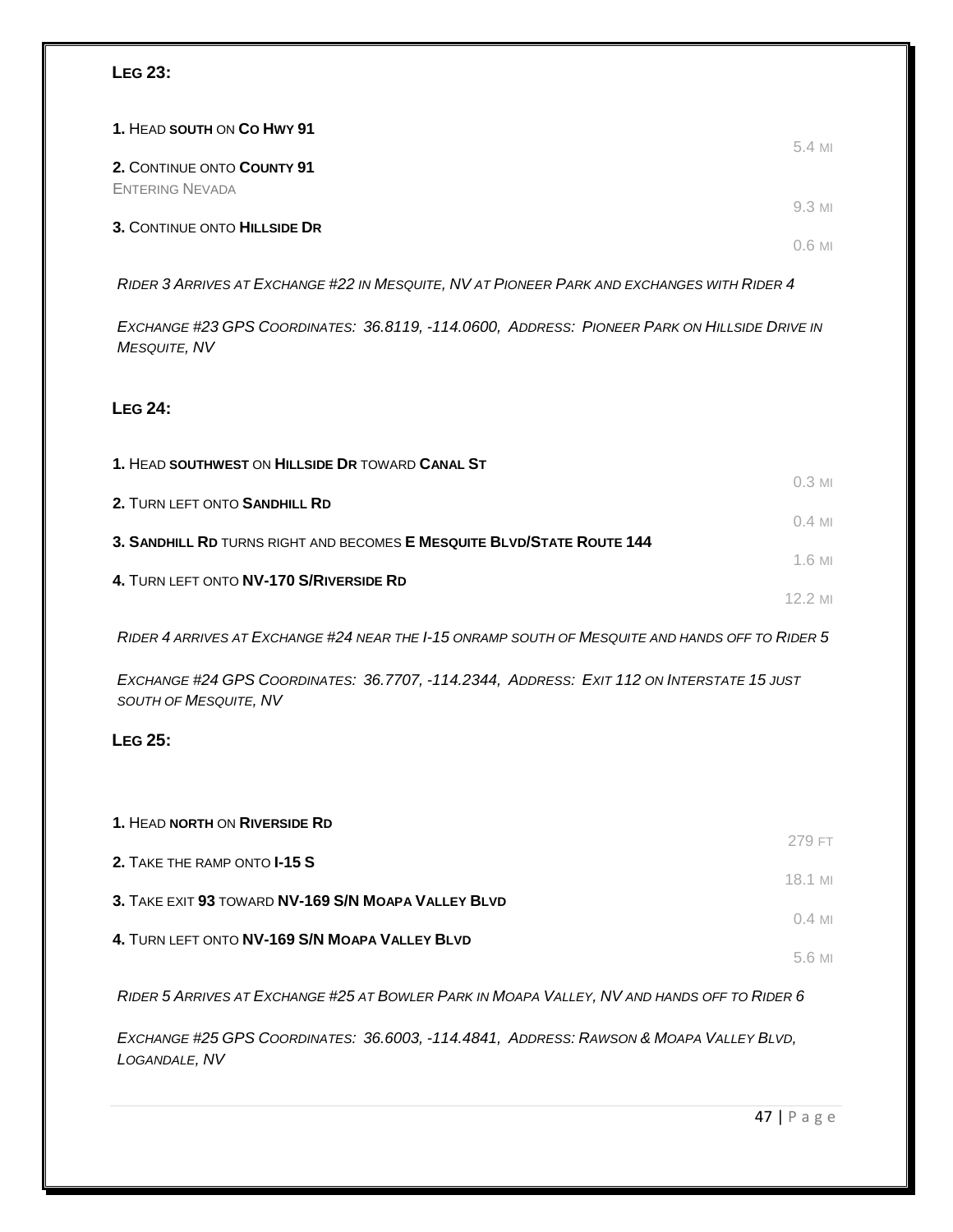## Leg 23:

**1.** Head **south** on **Co Hwy 91**

5.4 mi

**2.** Continue onto **County 91**

Entering Nevada

9.3 mi

**3.** Continue onto **Hillside Dr**

0.6 mi

*Rider 3 Arrives at Exchange #22 in Mesquite, NV at Pioneer Park and exchanges with Rider 4*

*Exchange #23 GPS Coordinates: 36.8119, -114.0600, Address: Pioneer Park on Hillside Drive in Mesquite, NV*

## Leg 24:

**1.** Head **southwest** on **Hillside Dr** toward **Canal St**

0.3 mi

**2.** Turn left onto **Sandhill Rd**

0.4 mi

**3. Sandhill Rd** turns right and becomes **E Mesquite Blvd/State Route 144**

1.6 mi

**4.** Turn left onto **NV-170 S/Riverside Rd**

12.2 mi

*Rider 4 arrives at Exchange #24 near the I-15 onramp south of Mesquite and hands off to Rider 5*

*Exchange #24 GPS Coordinates: 36.7707, -114.2344, Address: Exit 112 on Interstate 15 just south of Mesquite, NV*

## Leg 25:

**1.** Head **north** on **Riverside Rd**

279 ft

**2.** Take the ramp onto **I-15 S**

18.1 mi

**3.** Take exit **93** toward **NV-169 S/N Moapa Valley Blvd**

0.4 mi

**4.** Turn left onto **NV-169 S/N Moapa Valley Blvd**

5.6 mi

*Rider 5 Arrives at Exchange #25 at Bowler Park in Moapa Valley, NV and hands off to Rider 6*

*Exchange #25 GPS Coordinates: 36.6003, -114.4841, Address: Rawson & Moapa Valley Blvd, Logandale, NV*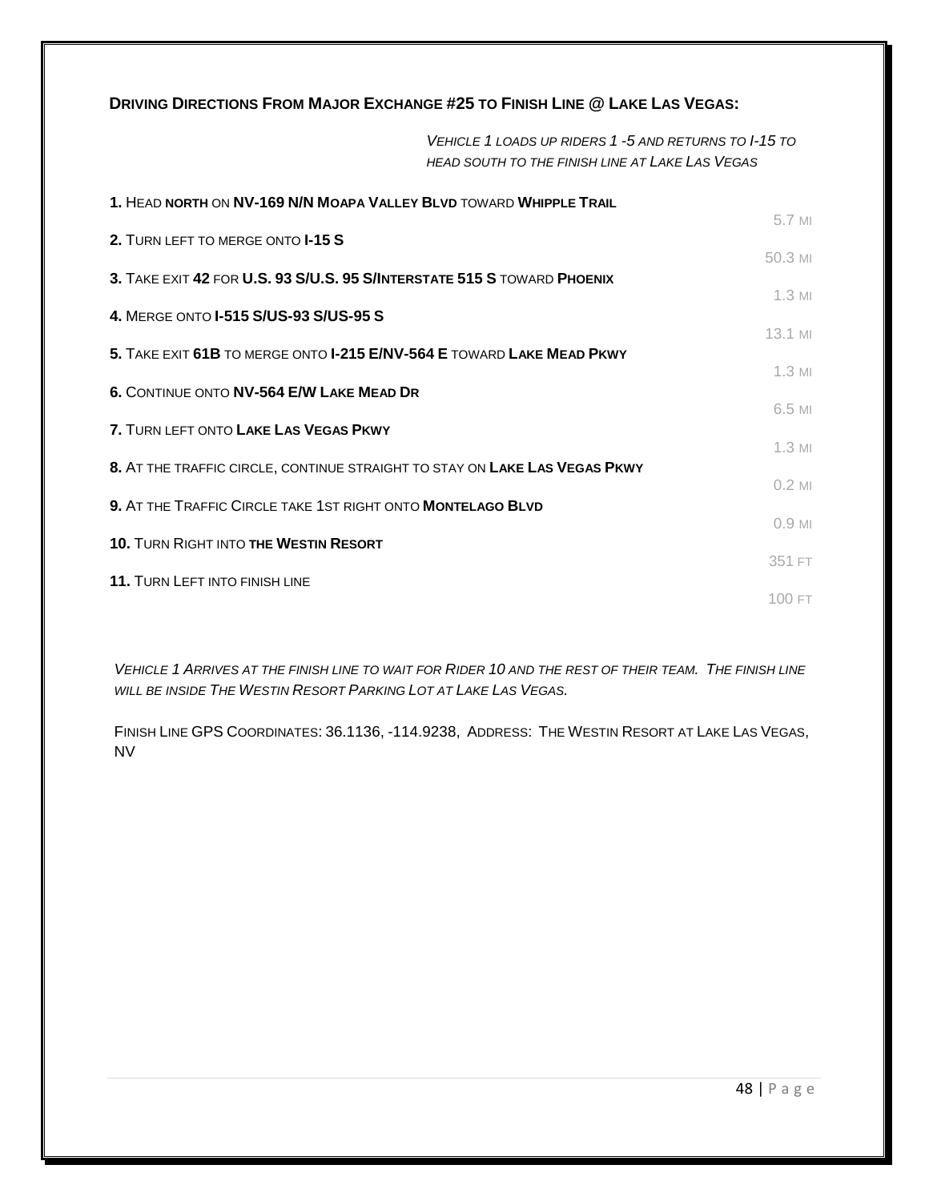## **Driving Directions From Major Exchange #25 to Finish Line @ Lake Las Vegas:**

*Vehicle 1 loads up riders 1 -5 and returns to I-15 to head south to the finish line at Lake Las Vegas*

| Directions | Distance |
|---|---|
| **1.** Head **north** on **NV-169 N/N Moapa Valley Blvd** toward **Whipple Trail** | 5.7 mi |
| **2.** Turn left to merge onto **I-15 S** | 50.3 mi |
| **3.** Take exit **42** for **U.S. 93 S/U.S. 95 S/Interstate 515 S** toward **Phoenix** | 1.3 mi |
| **4.** Merge onto **I-515 S/US-93 S/US-95 S** | 13.1 mi |
| **5.** Take exit **61B** to merge onto **I-215 E/NV-564 E** toward **Lake Mead Pkwy** | 1.3 mi |
| **6.** Continue onto **NV-564 E/W Lake Mead Dr** | 6.5 mi |
| **7.** Turn left onto **Lake Las Vegas Pkwy** | 1.3 mi |
| **8.** At the traffic circle, continue straight to stay on **Lake Las Vegas Pkwy** | 0.2 mi |
| **9.** At the Traffic Circle take 1st right onto **Montelago Blvd** | 0.9 mi |
| **10.** Turn Right into **the Westin Resort** | 351 ft |
| **11.** Turn Left into finish line | 100 ft |

*Vehicle 1 Arrives at the finish line to wait for Rider 10 and the rest of their team. The finish line will be inside The Westin Resort Parking Lot at Lake Las Vegas.*

Finish Line GPS Coordinates: 36.1136, -114.9238, Address: The Westin Resort at Lake Las Vegas, NV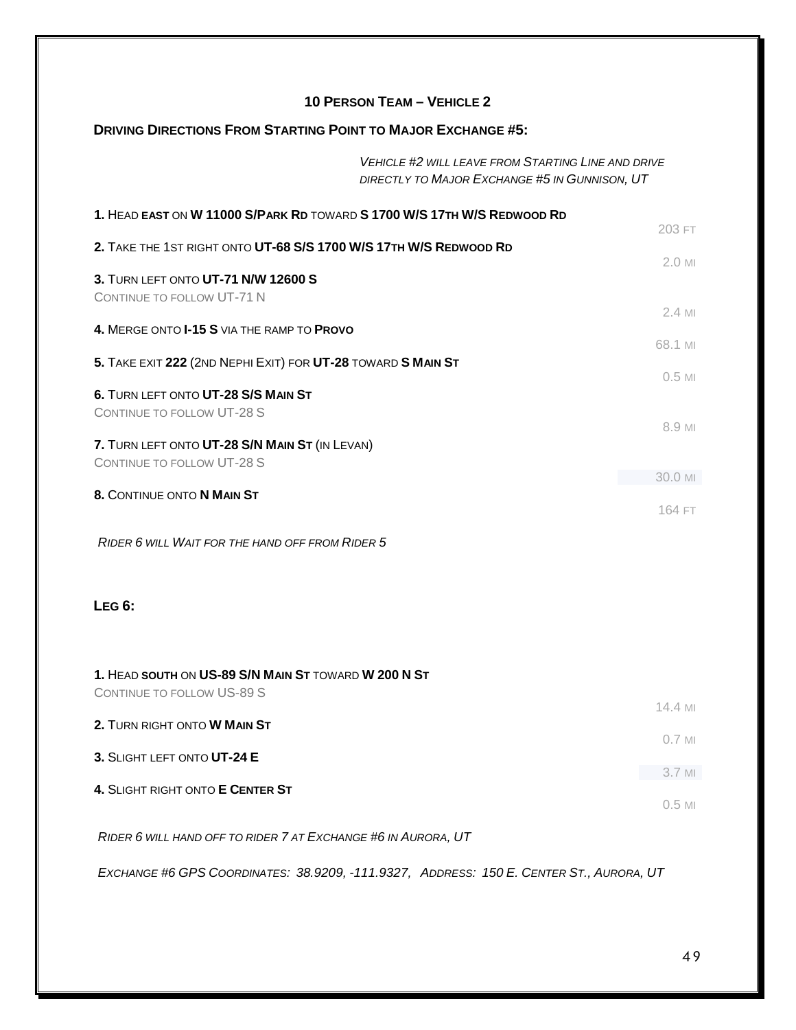## 10 Person Team – Vehicle 2

### Driving Directions From Starting Point to Major Exchange #5:

*Vehicle #2 will leave from Starting Line and drive directly to Major Exchange #5 in Gunnison, UT*

| Direction | Distance |
|---|---|
| **1.** Head **east** on **W 11000 S/Park Rd** toward **S 1700 W/S 17th W/S Redwood Rd** | 203 ft |
| **2.** Take the 1st right onto **UT-68 S/S 1700 W/S 17th W/S Redwood Rd** | 2.0 mi |
| **3.** Turn left onto **UT-71 N/W 12600 S**<br>Continue to follow UT-71 N | 2.4 mi |
| **4.** Merge onto **I-15 S** via the ramp to **Provo** | 68.1 mi |
| **5.** Take exit **222** (2nd Nephi Exit) for **UT-28** toward **S Main St** | 0.5 mi |
| **6.** Turn left onto **UT-28 S/S Main St**<br>Continue to follow UT-28 S | 8.9 mi |
| **7.** Turn left onto **UT-28 S/N Main St** (in Levan)<br>Continue to follow UT-28 S | 30.0 mi |
| **8.** Continue onto **N Main St** | 164 ft |

*Rider 6 will Wait for the hand off from Rider 5*

### Leg 6:

| Direction | Distance |
|---|---|
| **1.** Head **south** on **US-89 S/N Main St** toward **W 200 N St**<br>Continue to follow US-89 S | 14.4 mi |
| **2.** Turn right onto **W Main St** | 0.7 mi |
| **3.** Slight left onto **UT-24 E** | 3.7 mi |
| **4.** Slight right onto **E Center St** | 0.5 mi |

*Rider 6 will hand off to rider 7 at Exchange #6 in Aurora, UT*

*Exchange #6 GPS Coordinates: 38.9209, -111.9327, Address: 150 E. Center St., Aurora, UT*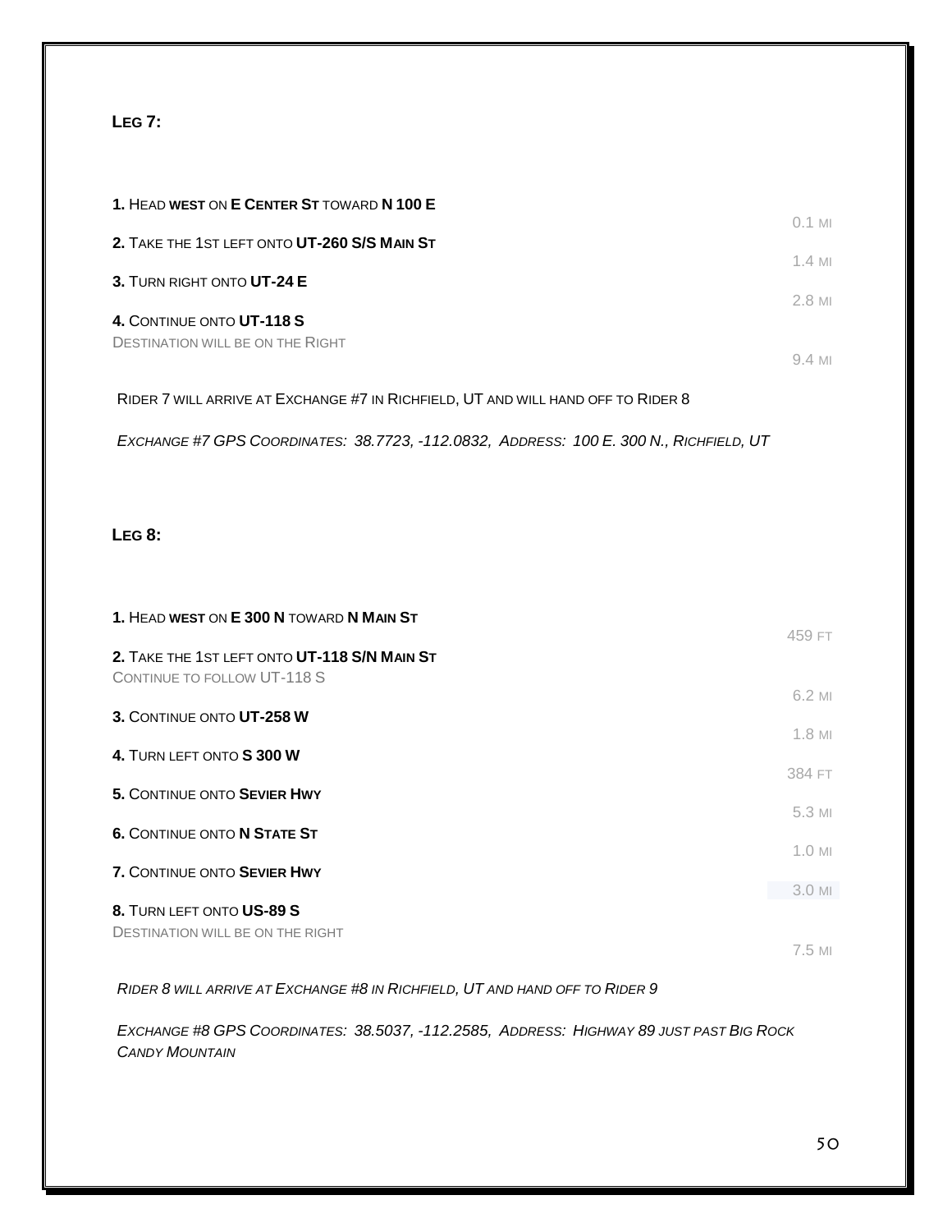## Leg 7:

| Directions | Distance |
|---|---|
| **1.** Head **west** on **E Center St** toward **N 100 E** | 0.1 mi |
| **2.** Take the 1st left onto **UT-260 S/S Main St** | 1.4 mi |
| **3.** Turn right onto **UT-24 E** | 2.8 mi |
| **4.** Continue onto **UT-118 S**<br>Destination will be on the Right | 9.4 mi |

Rider 7 will arrive at Exchange #7 in Richfield, UT and will hand off to Rider 8

*Exchange #7 GPS Coordinates: 38.7723, -112.0832, Address: 100 E. 300 N., Richfield, UT*

## Leg 8:

| Directions | Distance |
|---|---|
| **1.** Head **west** on **E 300 N** toward **N Main St** | 459 ft |
| **2.** Take the 1st left onto **UT-118 S/N Main St**<br>Continue to follow UT-118 S | 6.2 mi |
| **3.** Continue onto **UT-258 W** | 1.8 mi |
| **4.** Turn left onto **S 300 W** | 384 ft |
| **5.** Continue onto **Sevier Hwy** | 5.3 mi |
| **6.** Continue onto **N State St** | 1.0 mi |
| **7.** Continue onto **Sevier Hwy** | 3.0 mi |
| **8.** Turn left onto **US-89 S**<br>Destination will be on the right | 7.5 mi |

*Rider 8 will arrive at Exchange #8 in Richfield, UT and hand off to Rider 9*

*Exchange #8 GPS Coordinates: 38.5037, -112.2585, Address: Highway 89 just past Big Rock Candy Mountain*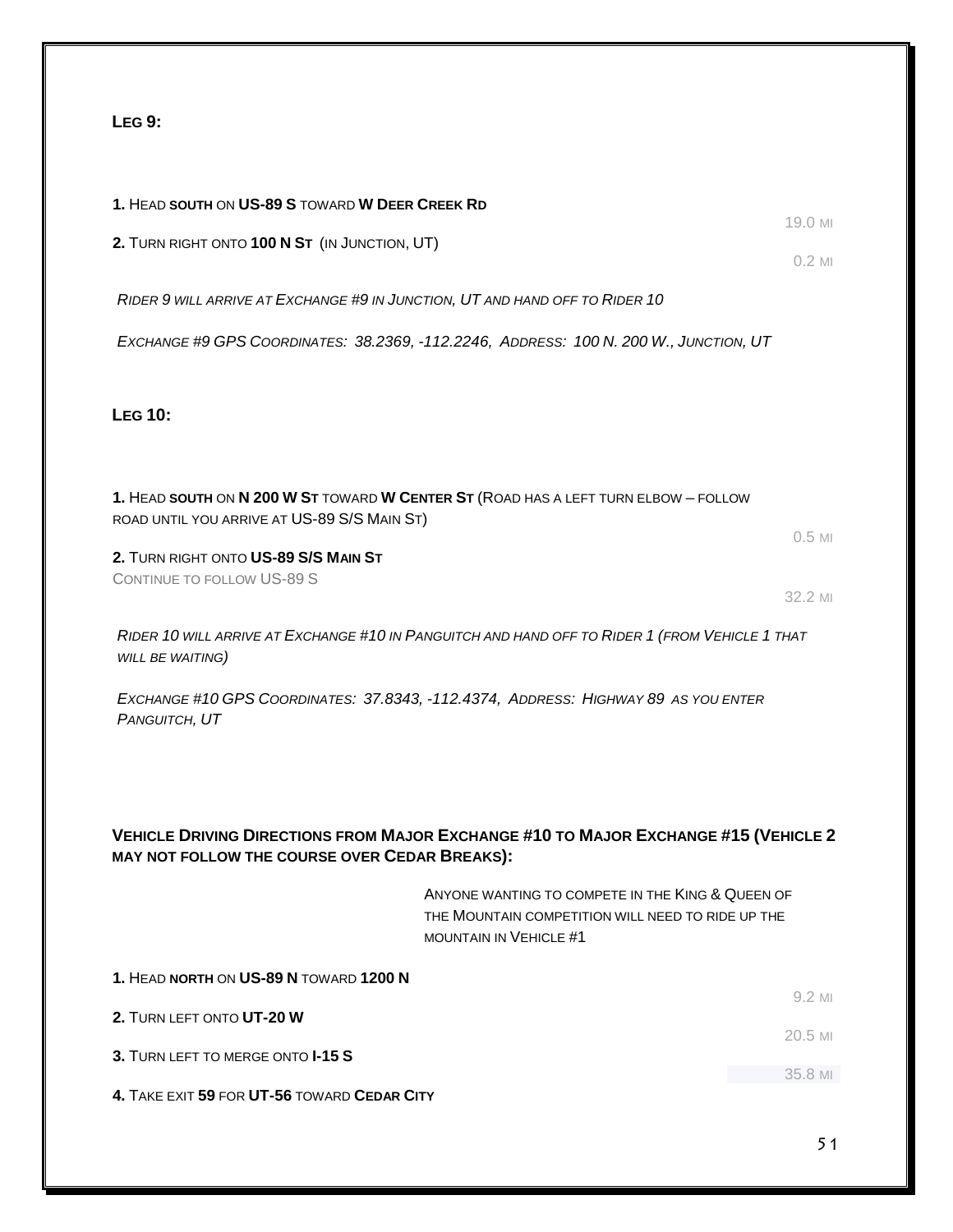**Leg 9:**

**1.** Head **south** on **US-89 S** toward **W Deer Creek Rd**

19.0 mi

**2.** Turn right onto **100 N St** (in Junction, UT)

0.2 mi

*Rider 9 will arrive at Exchange #9 in Junction, UT and hand off to Rider 10*

*Exchange #9 GPS Coordinates: 38.2369, -112.2246, Address: 100 N. 200 W., Junction, UT*

**Leg 10:**

**1.** Head **south** on **N 200 W St** toward **W Center St** (Road has a left turn elbow – follow road until you arrive at US-89 S/S Main St)

0.5 mi

**2.** Turn right onto **US-89 S/S Main St**

Continue to follow US-89 S

32.2 mi

*Rider 10 will arrive at Exchange #10 in Panguitch and hand off to Rider 1 (from Vehicle 1 that will be waiting)*

*Exchange #10 GPS Coordinates: 37.8343, -112.4374, Address: Highway 89 as you enter Panguitch, UT*

**Vehicle Driving Directions from Major Exchange #10 to Major Exchange #15 (Vehicle 2 may not follow the course over Cedar Breaks):**

Anyone wanting to compete in the King & Queen of the Mountain competition will need to ride up the mountain in Vehicle #1

**1.** Head **north** on **US-89 N** toward **1200 N**

9.2 mi

**2.** Turn left onto **UT-20 W**

20.5 mi

**3.** Turn left to merge onto **I-15 S**

35.8 mi

**4.** Take exit **59** for **UT-56** toward **Cedar City**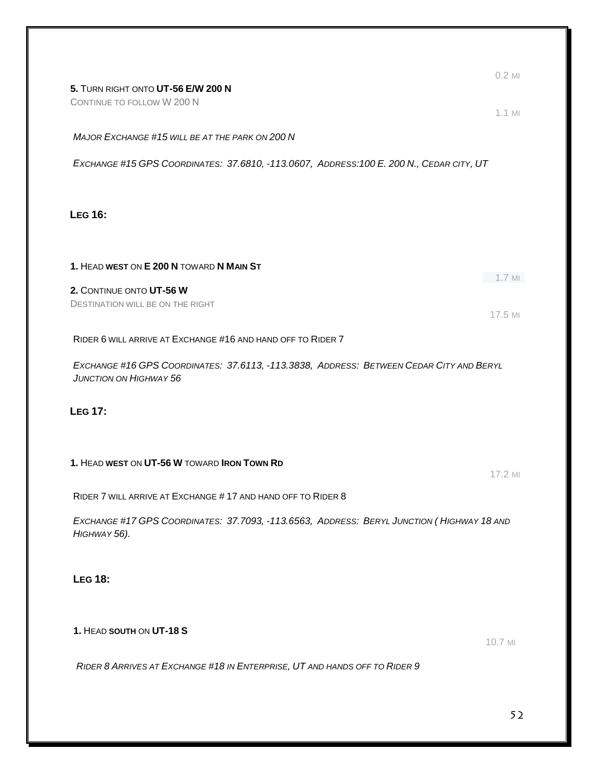0.2 MI

**5.** TURN RIGHT ONTO **UT-56 E/W 200 N**

CONTINUE TO FOLLOW W 200 N

1.1 MI

*MAJOR EXCHANGE #15 WILL BE AT THE PARK ON 200 N*

*EXCHANGE #15 GPS COORDINATES: 37.6810, -113.0607, ADDRESS:100 E. 200 N., CEDAR CITY, UT*

## LEG 16:

**1.** HEAD **WEST** ON **E 200 N** TOWARD **N MAIN ST**

1.7 MI

**2.** CONTINUE ONTO **UT-56 W**

DESTINATION WILL BE ON THE RIGHT

17.5 MI

RIDER 6 WILL ARRIVE AT EXCHANGE #16 AND HAND OFF TO RIDER 7

*EXCHANGE #16 GPS COORDINATES: 37.6113, -113.3838, ADDRESS: BETWEEN CEDAR CITY AND BERYL JUNCTION ON HIGHWAY 56*

## LEG 17:

**1.** HEAD **WEST** ON **UT-56 W** TOWARD **IRON TOWN RD**

17.2 MI

RIDER 7 WILL ARRIVE AT EXCHANGE # 17 AND HAND OFF TO RIDER 8

*EXCHANGE #17 GPS COORDINATES: 37.7093, -113.6563, ADDRESS: BERYL JUNCTION ( HIGHWAY 18 AND HIGHWAY 56).*

## LEG 18:

**1.** HEAD **SOUTH** ON **UT-18 S**

10.7 MI

*RIDER 8 ARRIVES AT EXCHANGE #18 IN ENTERPRISE, UT AND HANDS OFF TO RIDER 9*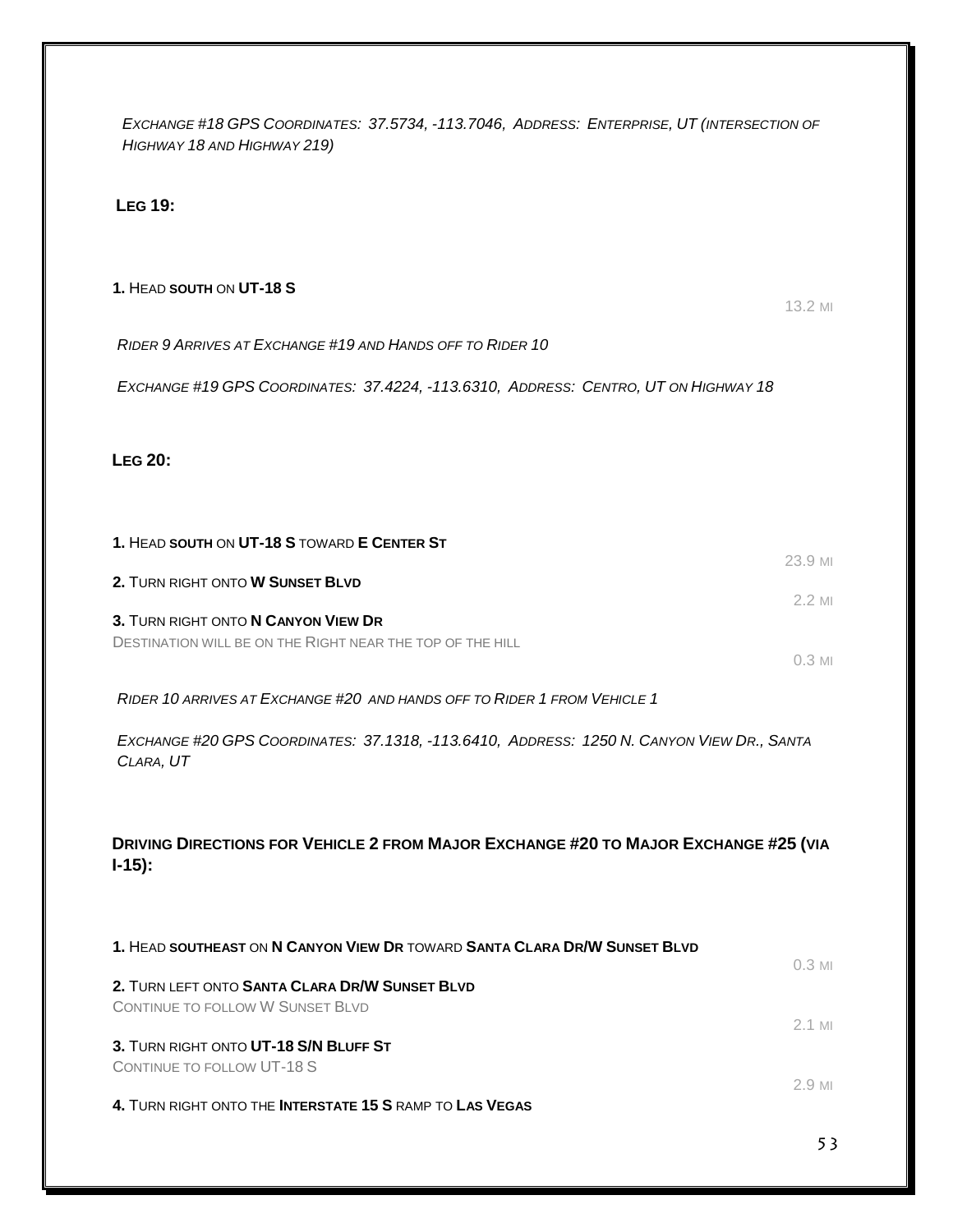*Exchange #18 GPS Coordinates: 37.5734, -113.7046, Address: Enterprise, UT (intersection of Highway 18 and Highway 219)*

**Leg 19:**

**1.** Head **south** on **UT-18 S**

13.2 mi

*Rider 9 Arrives at Exchange #19 and Hands off to Rider 10*

*Exchange #19 GPS Coordinates: 37.4224, -113.6310, Address: Centro, UT on Highway 18*

**Leg 20:**

**1.** Head **south** on **UT-18 S** toward **E Center St**

23.9 mi

**2.** Turn right onto **W Sunset Blvd**

2.2 mi

**3.** Turn right onto **N Canyon View Dr**

Destination will be on the Right near the top of the hill

0.3 mi

*Rider 10 arrives at Exchange #20 and hands off to Rider 1 from Vehicle 1*

*Exchange #20 GPS Coordinates: 37.1318, -113.6410, Address: 1250 N. Canyon View Dr., Santa Clara, UT*

**Driving Directions for Vehicle 2 from Major Exchange #20 to Major Exchange #25 (via I-15):**

**1.** Head **southeast** on **N Canyon View Dr** toward **Santa Clara Dr/W Sunset Blvd**

0.3 mi

**2.** Turn left onto **Santa Clara Dr/W Sunset Blvd**

Continue to follow W Sunset Blvd

2.1 mi

**3.** Turn right onto **UT-18 S/N Bluff St**

Continue to follow UT-18 S

2.9 mi

**4.** Turn right onto the **Interstate 15 S** ramp to **Las Vegas**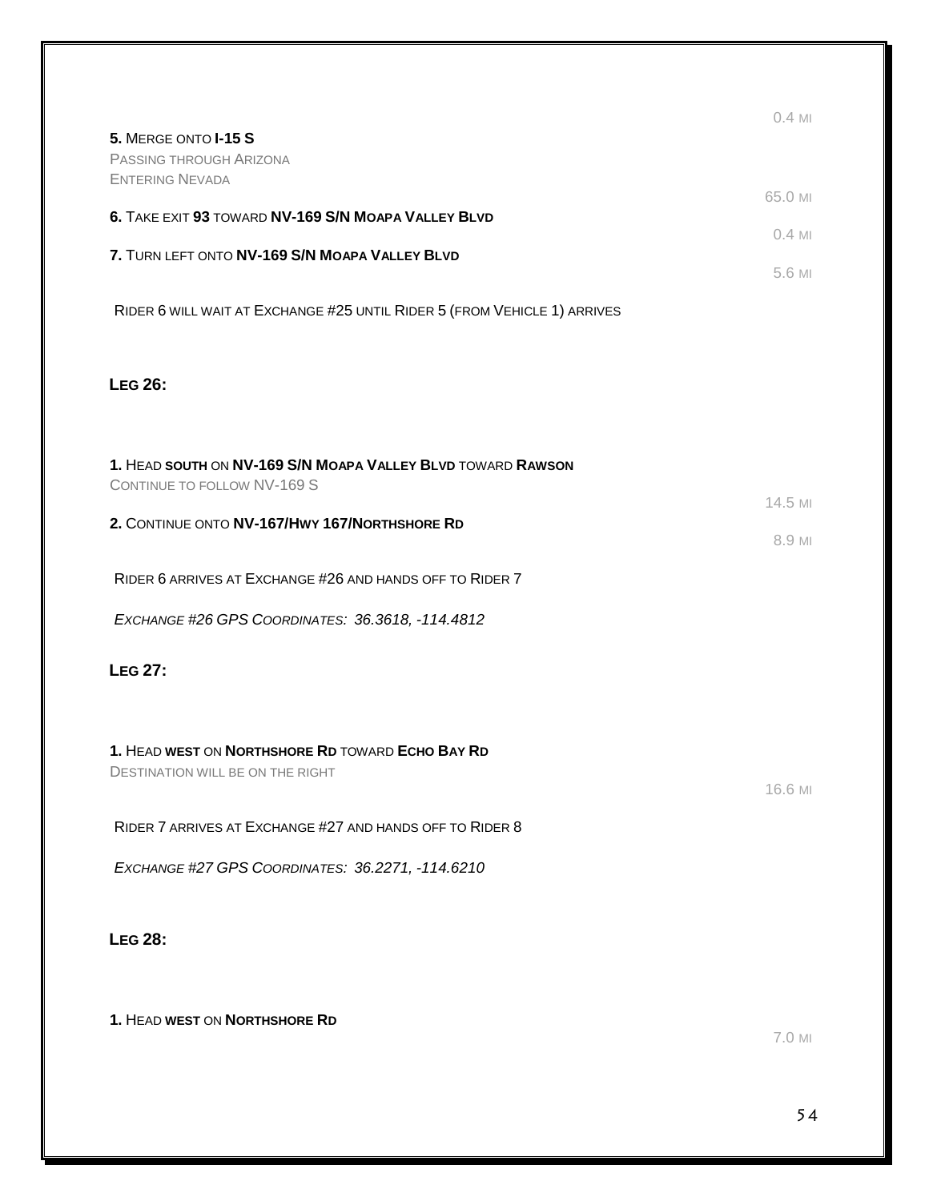0.4 MI

**5.** MERGE ONTO **I-15 S**
PASSING THROUGH ARIZONA
ENTERING NEVADA

65.0 MI

**6.** TAKE EXIT **93** TOWARD **NV-169 S/N MOAPA VALLEY BLVD**

0.4 MI

**7.** TURN LEFT ONTO **NV-169 S/N MOAPA VALLEY BLVD**

5.6 MI

RIDER 6 WILL WAIT AT EXCHANGE #25 UNTIL RIDER 5 (FROM VEHICLE 1) ARRIVES

## LEG 26:

**1.** HEAD **SOUTH** ON **NV-169 S/N MOAPA VALLEY BLVD** TOWARD **RAWSON**
CONTINUE TO FOLLOW NV-169 S

14.5 MI

**2.** CONTINUE ONTO **NV-167/HWY 167/NORTHSHORE RD**

8.9 MI

RIDER 6 ARRIVES AT EXCHANGE #26 AND HANDS OFF TO RIDER 7

*EXCHANGE #26 GPS COORDINATES: 36.3618, -114.4812*

## LEG 27:

**1.** HEAD **WEST** ON **NORTHSHORE RD** TOWARD **ECHO BAY RD**
DESTINATION WILL BE ON THE RIGHT

16.6 MI

RIDER 7 ARRIVES AT EXCHANGE #27 AND HANDS OFF TO RIDER 8

*EXCHANGE #27 GPS COORDINATES: 36.2271, -114.6210*

## LEG 28:

**1.** HEAD **WEST** ON **NORTHSHORE RD**

7.0 MI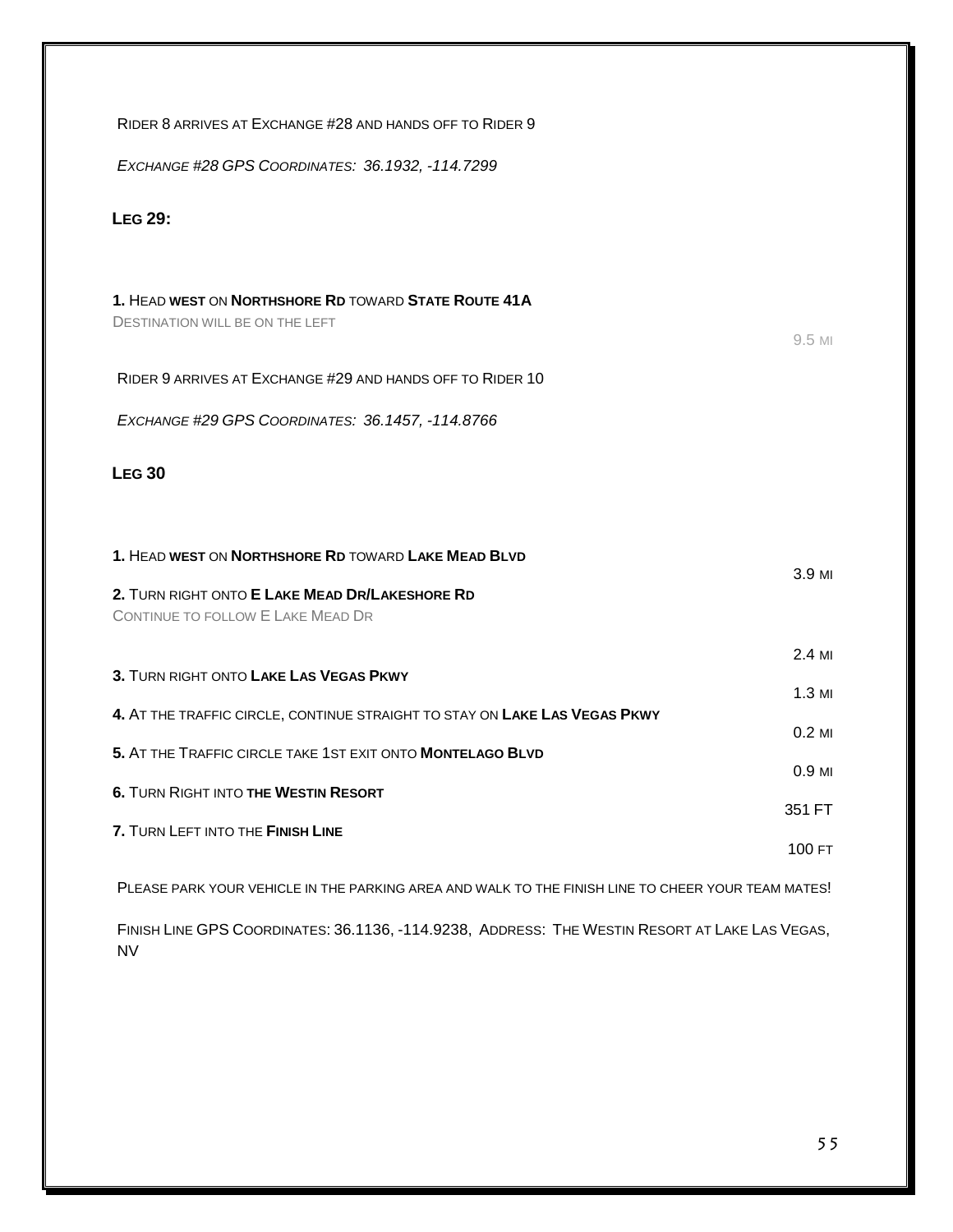Rider 8 arrives at Exchange #28 and hands off to Rider 9

*Exchange #28 GPS Coordinates: 36.1932, -114.7299*

### Leg 29:

**1.** Head **west** on **Northshore Rd** toward **State Route 41A**
Destination will be on the left — 9.5 mi

Rider 9 arrives at Exchange #29 and hands off to Rider 10

*Exchange #29 GPS Coordinates: 36.1457, -114.8766*

### Leg 30

| Direction | Distance |
|---|---|
| **1.** Head **west** on **Northshore Rd** toward **Lake Mead Blvd** | 3.9 mi |
| **2.** Turn right onto **E Lake Mead Dr/Lakeshore Rd** Continue to follow E Lake Mead Dr | 2.4 mi |
| **3.** Turn right onto **Lake Las Vegas Pkwy** | 1.3 mi |
| **4.** At the traffic circle, continue straight to stay on **Lake Las Vegas Pkwy** | 0.2 mi |
| **5.** At the Traffic circle take 1st exit onto **Montelago Blvd** | 0.9 mi |
| **6.** Turn Right into **the Westin Resort** | 351 FT |
| **7.** Turn Left into the **Finish Line** | 100 ft |

Please park your vehicle in the parking area and walk to the finish line to cheer your team mates!

Finish Line GPS Coordinates: 36.1136, -114.9238, Address: The Westin Resort at Lake Las Vegas, NV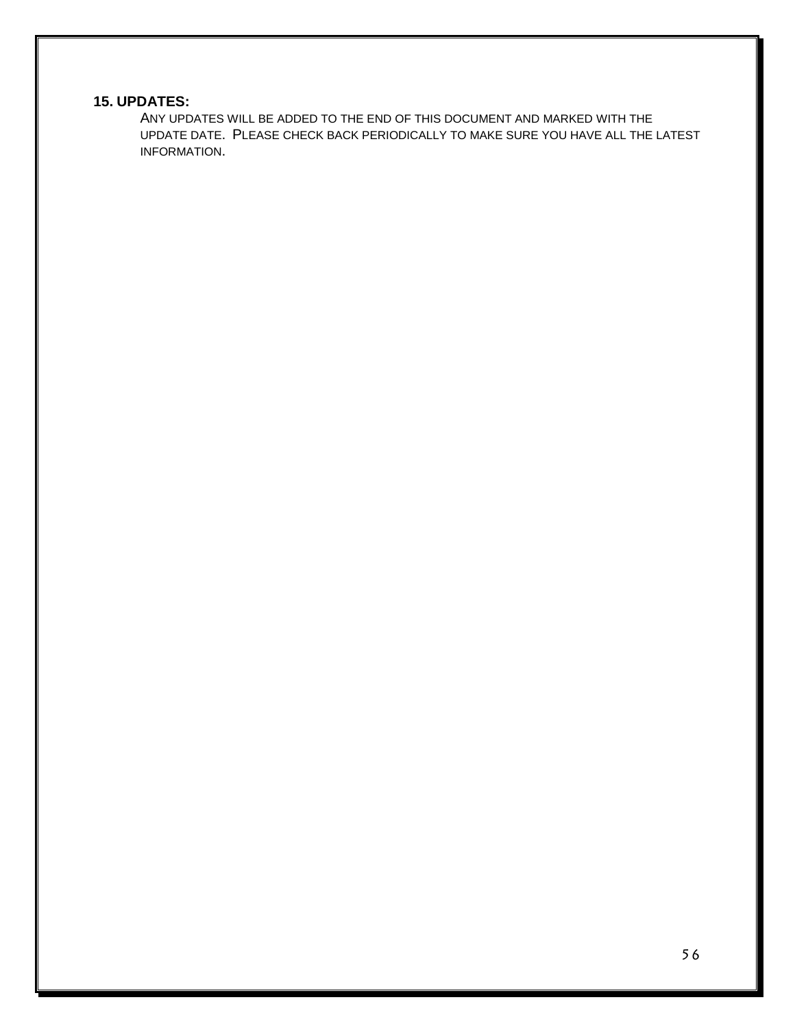## 15. UPDATES:

ANY UPDATES WILL BE ADDED TO THE END OF THIS DOCUMENT AND MARKED WITH THE UPDATE DATE. PLEASE CHECK BACK PERIODICALLY TO MAKE SURE YOU HAVE ALL THE LATEST INFORMATION.